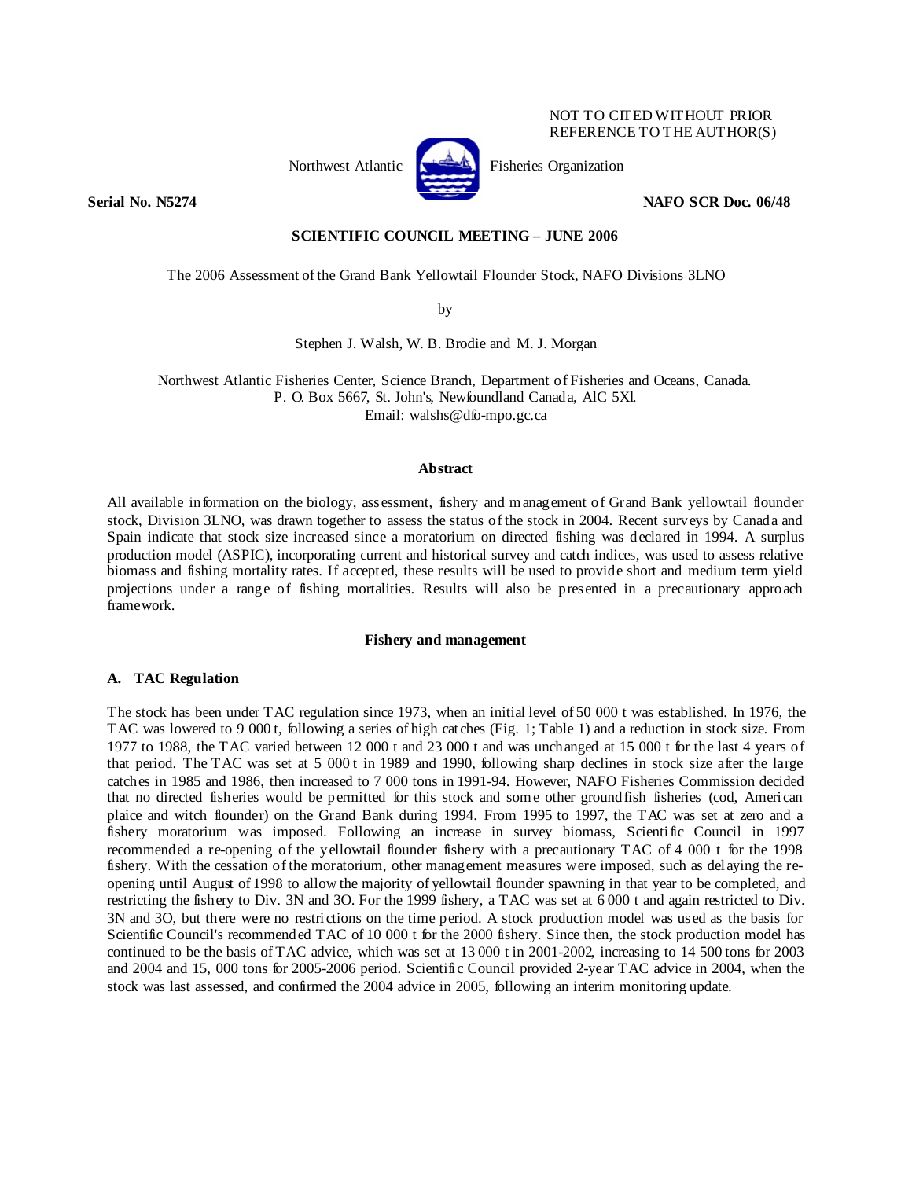NOT TO CITED WITHOUT PRIOR REFERENCE TO THE AUTHOR(S)

Northwest Atlantic Fisheries Organization

**Serial No. N5274** **NAFO SCR Doc. 06/48**

**SCIENTIFIC COUNCIL MEETING – JUNE 2006**

The 2006 Assessment of the Grand Bank Yellowtail Flounder Stock, NAFO Divisions 3LNO

by

Stephen J. Walsh, W. B. Brodie and M. J. Morgan

Northwest Atlantic Fisheries Center, Science Branch, Department of Fisheries and Oceans, Canada.
P. O. Box 5667, St. John's, Newfoundland Canada, AlC 5Xl.
Email: walshs@dfo-mpo.gc.ca

## Abstract

All available information on the biology, assessment, fishery and management of Grand Bank yellowtail flounder stock, Division 3LNO, was drawn together to assess the status of the stock in 2004. Recent surveys by Canada and Spain indicate that stock size increased since a moratorium on directed fishing was declared in 1994. A surplus production model (ASPIC), incorporating current and historical survey and catch indices, was used to assess relative biomass and fishing mortality rates. If accepted, these results will be used to provide short and medium term yield projections under a range of fishing mortalities. Results will also be presented in a precautionary approach framework.

## Fishery and management

### A. TAC Regulation

The stock has been under TAC regulation since 1973, when an initial level of 50 000 t was established. In 1976, the TAC was lowered to 9 000 t, following a series of high catches (Fig. 1; Table 1) and a reduction in stock size. From 1977 to 1988, the TAC varied between 12 000 t and 23 000 t and was unchanged at 15 000 t for the last 4 years of that period. The TAC was set at 5 000 t in 1989 and 1990, following sharp declines in stock size after the large catches in 1985 and 1986, then increased to 7 000 tons in 1991-94. However, NAFO Fisheries Commission decided that no directed fisheries would be permitted for this stock and some other groundfish fisheries (cod, American plaice and witch flounder) on the Grand Bank during 1994. From 1995 to 1997, the TAC was set at zero and a fishery moratorium was imposed. Following an increase in survey biomass, Scientific Council in 1997 recommended a re-opening of the yellowtail flounder fishery with a precautionary TAC of 4 000 t for the 1998 fishery. With the cessation of the moratorium, other management measures were imposed, such as delaying the re-opening until August of 1998 to allow the majority of yellowtail flounder spawning in that year to be completed, and restricting the fishery to Div. 3N and 3O. For the 1999 fishery, a TAC was set at 6 000 t and again restricted to Div. 3N and 3O, but there were no restrictions on the time period. A stock production model was used as the basis for Scientific Council's recommended TAC of 10 000 t for the 2000 fishery. Since then, the stock production model has continued to be the basis of TAC advice, which was set at 13 000 t in 2001-2002, increasing to 14 500 tons for 2003 and 2004 and 15, 000 tons for 2005-2006 period. Scientific Council provided 2-year TAC advice in 2004, when the stock was last assessed, and confirmed the 2004 advice in 2005, following an interim monitoring update.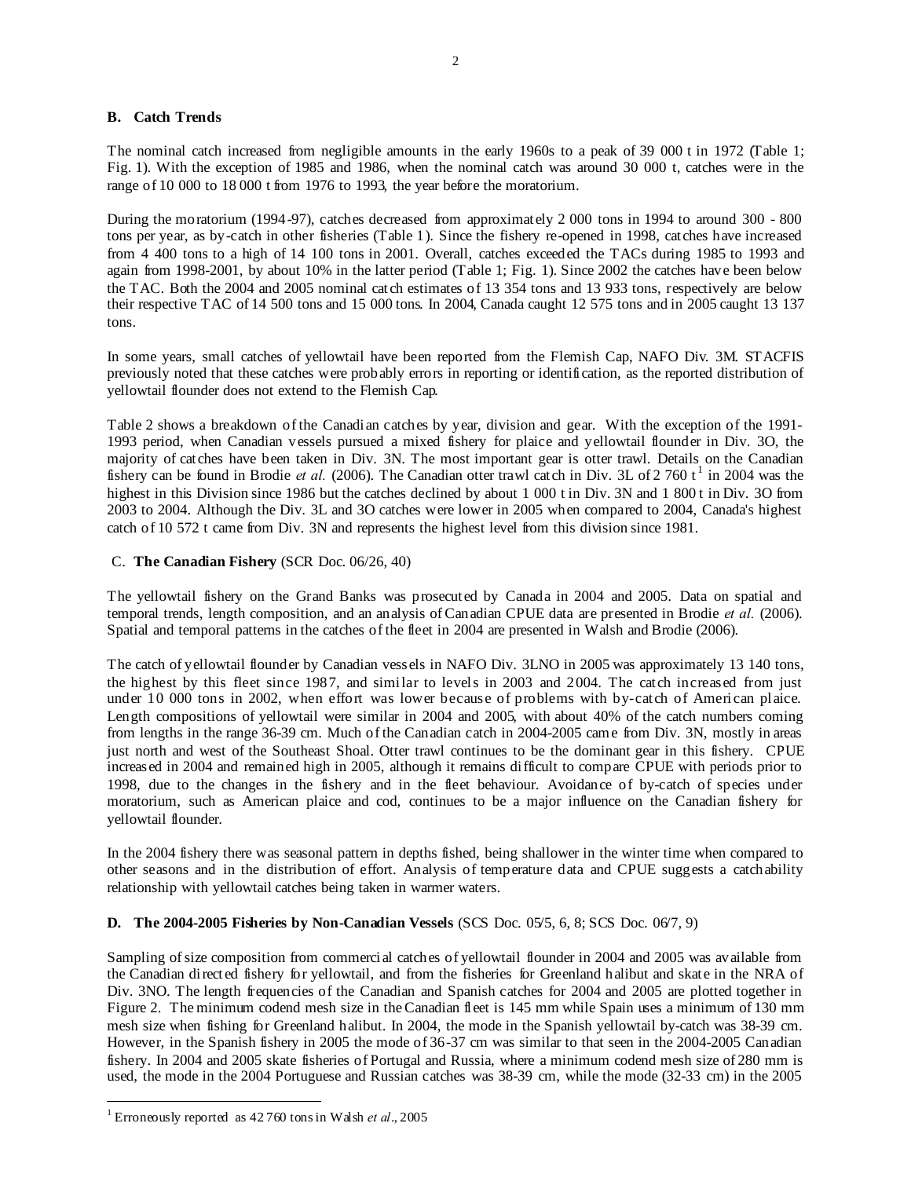### B. Catch Trends

The nominal catch increased from negligible amounts in the early 1960s to a peak of 39 000 t in 1972 (Table 1; Fig. 1). With the exception of 1985 and 1986, when the nominal catch was around 30 000 t, catches were in the range of 10 000 to 18 000 t from 1976 to 1993, the year before the moratorium.

During the moratorium (1994-97), catches decreased from approximately 2 000 tons in 1994 to around 300 - 800 tons per year, as by-catch in other fisheries (Table 1). Since the fishery re-opened in 1998, catches have increased from 4 400 tons to a high of 14 100 tons in 2001. Overall, catches exceeded the TACs during 1985 to 1993 and again from 1998-2001, by about 10% in the latter period (Table 1; Fig. 1). Since 2002 the catches have been below the TAC. Both the 2004 and 2005 nominal catch estimates of 13 354 tons and 13 933 tons, respectively are below their respective TAC of 14 500 tons and 15 000 tons. In 2004, Canada caught 12 575 tons and in 2005 caught 13 137 tons.

In some years, small catches of yellowtail have been reported from the Flemish Cap, NAFO Div. 3M. STACFIS previously noted that these catches were probably errors in reporting or identification, as the reported distribution of yellowtail flounder does not extend to the Flemish Cap.

Table 2 shows a breakdown of the Canadian catches by year, division and gear. With the exception of the 1991-1993 period, when Canadian vessels pursued a mixed fishery for plaice and yellowtail flounder in Div. 3O, the majority of catches have been taken in Div. 3N. The most important gear is otter trawl. Details on the Canadian fishery can be found in Brodie *et al.* (2006). The Canadian otter trawl catch in Div. 3L of 2 760 t[1] in 2004 was the highest in this Division since 1986 but the catches declined by about 1 000 t in Div. 3N and 1 800 t in Div. 3O from 2003 to 2004. Although the Div. 3L and 3O catches were lower in 2005 when compared to 2004, Canada's highest catch of 10 572 t came from Div. 3N and represents the highest level from this division since 1981.

### C. **The Canadian Fishery** (SCR Doc. 06/26, 40)

The yellowtail fishery on the Grand Banks was prosecuted by Canada in 2004 and 2005. Data on spatial and temporal trends, length composition, and an analysis of Canadian CPUE data are presented in Brodie *et al.* (2006). Spatial and temporal patterns in the catches of the fleet in 2004 are presented in Walsh and Brodie (2006).

The catch of yellowtail flounder by Canadian vessels in NAFO Div. 3LNO in 2005 was approximately 13 140 tons, the highest by this fleet since 1987, and similar to levels in 2003 and 2004. The catch increased from just under 10 000 tons in 2002, when effort was lower because of problems with by-catch of American plaice. Length compositions of yellowtail were similar in 2004 and 2005, with about 40% of the catch numbers coming from lengths in the range 36-39 cm. Much of the Canadian catch in 2004-2005 came from Div. 3N, mostly in areas just north and west of the Southeast Shoal. Otter trawl continues to be the dominant gear in this fishery. CPUE increased in 2004 and remained high in 2005, although it remains difficult to compare CPUE with periods prior to 1998, due to the changes in the fishery and in the fleet behaviour. Avoidance of by-catch of species under moratorium, such as American plaice and cod, continues to be a major influence on the Canadian fishery for yellowtail flounder.

In the 2004 fishery there was seasonal pattern in depths fished, being shallower in the winter time when compared to other seasons and in the distribution of effort. Analysis of temperature data and CPUE suggests a catchability relationship with yellowtail catches being taken in warmer waters.

### D. The 2004-2005 Fisheries by Non-Canadian Vessels (SCS Doc. 05/5, 6, 8; SCS Doc. 06/7, 9)

Sampling of size composition from commercial catches of yellowtail flounder in 2004 and 2005 was available from the Canadian directed fishery for yellowtail, and from the fisheries for Greenland halibut and skate in the NRA of Div. 3NO. The length frequencies of the Canadian and Spanish catches for 2004 and 2005 are plotted together in Figure 2. The minimum codend mesh size in the Canadian fleet is 145 mm while Spain uses a minimum of 130 mm mesh size when fishing for Greenland halibut. In 2004, the mode in the Spanish yellowtail by-catch was 38-39 cm. However, in the Spanish fishery in 2005 the mode of 36-37 cm was similar to that seen in the 2004-2005 Canadian fishery. In 2004 and 2005 skate fisheries of Portugal and Russia, where a minimum codend mesh size of 280 mm is used, the mode in the 2004 Portuguese and Russian catches was 38-39 cm, while the mode (32-33 cm) in the 2005

---

[1] Erroneously reported as 42 760 tons in Walsh *et al*., 2005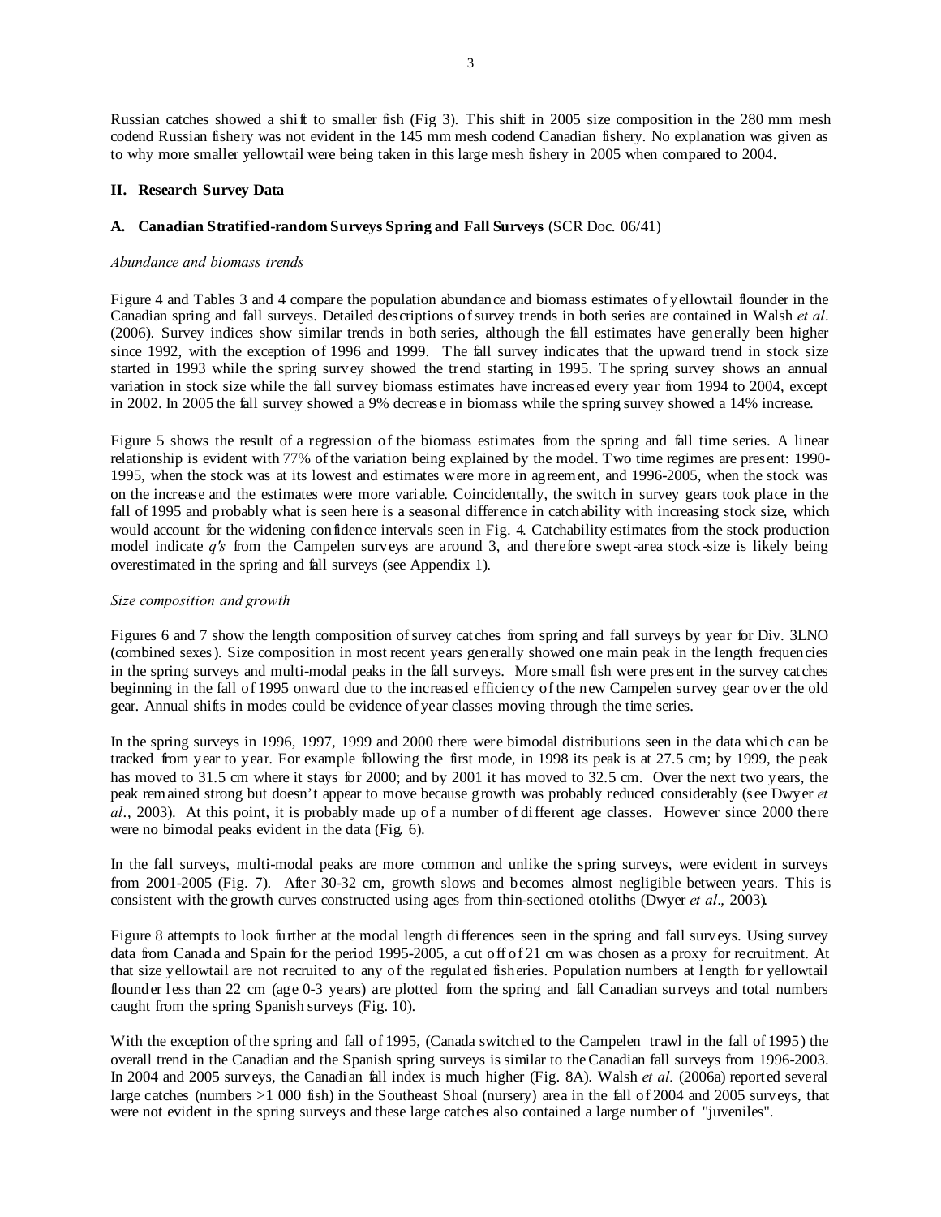Russian catches showed a shift to smaller fish (Fig 3). This shift in 2005 size composition in the 280 mm mesh codend Russian fishery was not evident in the 145 mm mesh codend Canadian fishery. No explanation was given as to why more smaller yellowtail were being taken in this large mesh fishery in 2005 when compared to 2004.

## II. Research Survey Data

### A. Canadian Stratified-random Surveys Spring and Fall Surveys (SCR Doc. 06/41)

*Abundance and biomass trends*

Figure 4 and Tables 3 and 4 compare the population abundance and biomass estimates of yellowtail flounder in the Canadian spring and fall surveys. Detailed descriptions of survey trends in both series are contained in Walsh *et al*. (2006). Survey indices show similar trends in both series, although the fall estimates have generally been higher since 1992, with the exception of 1996 and 1999. The fall survey indicates that the upward trend in stock size started in 1993 while the spring survey showed the trend starting in 1995. The spring survey shows an annual variation in stock size while the fall survey biomass estimates have increased every year from 1994 to 2004, except in 2002. In 2005 the fall survey showed a 9% decrease in biomass while the spring survey showed a 14% increase.

Figure 5 shows the result of a regression of the biomass estimates from the spring and fall time series. A linear relationship is evident with 77% of the variation being explained by the model. Two time regimes are present: 1990-1995, when the stock was at its lowest and estimates were more in agreement, and 1996-2005, when the stock was on the increase and the estimates were more variable. Coincidentally, the switch in survey gears took place in the fall of 1995 and probably what is seen here is a seasonal difference in catchability with increasing stock size, which would account for the widening confidence intervals seen in Fig. 4. Catchability estimates from the stock production model indicate *q's* from the Campelen surveys are around 3, and therefore swept-area stock-size is likely being overestimated in the spring and fall surveys (see Appendix 1).

*Size composition and growth*

Figures 6 and 7 show the length composition of survey catches from spring and fall surveys by year for Div. 3LNO (combined sexes). Size composition in most recent years generally showed one main peak in the length frequencies in the spring surveys and multi-modal peaks in the fall surveys. More small fish were present in the survey catches beginning in the fall of 1995 onward due to the increased efficiency of the new Campelen survey gear over the old gear. Annual shifts in modes could be evidence of year classes moving through the time series.

In the spring surveys in 1996, 1997, 1999 and 2000 there were bimodal distributions seen in the data which can be tracked from year to year. For example following the first mode, in 1998 its peak is at 27.5 cm; by 1999, the peak has moved to 31.5 cm where it stays for 2000; and by 2001 it has moved to 32.5 cm. Over the next two years, the peak remained strong but doesn't appear to move because growth was probably reduced considerably (see Dwyer *et al*., 2003). At this point, it is probably made up of a number of different age classes. However since 2000 there were no bimodal peaks evident in the data (Fig. 6).

In the fall surveys, multi-modal peaks are more common and unlike the spring surveys, were evident in surveys from 2001-2005 (Fig. 7). After 30-32 cm, growth slows and becomes almost negligible between years. This is consistent with the growth curves constructed using ages from thin-sectioned otoliths (Dwyer *et al*., 2003).

Figure 8 attempts to look further at the modal length differences seen in the spring and fall surveys. Using survey data from Canada and Spain for the period 1995-2005, a cut off of 21 cm was chosen as a proxy for recruitment. At that size yellowtail are not recruited to any of the regulated fisheries. Population numbers at length for yellowtail flounder less than 22 cm (age 0-3 years) are plotted from the spring and fall Canadian surveys and total numbers caught from the spring Spanish surveys (Fig. 10).

With the exception of the spring and fall of 1995, (Canada switched to the Campelen trawl in the fall of 1995) the overall trend in the Canadian and the Spanish spring surveys is similar to the Canadian fall surveys from 1996-2003. In 2004 and 2005 surveys, the Canadian fall index is much higher (Fig. 8A). Walsh *et al.* (2006a) reported several large catches (numbers >1 000 fish) in the Southeast Shoal (nursery) area in the fall of 2004 and 2005 surveys, that were not evident in the spring surveys and these large catches also contained a large number of "juveniles".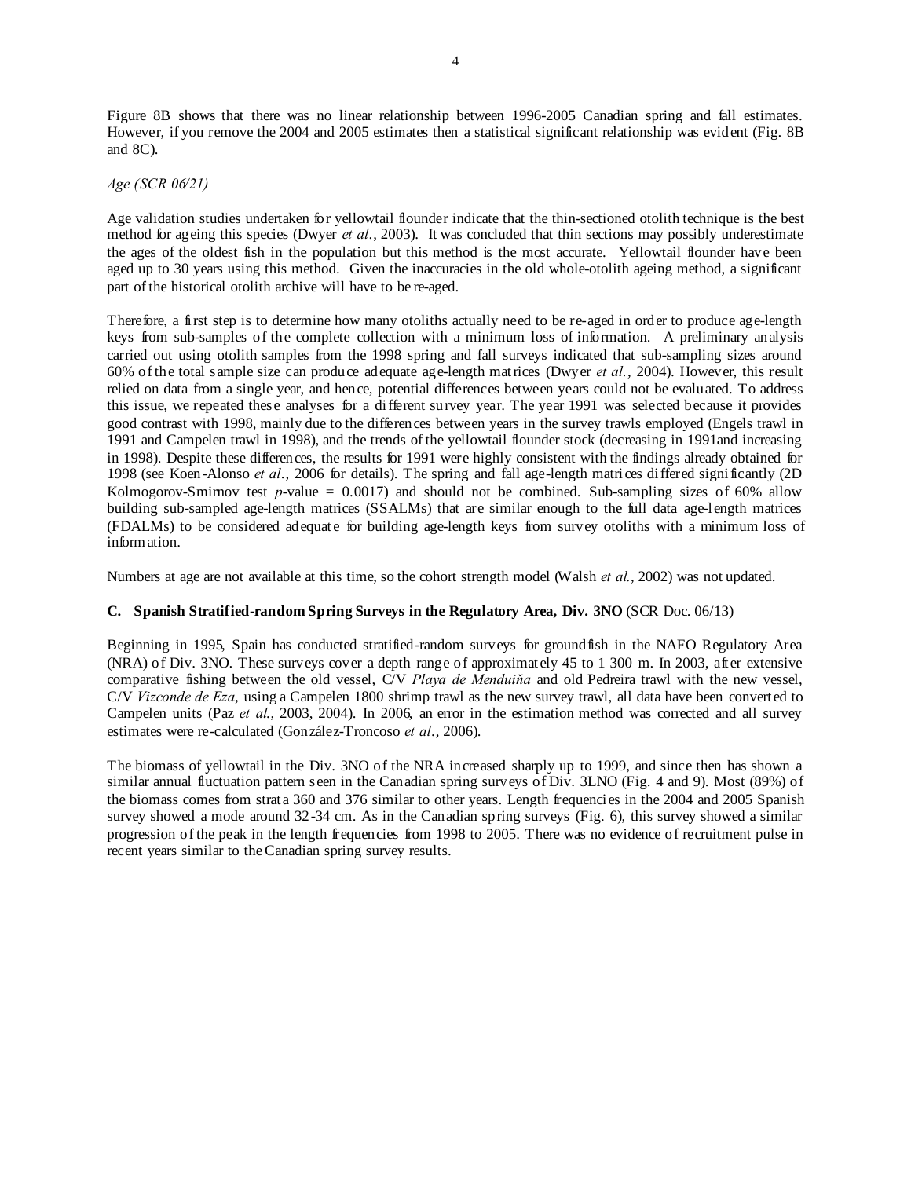Figure 8B shows that there was no linear relationship between 1996-2005 Canadian spring and fall estimates. However, if you remove the 2004 and 2005 estimates then a statistical significant relationship was evident (Fig. 8B and 8C).

*Age (SCR 06/21)*

Age validation studies undertaken for yellowtail flounder indicate that the thin-sectioned otolith technique is the best method for ageing this species (Dwyer *et al.*, 2003). It was concluded that thin sections may possibly underestimate the ages of the oldest fish in the population but this method is the most accurate. Yellowtail flounder have been aged up to 30 years using this method. Given the inaccuracies in the old whole-otolith ageing method, a significant part of the historical otolith archive will have to be re-aged.

Therefore, a first step is to determine how many otoliths actually need to be re-aged in order to produce age-length keys from sub-samples of the complete collection with a minimum loss of information. A preliminary analysis carried out using otolith samples from the 1998 spring and fall surveys indicated that sub-sampling sizes around 60% of the total sample size can produce adequate age-length matrices (Dwyer *et al.*, 2004). However, this result relied on data from a single year, and hence, potential differences between years could not be evaluated. To address this issue, we repeated these analyses for a different survey year. The year 1991 was selected because it provides good contrast with 1998, mainly due to the differences between years in the survey trawls employed (Engels trawl in 1991 and Campelen trawl in 1998), and the trends of the yellowtail flounder stock (decreasing in 1991and increasing in 1998). Despite these differences, the results for 1991 were highly consistent with the findings already obtained for 1998 (see Koen-Alonso *et al.*, 2006 for details). The spring and fall age-length matrices differed significantly (2D Kolmogorov-Smirnov test $p$-value = 0.0017) and should not be combined. Sub-sampling sizes of 60% allow building sub-sampled age-length matrices (SSALMs) that are similar enough to the full data age-length matrices (FDALMs) to be considered adequate for building age-length keys from survey otoliths with a minimum loss of information.

Numbers at age are not available at this time, so the cohort strength model (Walsh *et al.*, 2002) was not updated.

### C. Spanish Stratified-random Spring Surveys in the Regulatory Area, Div. 3NO (SCR Doc. 06/13)

Beginning in 1995, Spain has conducted stratified-random surveys for groundfish in the NAFO Regulatory Area (NRA) of Div. 3NO. These surveys cover a depth range of approximately 45 to 1 300 m. In 2003, after extensive comparative fishing between the old vessel, C/V *Playa de Menduiňa* and old Pedreira trawl with the new vessel, C/V *Vizconde de Eza*, using a Campelen 1800 shrimp trawl as the new survey trawl, all data have been converted to Campelen units (Paz *et al.*, 2003, 2004). In 2006, an error in the estimation method was corrected and all survey estimates were re-calculated (González-Troncoso *et al.*, 2006).

The biomass of yellowtail in the Div. 3NO of the NRA increased sharply up to 1999, and since then has shown a similar annual fluctuation pattern seen in the Canadian spring surveys of Div. 3LNO (Fig. 4 and 9). Most (89%) of the biomass comes from strata 360 and 376 similar to other years. Length frequencies in the 2004 and 2005 Spanish survey showed a mode around 32-34 cm. As in the Canadian spring surveys (Fig. 6), this survey showed a similar progression of the peak in the length frequencies from 1998 to 2005. There was no evidence of recruitment pulse in recent years similar to the Canadian spring survey results.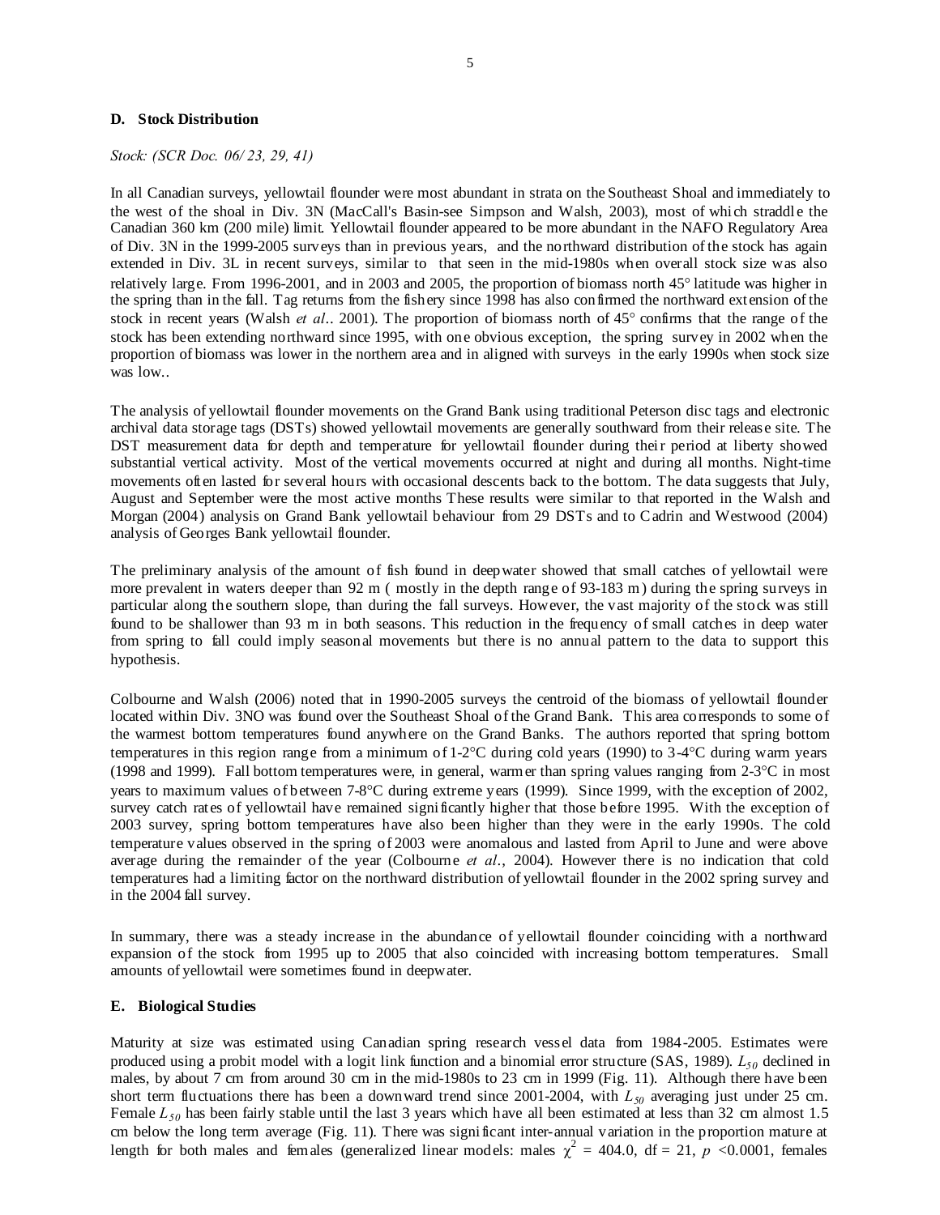### D. Stock Distribution

*Stock: (SCR Doc. 06/ 23, 29, 41)*

In all Canadian surveys, yellowtail flounder were most abundant in strata on the Southeast Shoal and immediately to the west of the shoal in Div. 3N (MacCall's Basin-see Simpson and Walsh, 2003), most of which straddle the Canadian 360 km (200 mile) limit. Yellowtail flounder appeared to be more abundant in the NAFO Regulatory Area of Div. 3N in the 1999-2005 surveys than in previous years, and the northward distribution of the stock has again extended in Div. 3L in recent surveys, similar to that seen in the mid-1980s when overall stock size was also relatively large. From 1996-2001, and in 2003 and 2005, the proportion of biomass north 45° latitude was higher in the spring than in the fall. Tag returns from the fishery since 1998 has also confirmed the northward extension of the stock in recent years (Walsh *et al*.. 2001). The proportion of biomass north of 45° confirms that the range of the stock has been extending northward since 1995, with one obvious exception, the spring survey in 2002 when the proportion of biomass was lower in the northern area and in aligned with surveys in the early 1990s when stock size was low..

The analysis of yellowtail flounder movements on the Grand Bank using traditional Peterson disc tags and electronic archival data storage tags (DSTs) showed yellowtail movements are generally southward from their release site. The DST measurement data for depth and temperature for yellowtail flounder during their period at liberty showed substantial vertical activity. Most of the vertical movements occurred at night and during all months. Night-time movements often lasted for several hours with occasional descents back to the bottom. The data suggests that July, August and September were the most active months These results were similar to that reported in the Walsh and Morgan (2004) analysis on Grand Bank yellowtail behaviour from 29 DSTs and to Cadrin and Westwood (2004) analysis of Georges Bank yellowtail flounder.

The preliminary analysis of the amount of fish found in deepwater showed that small catches of yellowtail were more prevalent in waters deeper than 92 m ( mostly in the depth range of 93-183 m) during the spring surveys in particular along the southern slope, than during the fall surveys. However, the vast majority of the stock was still found to be shallower than 93 m in both seasons. This reduction in the frequency of small catches in deep water from spring to fall could imply seasonal movements but there is no annual pattern to the data to support this hypothesis.

Colbourne and Walsh (2006) noted that in 1990-2005 surveys the centroid of the biomass of yellowtail flounder located within Div. 3NO was found over the Southeast Shoal of the Grand Bank. This area corresponds to some of the warmest bottom temperatures found anywhere on the Grand Banks. The authors reported that spring bottom temperatures in this region range from a minimum of 1-2°C during cold years (1990) to 3-4°C during warm years (1998 and 1999). Fall bottom temperatures were, in general, warmer than spring values ranging from 2-3°C in most years to maximum values of between 7-8°C during extreme years (1999). Since 1999, with the exception of 2002, survey catch rates of yellowtail have remained significantly higher that those before 1995. With the exception of 2003 survey, spring bottom temperatures have also been higher than they were in the early 1990s. The cold temperature values observed in the spring of 2003 were anomalous and lasted from April to June and were above average during the remainder of the year (Colbourne *et al*., 2004). However there is no indication that cold temperatures had a limiting factor on the northward distribution of yellowtail flounder in the 2002 spring survey and in the 2004 fall survey.

In summary, there was a steady increase in the abundance of yellowtail flounder coinciding with a northward expansion of the stock from 1995 up to 2005 that also coincided with increasing bottom temperatures. Small amounts of yellowtail were sometimes found in deepwater.

### E. Biological Studies

Maturity at size was estimated using Canadian spring research vessel data from 1984-2005. Estimates were produced using a probit model with a logit link function and a binomial error structure (SAS, 1989). $L_{50}$ declined in males, by about 7 cm from around 30 cm in the mid-1980s to 23 cm in 1999 (Fig. 11). Although there have been short term fluctuations there has been a downward trend since 2001-2004, with $L_{50}$ averaging just under 25 cm. Female $L_{50}$ has been fairly stable until the last 3 years which have all been estimated at less than 32 cm almost 1.5 cm below the long term average (Fig. 11). There was significant inter-annual variation in the proportion mature at length for both males and females (generalized linear models: males $\chi^2$ = 404.0, df = 21, $p$ <0.0001, females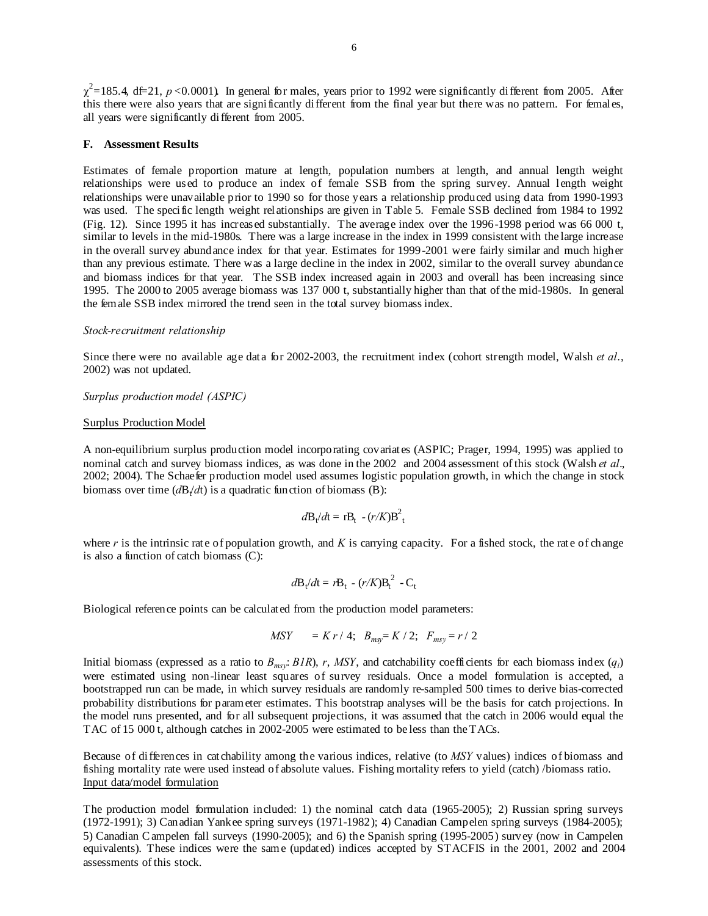$\chi^2$=185.4, df=21, $p$<0.0001). In general for males, years prior to 1992 were significantly different from 2005. After this there were also years that are significantly different from the final year but there was no pattern. For females, all years were significantly different from 2005.

### F. Assessment Results

Estimates of female proportion mature at length, population numbers at length, and annual length weight relationships were used to produce an index of female SSB from the spring survey. Annual length weight relationships were unavailable prior to 1990 so for those years a relationship produced using data from 1990-1993 was used. The specific length weight relationships are given in Table 5. Female SSB declined from 1984 to 1992 (Fig. 12). Since 1995 it has increased substantially. The average index over the 1996-1998 period was 66 000 t, similar to levels in the mid-1980s. There was a large increase in the index in 1999 consistent with the large increase in the overall survey abundance index for that year. Estimates for 1999-2001 were fairly similar and much higher than any previous estimate. There was a large decline in the index in 2002, similar to the overall survey abundance and biomass indices for that year. The SSB index increased again in 2003 and overall has been increasing since 1995. The 2000 to 2005 average biomass was 137 000 t, substantially higher than that of the mid-1980s. In general the female SSB index mirrored the trend seen in the total survey biomass index.

*Stock-recruitment relationship*

Since there were no available age data for 2002-2003, the recruitment index (cohort strength model, Walsh *et al.*, 2002) was not updated.

*Surplus production model (ASPIC)*

Surplus Production Model

A non-equilibrium surplus production model incorporating covariates (ASPIC; Prager, 1994, 1995) was applied to nominal catch and survey biomass indices, as was done in the 2002 and 2004 assessment of this stock (Walsh *et al.*, 2002; 2004). The Schaefer production model used assumes logistic population growth, in which the change in stock biomass over time ($dB_t/dt$) is a quadratic function of biomass (B):

$$dB_t/dt = rB_t - (r/K)B_t^2$$

where $r$ is the intrinsic rate of population growth, and $K$ is carrying capacity. For a fished stock, the rate of change is also a function of catch biomass (C):

$$dB_t/dt = rB_t - (r/K)B_t^2 - C_t$$

Biological reference points can be calculated from the production model parameters:

$$MSY = K\,r / 4; \quad B_{msy} = K / 2; \quad F_{msy} = r / 2$$

Initial biomass (expressed as a ratio to $B_{msy}$: *B1R*), $r$, $MSY$, and catchability coefficients for each biomass index ($q_i$) were estimated using non-linear least squares of survey residuals. Once a model formulation is accepted, a bootstrapped run can be made, in which survey residuals are randomly re-sampled 500 times to derive bias-corrected probability distributions for parameter estimates. This bootstrap analyses will be the basis for catch projections. In the model runs presented, and for all subsequent projections, it was assumed that the catch in 2006 would equal the TAC of 15 000 t, although catches in 2002-2005 were estimated to be less than the TACs.

Because of differences in catchability among the various indices, relative (to *MSY* values) indices of biomass and fishing mortality rate were used instead of absolute values. Fishing mortality refers to yield (catch) /biomass ratio.

Input data/model formulation

The production model formulation included: 1) the nominal catch data (1965-2005); 2) Russian spring surveys (1972-1991); 3) Canadian Yankee spring surveys (1971-1982); 4) Canadian Campelen spring surveys (1984-2005); 5) Canadian Campelen fall surveys (1990-2005); and 6) the Spanish spring (1995-2005) survey (now in Campelen equivalents). These indices were the same (updated) indices accepted by STACFIS in the 2001, 2002 and 2004 assessments of this stock.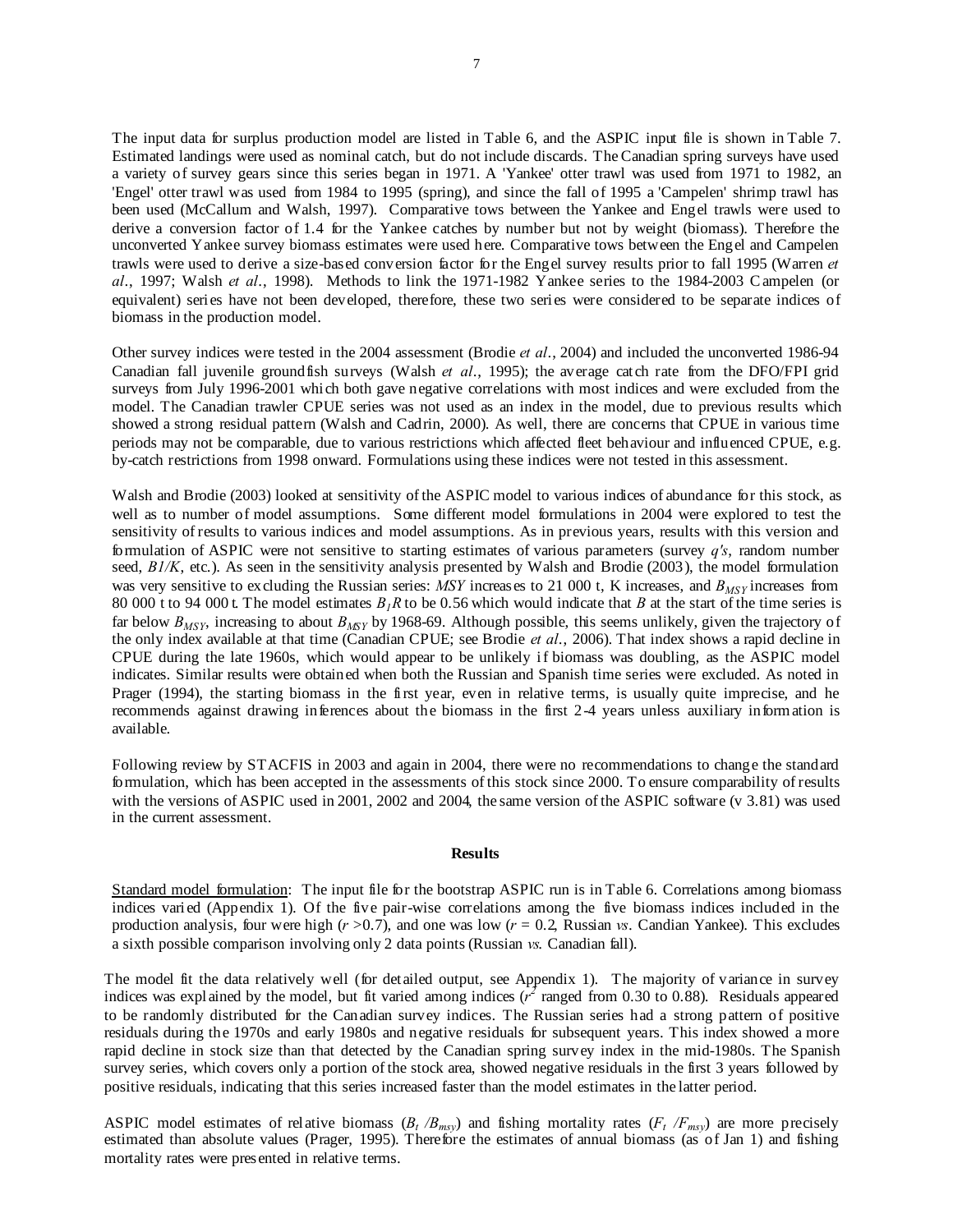The input data for surplus production model are listed in Table 6, and the ASPIC input file is shown in Table 7. Estimated landings were used as nominal catch, but do not include discards. The Canadian spring surveys have used a variety of survey gears since this series began in 1971. A 'Yankee' otter trawl was used from 1971 to 1982, an 'Engel' otter trawl was used from 1984 to 1995 (spring), and since the fall of 1995 a 'Campelen' shrimp trawl has been used (McCallum and Walsh, 1997). Comparative tows between the Yankee and Engel trawls were used to derive a conversion factor of 1.4 for the Yankee catches by number but not by weight (biomass). Therefore the unconverted Yankee survey biomass estimates were used here. Comparative tows between the Engel and Campelen trawls were used to derive a size-based conversion factor for the Engel survey results prior to fall 1995 (Warren *et al*., 1997; Walsh *et al*., 1998). Methods to link the 1971-1982 Yankee series to the 1984-2003 Campelen (or equivalent) series have not been developed, therefore, these two series were considered to be separate indices of biomass in the production model.

Other survey indices were tested in the 2004 assessment (Brodie *et al*., 2004) and included the unconverted 1986-94 Canadian fall juvenile groundfish surveys (Walsh *et al*., 1995); the average catch rate from the DFO/FPI grid surveys from July 1996-2001 which both gave negative correlations with most indices and were excluded from the model. The Canadian trawler CPUE series was not used as an index in the model, due to previous results which showed a strong residual pattern (Walsh and Cadrin, 2000). As well, there are concerns that CPUE in various time periods may not be comparable, due to various restrictions which affected fleet behaviour and influenced CPUE, e.g. by-catch restrictions from 1998 onward. Formulations using these indices were not tested in this assessment.

Walsh and Brodie (2003) looked at sensitivity of the ASPIC model to various indices of abundance for this stock, as well as to number of model assumptions. Some different model formulations in 2004 were explored to test the sensitivity of results to various indices and model assumptions. As in previous years, results with this version and formulation of ASPIC were not sensitive to starting estimates of various parameters (survey *q's*, random number seed, $B1/K$, etc.). As seen in the sensitivity analysis presented by Walsh and Brodie (2003), the model formulation was very sensitive to excluding the Russian series: $MSY$ increases to 21 000 t, K increases, and $B_{MSY}$ increases from 80 000 t to 94 000 t. The model estimates $B_1R$ to be 0.56 which would indicate that $B$ at the start of the time series is far below $B_{MSY}$, increasing to about $B_{MSY}$ by 1968-69. Although possible, this seems unlikely, given the trajectory of the only index available at that time (Canadian CPUE; see Brodie *et al*., 2006). That index shows a rapid decline in CPUE during the late 1960s, which would appear to be unlikely if biomass was doubling, as the ASPIC model indicates. Similar results were obtained when both the Russian and Spanish time series were excluded. As noted in Prager (1994), the starting biomass in the first year, even in relative terms, is usually quite imprecise, and he recommends against drawing inferences about the biomass in the first 2-4 years unless auxiliary information is available.

Following review by STACFIS in 2003 and again in 2004, there were no recommendations to change the standard formulation, which has been accepted in the assessments of this stock since 2000. To ensure comparability of results with the versions of ASPIC used in 2001, 2002 and 2004, the same version of the ASPIC software (v 3.81) was used in the current assessment.

## Results

Standard model formulation: The input file for the bootstrap ASPIC run is in Table 6. Correlations among biomass indices varied (Appendix 1). Of the five pair-wise correlations among the five biomass indices included in the production analysis, four were high ($r$ >0.7), and one was low ($r$ = 0.2, Russian *vs*. Candian Yankee). This excludes a sixth possible comparison involving only 2 data points (Russian *vs*. Canadian fall).

The model fit the data relatively well (for detailed output, see Appendix 1). The majority of variance in survey indices was explained by the model, but fit varied among indices ($r^2$ ranged from 0.30 to 0.88). Residuals appeared to be randomly distributed for the Canadian survey indices. The Russian series had a strong pattern of positive residuals during the 1970s and early 1980s and negative residuals for subsequent years. This index showed a more rapid decline in stock size than that detected by the Canadian spring survey index in the mid-1980s. The Spanish survey series, which covers only a portion of the stock area, showed negative residuals in the first 3 years followed by positive residuals, indicating that this series increased faster than the model estimates in the latter period.

ASPIC model estimates of relative biomass ($B_t$ /$B_{msy}$) and fishing mortality rates ($F_t$ /$F_{msy}$) are more precisely estimated than absolute values (Prager, 1995). Therefore the estimates of annual biomass (as of Jan 1) and fishing mortality rates were presented in relative terms.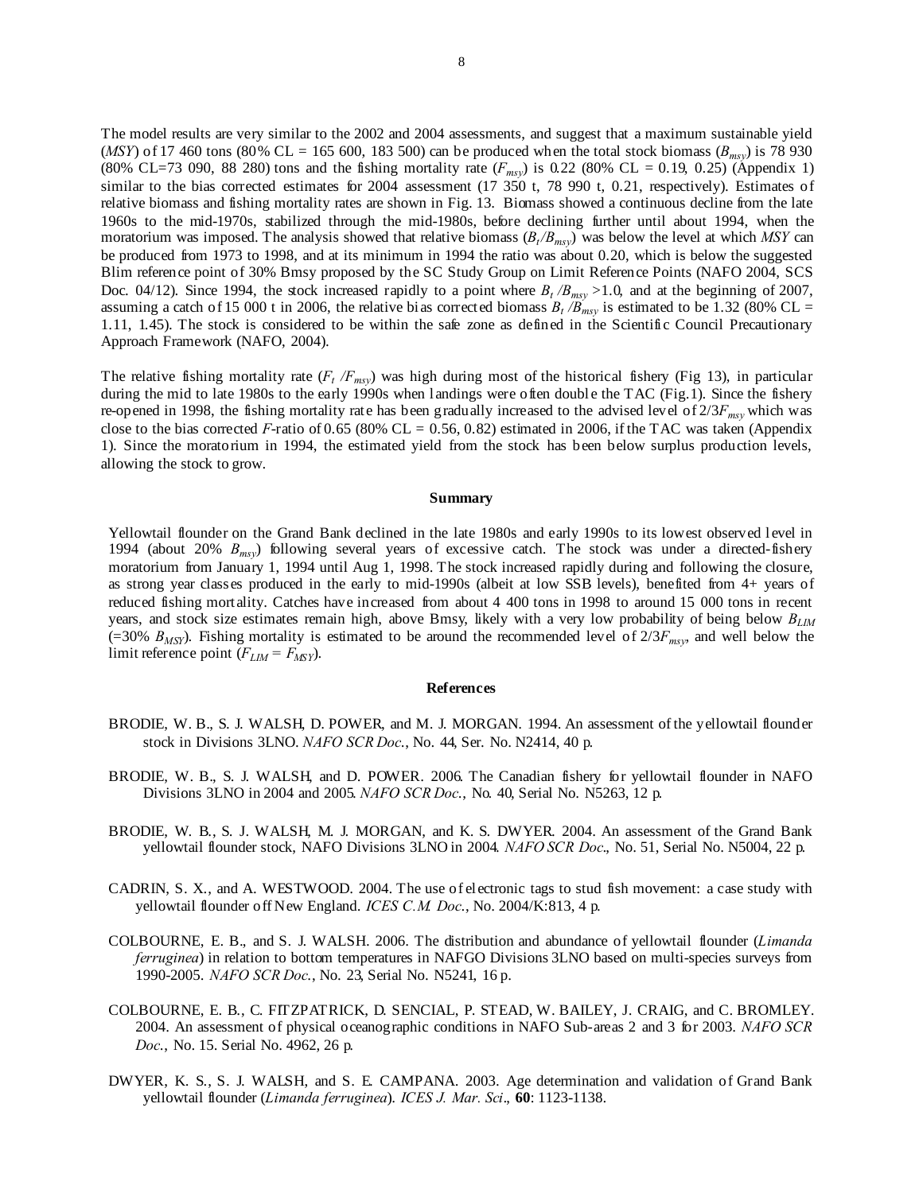The model results are very similar to the 2002 and 2004 assessments, and suggest that a maximum sustainable yield (*MSY*) of 17 460 tons (80% CL = 165 600, 183 500) can be produced when the total stock biomass ($B_{msy}$) is 78 930 (80% CL=73 090, 88 280) tons and the fishing mortality rate ($F_{msy}$) is 0.22 (80% CL = 0.19, 0.25) (Appendix 1) similar to the bias corrected estimates for 2004 assessment (17 350 t, 78 990 t, 0.21, respectively). Estimates of relative biomass and fishing mortality rates are shown in Fig. 13. Biomass showed a continuous decline from the late 1960s to the mid-1970s, stabilized through the mid-1980s, before declining further until about 1994, when the moratorium was imposed. The analysis showed that relative biomass ($B_t/B_{msy}$) was below the level at which *MSY* can be produced from 1973 to 1998, and at its minimum in 1994 the ratio was about 0.20, which is below the suggested Blim reference point of 30% Bmsy proposed by the SC Study Group on Limit Reference Points (NAFO 2004, SCS Doc. 04/12). Since 1994, the stock increased rapidly to a point where $B_t/B_{msy} > 1.0$, and at the beginning of 2007, assuming a catch of 15 000 t in 2006, the relative bias corrected biomass $B_t/B_{msy}$ is estimated to be 1.32 (80% CL = 1.11, 1.45). The stock is considered to be within the safe zone as defined in the Scientific Council Precautionary Approach Framework (NAFO, 2004).

The relative fishing mortality rate ($F_t/F_{msy}$) was high during most of the historical fishery (Fig 13), in particular during the mid to late 1980s to the early 1990s when landings were often double the TAC (Fig.1). Since the fishery re-opened in 1998, the fishing mortality rate has been gradually increased to the advised level of $2/3F_{msy}$ which was close to the bias corrected *F*-ratio of 0.65 (80% CL = 0.56, 0.82) estimated in 2006, if the TAC was taken (Appendix 1). Since the moratorium in 1994, the estimated yield from the stock has been below surplus production levels, allowing the stock to grow.

## Summary

Yellowtail flounder on the Grand Bank declined in the late 1980s and early 1990s to its lowest observed level in 1994 (about 20% $B_{msy}$) following several years of excessive catch. The stock was under a directed-fishery moratorium from January 1, 1994 until Aug 1, 1998. The stock increased rapidly during and following the closure, as strong year classes produced in the early to mid-1990s (albeit at low SSB levels), benefited from 4+ years of reduced fishing mortality. Catches have increased from about 4 400 tons in 1998 to around 15 000 tons in recent years, and stock size estimates remain high, above Bmsy, likely with a very low probability of being below $B_{LIM}$ (=30% $B_{MSY}$). Fishing mortality is estimated to be around the recommended level of $2/3F_{msy}$, and well below the limit reference point ($F_{LIM} = F_{MSY}$).

## References

BRODIE, W. B., S. J. WALSH, D. POWER, and M. J. MORGAN. 1994. An assessment of the yellowtail flounder stock in Divisions 3LNO. *NAFO SCR Doc.*, No. 44, Ser. No. N2414, 40 p.

BRODIE, W. B., S. J. WALSH, and D. POWER. 2006. The Canadian fishery for yellowtail flounder in NAFO Divisions 3LNO in 2004 and 2005. *NAFO SCR Doc.*, No. 40, Serial No. N5263, 12 p.

BRODIE, W. B., S. J. WALSH, M. J. MORGAN, and K. S. DWYER. 2004. An assessment of the Grand Bank yellowtail flounder stock, NAFO Divisions 3LNO in 2004. *NAFO SCR Doc.*, No. 51, Serial No. N5004, 22 p.

CADRIN, S. X., and A. WESTWOOD. 2004. The use of electronic tags to stud fish movement: a case study with yellowtail flounder off New England. *ICES C.M. Doc.*, No. 2004/K:813, 4 p.

COLBOURNE, E. B., and S. J. WALSH. 2006. The distribution and abundance of yellowtail flounder (*Limanda ferruginea*) in relation to bottom temperatures in NAFGO Divisions 3LNO based on multi-species surveys from 1990-2005. *NAFO SCR Doc.*, No. 23, Serial No. N5241, 16 p.

COLBOURNE, E. B., C. FITZPATRICK, D. SENCIAL, P. STEAD, W. BAILEY, J. CRAIG, and C. BROMLEY. 2004. An assessment of physical oceanographic conditions in NAFO Sub-areas 2 and 3 for 2003. *NAFO SCR Doc.*, No. 15. Serial No. 4962, 26 p.

DWYER, K. S., S. J. WALSH, and S. E. CAMPANA. 2003. Age determination and validation of Grand Bank yellowtail flounder (*Limanda ferruginea*). *ICES J. Mar. Sci.*, **60**: 1123-1138.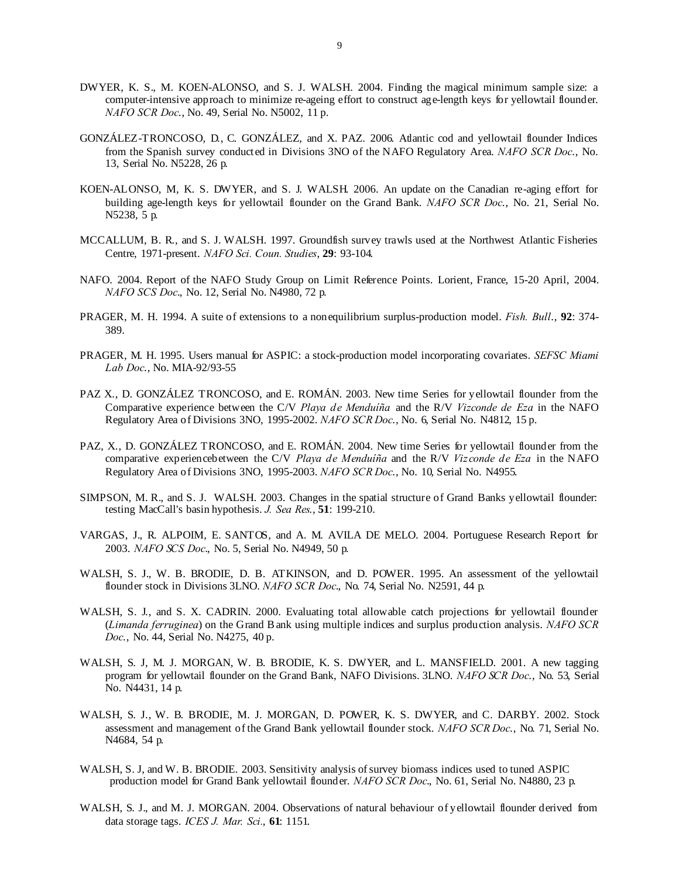DWYER, K. S., M. KOEN-ALONSO, and S. J. WALSH. 2004. Finding the magical minimum sample size: a computer-intensive approach to minimize re-ageing effort to construct age-length keys for yellowtail flounder. *NAFO SCR Doc.*, No. 49, Serial No. N5002, 11 p.

GONZÁLEZ-TRONCOSO, D., C. GONZÁLEZ, and X. PAZ. 2006. Atlantic cod and yellowtail flounder Indices from the Spanish survey conducted in Divisions 3NO of the NAFO Regulatory Area. *NAFO SCR Doc.*, No. 13, Serial No. N5228, 26 p.

KOEN-ALONSO, M, K. S. DWYER, and S. J. WALSH. 2006. An update on the Canadian re-aging effort for building age-length keys for yellowtail flounder on the Grand Bank. *NAFO SCR Doc.*, No. 21, Serial No. N5238, 5 p.

MCCALLUM, B. R., and S. J. WALSH. 1997. Groundfish survey trawls used at the Northwest Atlantic Fisheries Centre, 1971-present. *NAFO Sci. Coun. Studies*, **29**: 93-104.

NAFO. 2004. Report of the NAFO Study Group on Limit Reference Points. Lorient, France, 15-20 April, 2004. *NAFO SCS Doc.*, No. 12, Serial No. N4980, 72 p.

PRAGER, M. H. 1994. A suite of extensions to a nonequilibrium surplus-production model. *Fish. Bull.*, **92**: 374-389.

PRAGER, M. H. 1995. Users manual for ASPIC: a stock-production model incorporating covariates. *SEFSC Miami Lab Doc.*, No. MIA-92/93-55

PAZ X., D. GONZÁLEZ TRONCOSO, and E. ROMÁN. 2003. New time Series for yellowtail flounder from the Comparative experience between the C/V *Playa de Menduíña* and the R/V *Vizconde de Eza* in the NAFO Regulatory Area of Divisions 3NO, 1995-2002. *NAFO SCR Doc.*, No. 6, Serial No. N4812, 15 p.

PAZ, X., D. GONZÁLEZ TRONCOSO, and E. ROMÁN. 2004. New time Series for yellowtail flounder from the comparative experiencebetween the C/V *Playa de Menduíña* and the R/V *Vizconde de Eza* in the NAFO Regulatory Area of Divisions 3NO, 1995-2003. *NAFO SCR Doc.*, No. 10, Serial No. N4955.

SIMPSON, M. R., and S. J. WALSH. 2003. Changes in the spatial structure of Grand Banks yellowtail flounder: testing MacCall's basin hypothesis. *J. Sea Res.*, **51**: 199-210.

VARGAS, J., R. ALPOIM, E. SANTOS, and A. M. AVILA DE MELO. 2004. Portuguese Research Report for 2003. *NAFO SCS Doc.*, No. 5, Serial No. N4949, 50 p.

WALSH, S. J., W. B. BRODIE, D. B. ATKINSON, and D. POWER. 1995. An assessment of the yellowtail flounder stock in Divisions 3LNO. *NAFO SCR Doc.*, No. 74, Serial No. N2591, 44 p.

WALSH, S. J., and S. X. CADRIN. 2000. Evaluating total allowable catch projections for yellowtail flounder (*Limanda ferruginea*) on the Grand Bank using multiple indices and surplus production analysis. *NAFO SCR Doc.*, No. 44, Serial No. N4275, 40 p.

WALSH, S. J, M. J. MORGAN, W. B. BRODIE, K. S. DWYER, and L. MANSFIELD. 2001. A new tagging program for yellowtail flounder on the Grand Bank, NAFO Divisions. 3LNO. *NAFO SCR Doc.*, No. 53, Serial No. N4431, 14 p.

WALSH, S. J., W. B. BRODIE, M. J. MORGAN, D. POWER, K. S. DWYER, and C. DARBY. 2002. Stock assessment and management of the Grand Bank yellowtail flounder stock. *NAFO SCR Doc.*, No. 71, Serial No. N4684, 54 p.

WALSH, S. J, and W. B. BRODIE. 2003. Sensitivity analysis of survey biomass indices used to tuned ASPIC production model for Grand Bank yellowtail flounder. *NAFO SCR Doc.*, No. 61, Serial No. N4880, 23 p.

WALSH, S. J., and M. J. MORGAN. 2004. Observations of natural behaviour of yellowtail flounder derived from data storage tags. *ICES J. Mar. Sci.*, **61**: 1151.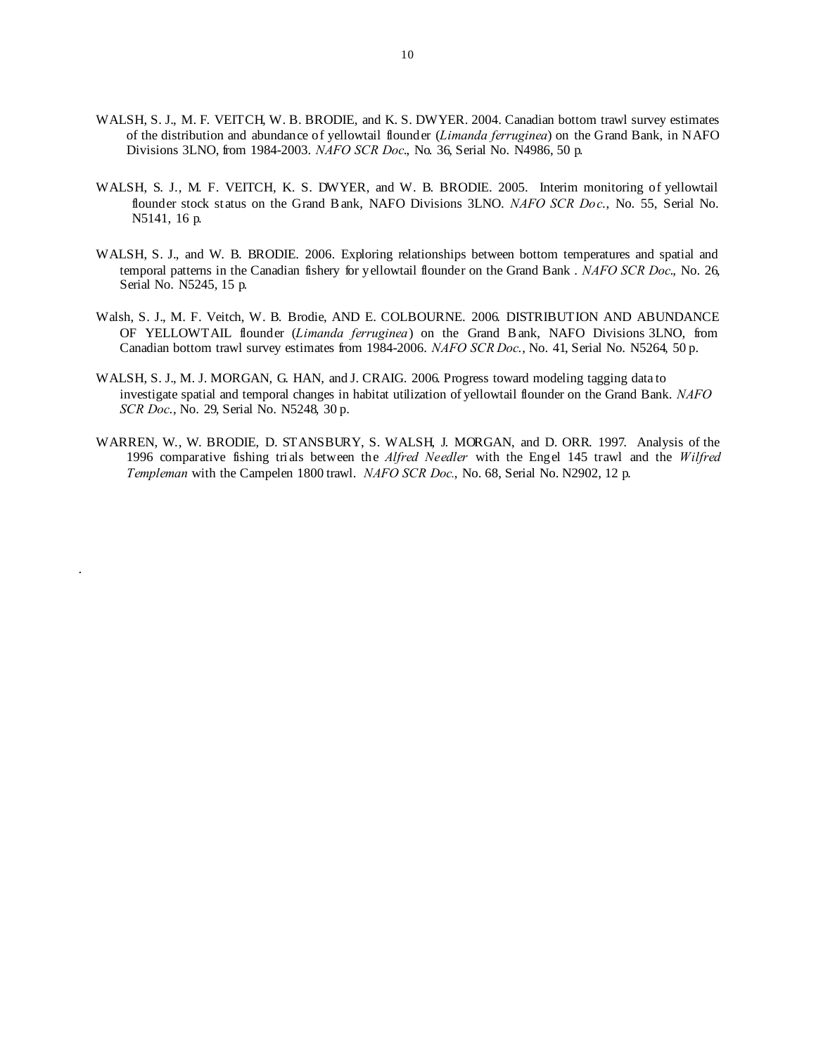WALSH, S. J., M. F. VEITCH, W. B. BRODIE, and K. S. DWYER. 2004. Canadian bottom trawl survey estimates of the distribution and abundance of yellowtail flounder (*Limanda ferruginea*) on the Grand Bank, in NAFO Divisions 3LNO, from 1984-2003. *NAFO SCR Doc*., No. 36, Serial No. N4986, 50 p.

WALSH, S. J., M. F. VEITCH, K. S. DWYER, and W. B. BRODIE. 2005. Interim monitoring of yellowtail flounder stock status on the Grand Bank, NAFO Divisions 3LNO. *NAFO SCR Doc.*, No. 55, Serial No. N5141, 16 p.

WALSH, S. J., and W. B. BRODIE. 2006. Exploring relationships between bottom temperatures and spatial and temporal patterns in the Canadian fishery for yellowtail flounder on the Grand Bank . *NAFO SCR Doc*., No. 26, Serial No. N5245, 15 p.

Walsh, S. J., M. F. Veitch, W. B. Brodie, AND E. COLBOURNE. 2006. DISTRIBUTION AND ABUNDANCE OF YELLOWTAIL flounder (*Limanda ferruginea*) on the Grand Bank, NAFO Divisions 3LNO, from Canadian bottom trawl survey estimates from 1984-2006. *NAFO SCR Doc.*, No. 41, Serial No. N5264, 50 p.

WALSH, S. J., M. J. MORGAN, G. HAN, and J. CRAIG. 2006. Progress toward modeling tagging data to investigate spatial and temporal changes in habitat utilization of yellowtail flounder on the Grand Bank. *NAFO SCR Doc.*, No. 29, Serial No. N5248, 30 p.

WARREN, W., W. BRODIE, D. STANSBURY, S. WALSH, J. MORGAN, and D. ORR. 1997. Analysis of the 1996 comparative fishing trials between the *Alfred Needler* with the Engel 145 trawl and the *Wilfred Templeman* with the Campelen 1800 trawl. *NAFO SCR Doc.*, No. 68, Serial No. N2902, 12 p.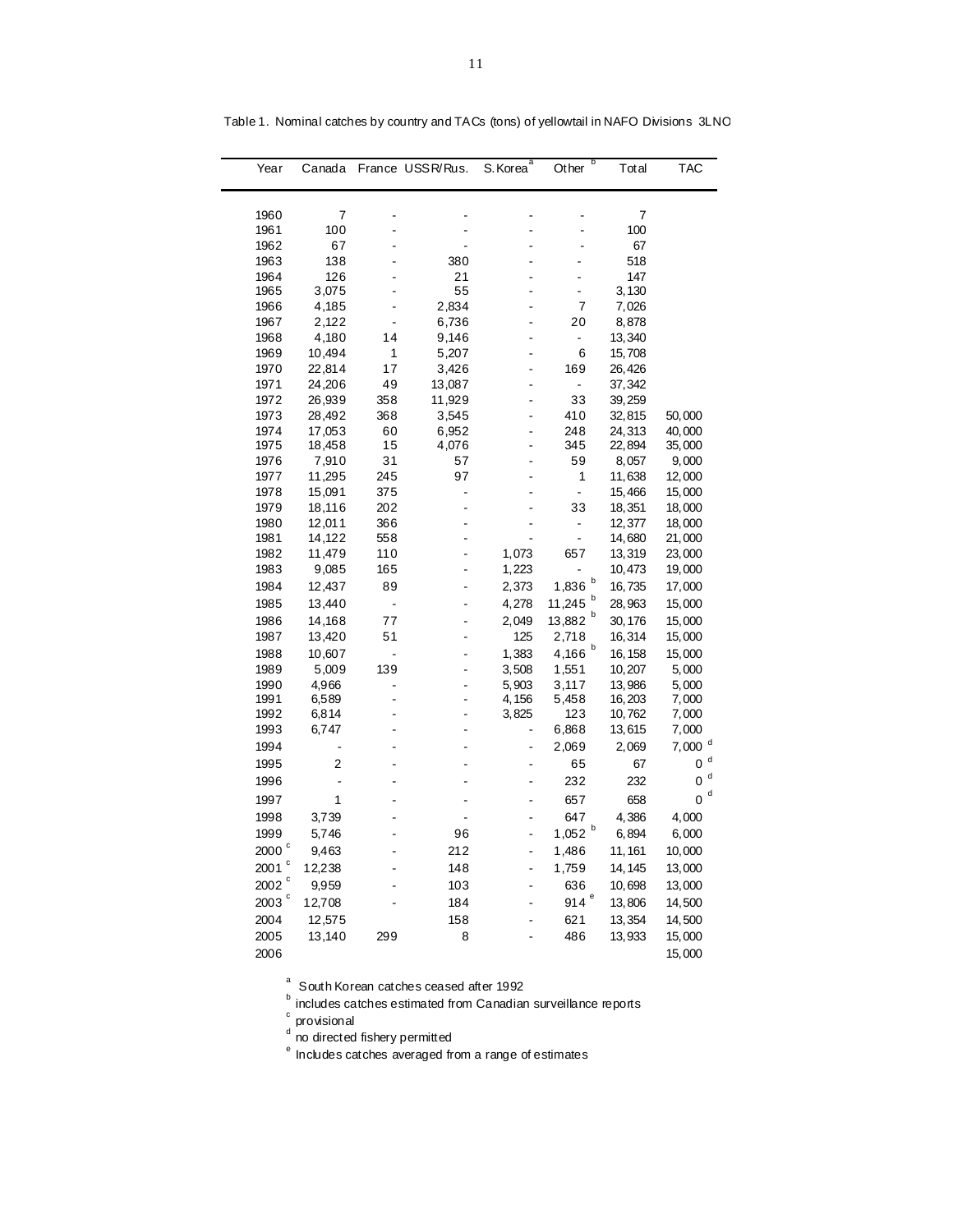Table 1. Nominal catches by country and TACs (tons) of yellowtail in NAFO Divisions 3LNO

| Year | Canada | France | USSR/Rus. | S.Korea [a] | Other [b] | Total | TAC |
|---|---|---|---|---|---|---|---|
| 1960 | 7 | - | - | - | - | 7 | |
| 1961 | 100 | - | - | - | - | 100 | |
| 1962 | 67 | - | - | - | - | 67 | |
| 1963 | 138 | - | 380 | - | - | 518 | |
| 1964 | 126 | - | 21 | - | - | 147 | |
| 1965 | 3,075 | - | 55 | - | - | 3,130 | |
| 1966 | 4,185 | - | 2,834 | - | 7 | 7,026 | |
| 1967 | 2,122 | - | 6,736 | - | 20 | 8,878 | |
| 1968 | 4,180 | 14 | 9,146 | - | - | 13,340 | |
| 1969 | 10,494 | 1 | 5,207 | - | 6 | 15,708 | |
| 1970 | 22,814 | 17 | 3,426 | - | 169 | 26,426 | |
| 1971 | 24,206 | 49 | 13,087 | - | - | 37,342 | |
| 1972 | 26,939 | 358 | 11,929 | - | 33 | 39,259 | |
| 1973 | 28,492 | 368 | 3,545 | - | 410 | 32,815 | 50,000 |
| 1974 | 17,053 | 60 | 6,952 | - | 248 | 24,313 | 40,000 |
| 1975 | 18,458 | 15 | 4,076 | - | 345 | 22,894 | 35,000 |
| 1976 | 7,910 | 31 | 57 | - | 59 | 8,057 | 9,000 |
| 1977 | 11,295 | 245 | 97 | - | 1 | 11,638 | 12,000 |
| 1978 | 15,091 | 375 | - | - | - | 15,466 | 15,000 |
| 1979 | 18,116 | 202 | - | - | 33 | 18,351 | 18,000 |
| 1980 | 12,011 | 366 | - | - | - | 12,377 | 18,000 |
| 1981 | 14,122 | 558 | - | - | - | 14,680 | 21,000 |
| 1982 | 11,479 | 110 | - | 1,073 | 657 | 13,319 | 23,000 |
| 1983 | 9,085 | 165 | - | 1,223 | - | 10,473 | 19,000 |
| 1984 | 12,437 | 89 | - | 2,373 | 1,836 [b] | 16,735 | 17,000 |
| 1985 | 13,440 | - | - | 4,278 | 11,245 [b] | 28,963 | 15,000 |
| 1986 | 14,168 | 77 | - | 2,049 | 13,882 [b] | 30,176 | 15,000 |
| 1987 | 13,420 | 51 | - | 125 | 2,718 | 16,314 | 15,000 |
| 1988 | 10,607 | - | - | 1,383 | 4,166 [b] | 16,158 | 15,000 |
| 1989 | 5,009 | 139 | - | 3,508 | 1,551 | 10,207 | 5,000 |
| 1990 | 4,966 | - | - | 5,903 | 3,117 | 13,986 | 5,000 |
| 1991 | 6,589 | - | - | 4,156 | 5,458 | 16,203 | 7,000 |
| 1992 | 6,814 | - | - | 3,825 | 123 | 10,762 | 7,000 |
| 1993 | 6,747 | - | - | - | 6,868 | 13,615 | 7,000 |
| 1994 | - | - | - | - | 2,069 | 2,069 | 7,000 [d] |
| 1995 | 2 | - | - | - | 65 | 67 | 0 [d] |
| 1996 | - | - | - | - | 232 | 232 | 0 [d] |
| 1997 | 1 | - | - | - | 657 | 658 | 0 [d] |
| 1998 | 3,739 | - | - | - | 647 | 4,386 | 4,000 |
| 1999 | 5,746 | - | 96 | - | 1,052 [b] | 6,894 | 6,000 |
| 2000 [c] | 9,463 | - | 212 | - | 1,486 | 11,161 | 10,000 |
| 2001 [c] | 12,238 | - | 148 | - | 1,759 | 14,145 | 13,000 |
| 2002 [c] | 9,959 | - | 103 | - | 636 | 10,698 | 13,000 |
| 2003 [c] | 12,708 | - | 184 | - | 914 [e] | 13,806 | 14,500 |
| 2004 | 12,575 | | 158 | - | 621 | 13,354 | 14,500 |
| 2005 | 13,140 | 299 | 8 | - | 486 | 13,933 | 15,000 |
| 2006 | | | | | | | 15,000 |

[a] South Korean catches ceased after 1992
[b] includes catches estimated from Canadian surveillance reports
[c] provisional
[d] no directed fishery permitted
[e] Includes catches averaged from a range of estimates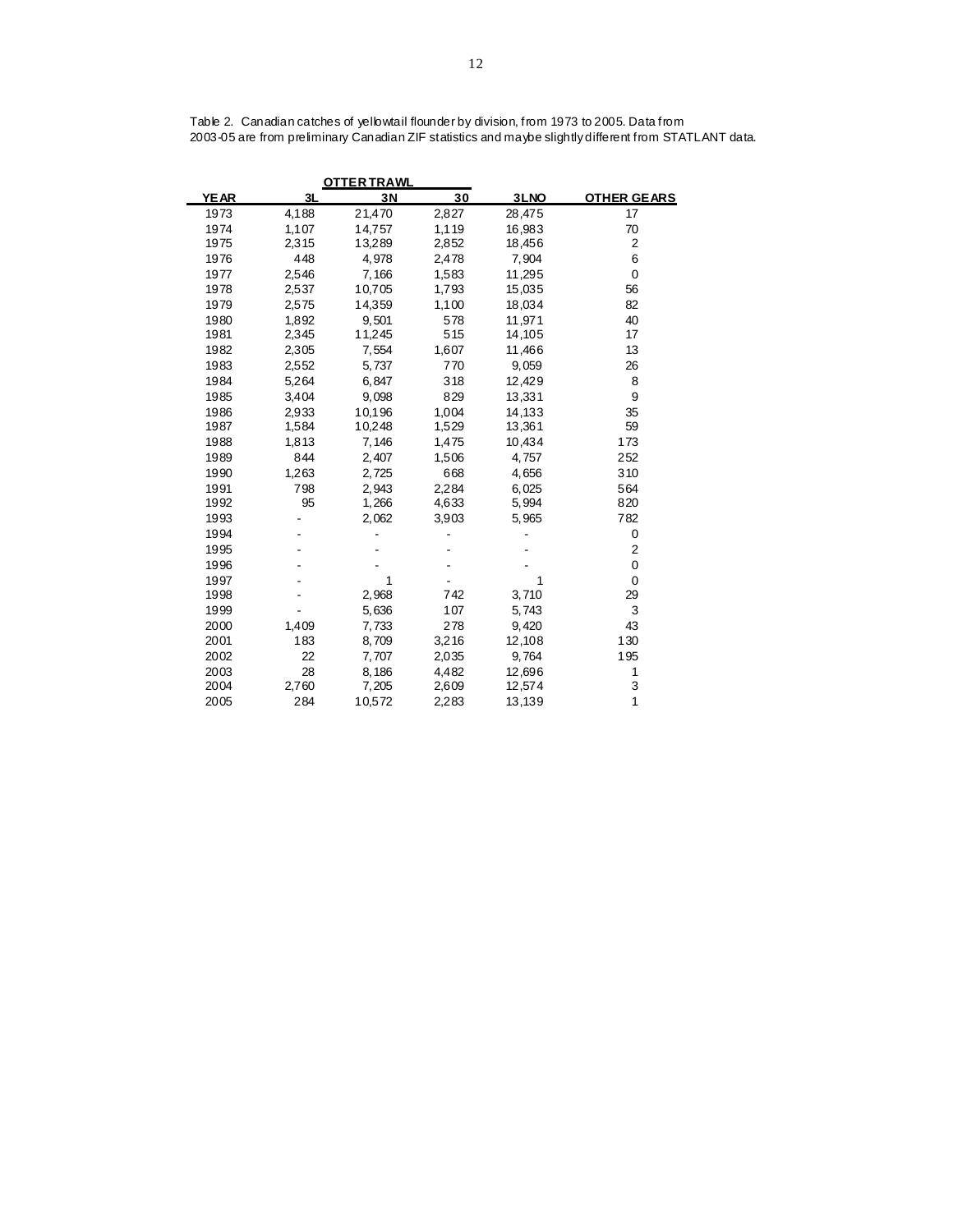Table 2. Canadian catches of yellowtail flounder by division, from 1973 to 2005. Data from 2003-05 are from preliminary Canadian ZIF statistics and maybe slightly different from STATLANT data.

| | OTTER TRAWL | | | | |
|---|---|---|---|---|---|
| YEAR | 3L | 3N | 3O | 3LNO | OTHER GEARS |
| 1973 | 4,188 | 21,470 | 2,827 | 28,475 | 17 |
| 1974 | 1,107 | 14,757 | 1,119 | 16,983 | 70 |
| 1975 | 2,315 | 13,289 | 2,852 | 18,456 | 2 |
| 1976 | 448 | 4,978 | 2,478 | 7,904 | 6 |
| 1977 | 2,546 | 7,166 | 1,583 | 11,295 | 0 |
| 1978 | 2,537 | 10,705 | 1,793 | 15,035 | 56 |
| 1979 | 2,575 | 14,359 | 1,100 | 18,034 | 82 |
| 1980 | 1,892 | 9,501 | 578 | 11,971 | 40 |
| 1981 | 2,345 | 11,245 | 515 | 14,105 | 17 |
| 1982 | 2,305 | 7,554 | 1,607 | 11,466 | 13 |
| 1983 | 2,552 | 5,737 | 770 | 9,059 | 26 |
| 1984 | 5,264 | 6,847 | 318 | 12,429 | 8 |
| 1985 | 3,404 | 9,098 | 829 | 13,331 | 9 |
| 1986 | 2,933 | 10,196 | 1,004 | 14,133 | 35 |
| 1987 | 1,584 | 10,248 | 1,529 | 13,361 | 59 |
| 1988 | 1,813 | 7,146 | 1,475 | 10,434 | 173 |
| 1989 | 844 | 2,407 | 1,506 | 4,757 | 252 |
| 1990 | 1,263 | 2,725 | 668 | 4,656 | 310 |
| 1991 | 798 | 2,943 | 2,284 | 6,025 | 564 |
| 1992 | 95 | 1,266 | 4,633 | 5,994 | 820 |
| 1993 | - | 2,062 | 3,903 | 5,965 | 782 |
| 1994 | - | - | - | - | 0 |
| 1995 | - | - | - | - | 2 |
| 1996 | - | - | - | - | 0 |
| 1997 | - | 1 | - | 1 | 0 |
| 1998 | - | 2,968 | 742 | 3,710 | 29 |
| 1999 | - | 5,636 | 107 | 5,743 | 3 |
| 2000 | 1,409 | 7,733 | 278 | 9,420 | 43 |
| 2001 | 183 | 8,709 | 3,216 | 12,108 | 130 |
| 2002 | 22 | 7,707 | 2,035 | 9,764 | 195 |
| 2003 | 28 | 8,186 | 4,482 | 12,696 | 1 |
| 2004 | 2,760 | 7,205 | 2,609 | 12,574 | 3 |
| 2005 | 284 | 10,572 | 2,283 | 13,139 | 1 |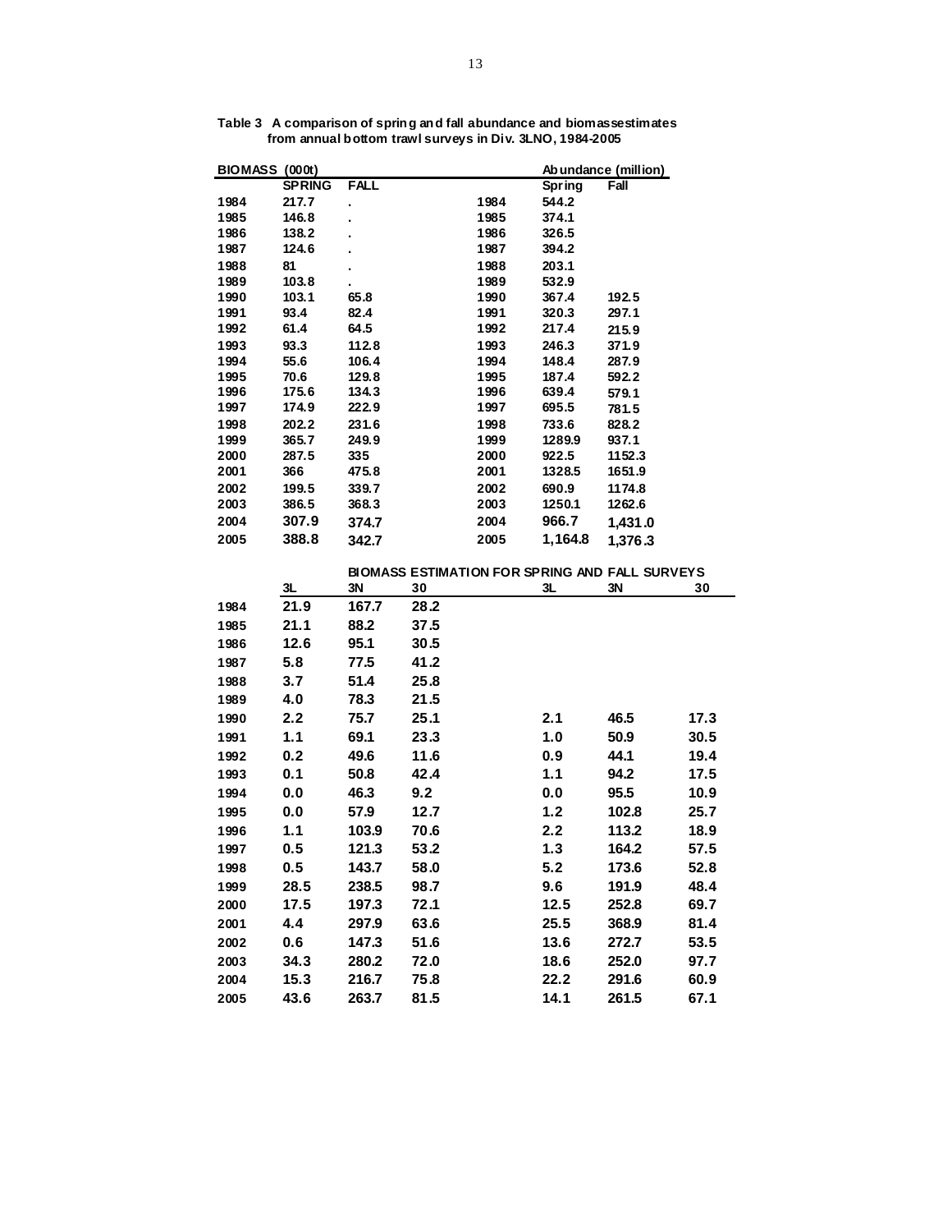**Table 3 A comparison of spring and fall abundance and biomass estimates from annual bottom trawl surveys in Div. 3LNO, 1984-2005**

| BIOMASS (000t) | | | | Abundance (million) | |
|---|---|---|---|---|---|
| | SPRING | FALL | | Spring | Fall |
| 1984 | 217.7 | . | 1984 | 544.2 | |
| 1985 | 146.8 | . | 1985 | 374.1 | |
| 1986 | 138.2 | . | 1986 | 326.5 | |
| 1987 | 124.6 | . | 1987 | 394.2 | |
| 1988 | 81 | . | 1988 | 203.1 | |
| 1989 | 103.8 | . | 1989 | 532.9 | |
| 1990 | 103.1 | 65.8 | 1990 | 367.4 | 192.5 |
| 1991 | 93.4 | 82.4 | 1991 | 320.3 | 297.1 |
| 1992 | 61.4 | 64.5 | 1992 | 217.4 | 215.9 |
| 1993 | 93.3 | 112.8 | 1993 | 246.3 | 371.9 |
| 1994 | 55.6 | 106.4 | 1994 | 148.4 | 287.9 |
| 1995 | 70.6 | 129.8 | 1995 | 187.4 | 592.2 |
| 1996 | 175.6 | 134.3 | 1996 | 639.4 | 579.1 |
| 1997 | 174.9 | 222.9 | 1997 | 695.5 | 781.5 |
| 1998 | 202.2 | 231.6 | 1998 | 733.6 | 828.2 |
| 1999 | 365.7 | 249.9 | 1999 | 1289.9 | 937.1 |
| 2000 | 287.5 | 335 | 2000 | 922.5 | 1152.3 |
| 2001 | 366 | 475.8 | 2001 | 1328.5 | 1651.9 |
| 2002 | 199.5 | 339.7 | 2002 | 690.9 | 1174.8 |
| 2003 | 386.5 | 368.3 | 2003 | 1250.1 | 1262.6 |
| 2004 | 307.9 | 374.7 | 2004 | 966.7 | 1,431.0 |
| 2005 | 388.8 | 342.7 | 2005 | 1,164.8 | 1,376.3 |

**BIOMASS ESTIMATION FOR SPRING AND FALL SURVEYS**

| | 3L | 3N | 3O | 3L | 3N | 3O |
|---|---|---|---|---|---|---|
| 1984 | 21.9 | 167.7 | 28.2 | | | |
| 1985 | 21.1 | 88.2 | 37.5 | | | |
| 1986 | 12.6 | 95.1 | 30.5 | | | |
| 1987 | 5.8 | 77.5 | 41.2 | | | |
| 1988 | 3.7 | 51.4 | 25.8 | | | |
| 1989 | 4.0 | 78.3 | 21.5 | | | |
| 1990 | 2.2 | 75.7 | 25.1 | 2.1 | 46.5 | 17.3 |
| 1991 | 1.1 | 69.1 | 23.3 | 1.0 | 50.9 | 30.5 |
| 1992 | 0.2 | 49.6 | 11.6 | 0.9 | 44.1 | 19.4 |
| 1993 | 0.1 | 50.8 | 42.4 | 1.1 | 94.2 | 17.5 |
| 1994 | 0.0 | 46.3 | 9.2 | 0.0 | 95.5 | 10.9 |
| 1995 | 0.0 | 57.9 | 12.7 | 1.2 | 102.8 | 25.7 |
| 1996 | 1.1 | 103.9 | 70.6 | 2.2 | 113.2 | 18.9 |
| 1997 | 0.5 | 121.3 | 53.2 | 1.3 | 164.2 | 57.5 |
| 1998 | 0.5 | 143.7 | 58.0 | 5.2 | 173.6 | 52.8 |
| 1999 | 28.5 | 238.5 | 98.7 | 9.6 | 191.9 | 48.4 |
| 2000 | 17.5 | 197.3 | 72.1 | 12.5 | 252.8 | 69.7 |
| 2001 | 4.4 | 297.9 | 63.6 | 25.5 | 368.9 | 81.4 |
| 2002 | 0.6 | 147.3 | 51.6 | 13.6 | 272.7 | 53.5 |
| 2003 | 34.3 | 280.2 | 72.0 | 18.6 | 252.0 | 97.7 |
| 2004 | 15.3 | 216.7 | 75.8 | 22.2 | 291.6 | 60.9 |
| 2005 | 43.6 | 263.7 | 81.5 | 14.1 | 261.5 | 67.1 |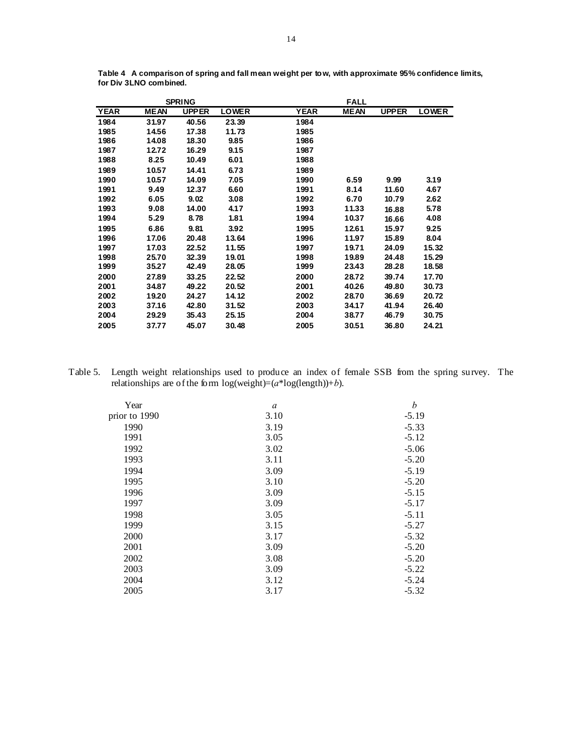**Table 4 A comparison of spring and fall mean weight per tow, with approximate 95% confidence limits, for Div 3LNO combined.**

| SPRING | | | | FALL | | | |
|---|---|---|---|---|---|---|---|
| YEAR | MEAN | UPPER | LOWER | YEAR | MEAN | UPPER | LOWER |
| 1984 | 31.97 | 40.56 | 23.39 | 1984 | | | |
| 1985 | 14.56 | 17.38 | 11.73 | 1985 | | | |
| 1986 | 14.08 | 18.30 | 9.85 | 1986 | | | |
| 1987 | 12.72 | 16.29 | 9.15 | 1987 | | | |
| 1988 | 8.25 | 10.49 | 6.01 | 1988 | | | |
| 1989 | 10.57 | 14.41 | 6.73 | 1989 | | | |
| 1990 | 10.57 | 14.09 | 7.05 | 1990 | 6.59 | 9.99 | 3.19 |
| 1991 | 9.49 | 12.37 | 6.60 | 1991 | 8.14 | 11.60 | 4.67 |
| 1992 | 6.05 | 9.02 | 3.08 | 1992 | 6.70 | 10.79 | 2.62 |
| 1993 | 9.08 | 14.00 | 4.17 | 1993 | 11.33 | 16.88 | 5.78 |
| 1994 | 5.29 | 8.78 | 1.81 | 1994 | 10.37 | 16.66 | 4.08 |
| 1995 | 6.86 | 9.81 | 3.92 | 1995 | 12.61 | 15.97 | 9.25 |
| 1996 | 17.06 | 20.48 | 13.64 | 1996 | 11.97 | 15.89 | 8.04 |
| 1997 | 17.03 | 22.52 | 11.55 | 1997 | 19.71 | 24.09 | 15.32 |
| 1998 | 25.70 | 32.39 | 19.01 | 1998 | 19.89 | 24.48 | 15.29 |
| 1999 | 35.27 | 42.49 | 28.05 | 1999 | 23.43 | 28.28 | 18.58 |
| 2000 | 27.89 | 33.25 | 22.52 | 2000 | 28.72 | 39.74 | 17.70 |
| 2001 | 34.87 | 49.22 | 20.52 | 2001 | 40.26 | 49.80 | 30.73 |
| 2002 | 19.20 | 24.27 | 14.12 | 2002 | 28.70 | 36.69 | 20.72 |
| 2003 | 37.16 | 42.80 | 31.52 | 2003 | 34.17 | 41.94 | 26.40 |
| 2004 | 29.29 | 35.43 | 25.15 | 2004 | 38.77 | 46.79 | 30.75 |
| 2005 | 37.77 | 45.07 | 30.48 | 2005 | 30.51 | 36.80 | 24.21 |

Table 5. Length weight relationships used to produce an index of female SSB from the spring survey. The relationships are of the form log(weight)=($a$*log(length))+$b$).

| Year | $a$ | $b$ |
|---|---|---|
| prior to 1990 | 3.10 | -5.19 |
| 1990 | 3.19 | -5.33 |
| 1991 | 3.05 | -5.12 |
| 1992 | 3.02 | -5.06 |
| 1993 | 3.11 | -5.20 |
| 1994 | 3.09 | -5.19 |
| 1995 | 3.10 | -5.20 |
| 1996 | 3.09 | -5.15 |
| 1997 | 3.09 | -5.17 |
| 1998 | 3.05 | -5.11 |
| 1999 | 3.15 | -5.27 |
| 2000 | 3.17 | -5.32 |
| 2001 | 3.09 | -5.20 |
| 2002 | 3.08 | -5.20 |
| 2003 | 3.09 | -5.22 |
| 2004 | 3.12 | -5.24 |
| 2005 | 3.17 | -5.32 |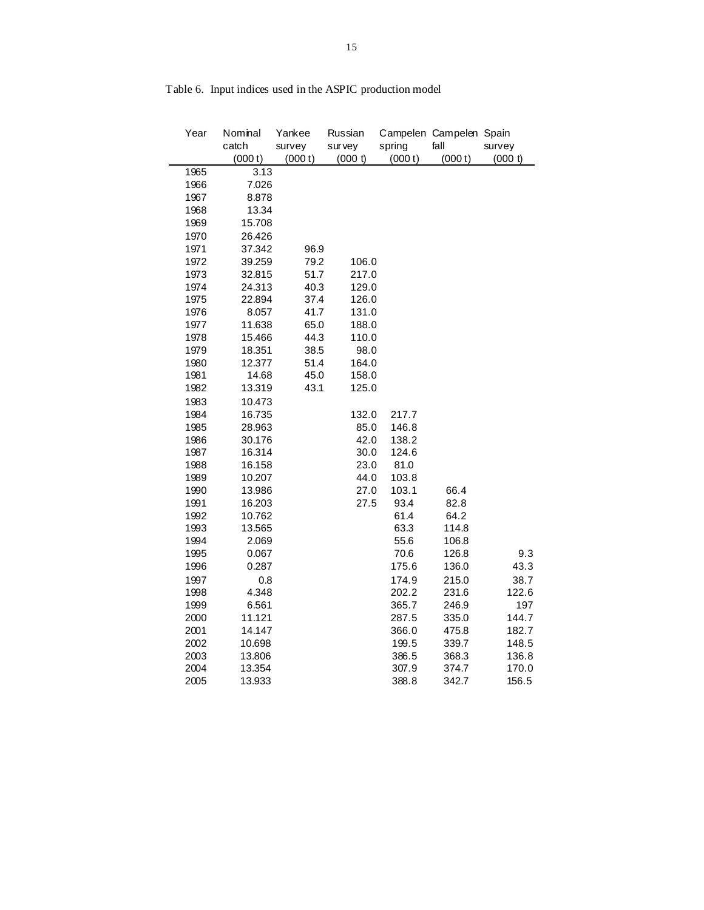Table 6. Input indices used in the ASPIC production model

| Year | Nominal catch (000 t) | Yankee survey (000 t) | Russian survey (000 t) | Campelen spring (000 t) | Campelen fall (000 t) | Spain survey (000 t) |
|---|---|---|---|---|---|---|
| 1965 | 3.13 | | | | | |
| 1966 | 7.026 | | | | | |
| 1967 | 8.878 | | | | | |
| 1968 | 13.34 | | | | | |
| 1969 | 15.708 | | | | | |
| 1970 | 26.426 | | | | | |
| 1971 | 37.342 | 96.9 | | | | |
| 1972 | 39.259 | 79.2 | 106.0 | | | |
| 1973 | 32.815 | 51.7 | 217.0 | | | |
| 1974 | 24.313 | 40.3 | 129.0 | | | |
| 1975 | 22.894 | 37.4 | 126.0 | | | |
| 1976 | 8.057 | 41.7 | 131.0 | | | |
| 1977 | 11.638 | 65.0 | 188.0 | | | |
| 1978 | 15.466 | 44.3 | 110.0 | | | |
| 1979 | 18.351 | 38.5 | 98.0 | | | |
| 1980 | 12.377 | 51.4 | 164.0 | | | |
| 1981 | 14.68 | 45.0 | 158.0 | | | |
| 1982 | 13.319 | 43.1 | 125.0 | | | |
| 1983 | 10.473 | | | | | |
| 1984 | 16.735 | | 132.0 | 217.7 | | |
| 1985 | 28.963 | | 85.0 | 146.8 | | |
| 1986 | 30.176 | | 42.0 | 138.2 | | |
| 1987 | 16.314 | | 30.0 | 124.6 | | |
| 1988 | 16.158 | | 23.0 | 81.0 | | |
| 1989 | 10.207 | | 44.0 | 103.8 | | |
| 1990 | 13.986 | | 27.0 | 103.1 | 66.4 | |
| 1991 | 16.203 | | 27.5 | 93.4 | 82.8 | |
| 1992 | 10.762 | | | 61.4 | 64.2 | |
| 1993 | 13.565 | | | 63.3 | 114.8 | |
| 1994 | 2.069 | | | 55.6 | 106.8 | |
| 1995 | 0.067 | | | 70.6 | 126.8 | 9.3 |
| 1996 | 0.287 | | | 175.6 | 136.0 | 43.3 |
| 1997 | 0.8 | | | 174.9 | 215.0 | 38.7 |
| 1998 | 4.348 | | | 202.2 | 231.6 | 122.6 |
| 1999 | 6.561 | | | 365.7 | 246.9 | 197 |
| 2000 | 11.121 | | | 287.5 | 335.0 | 144.7 |
| 2001 | 14.147 | | | 366.0 | 475.8 | 182.7 |
| 2002 | 10.698 | | | 199.5 | 339.7 | 148.5 |
| 2003 | 13.806 | | | 386.5 | 368.3 | 136.8 |
| 2004 | 13.354 | | | 307.9 | 374.7 | 170.0 |
| 2005 | 13.933 | | | 388.8 | 342.7 | 156.5 |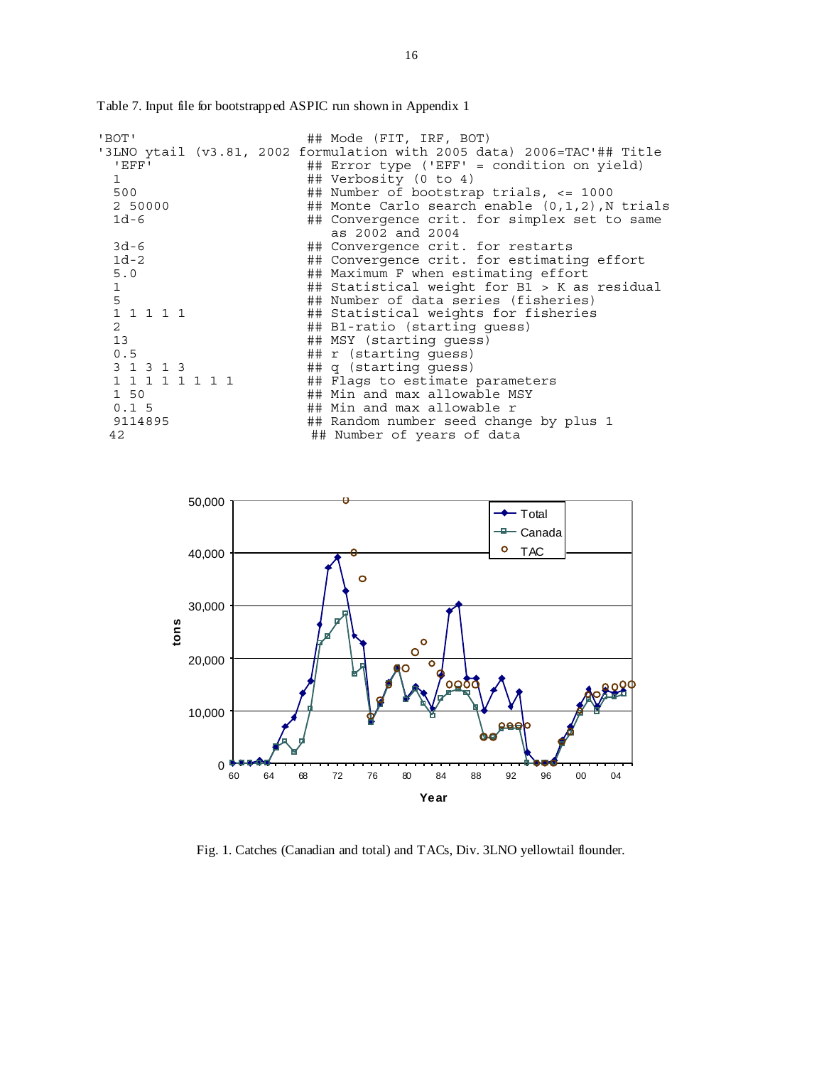Table 7. Input file for bootstrapped ASPIC run shown in Appendix 1

```
'BOT'                        ## Mode (FIT, IRF, BOT)
'3LNO ytail (v3.81, 2002 formulation with 2005 data) 2006=TAC'## Title
  'EFF'                      ## Error type ('EFF' = condition on yield)
  1                          ## Verbosity (0 to 4)
  500                        ## Number of bootstrap trials, <= 1000
  2 50000                    ## Monte Carlo search enable (0,1,2),N trials
  1d-6                       ## Convergence crit. for simplex set to same
                                as 2002 and 2004
  3d-6                       ## Convergence crit. for restarts
  1d-2                       ## Convergence crit. for estimating effort
  5.0                        ## Maximum F when estimating effort
  1                          ## Statistical weight for B1 > K as residual
  5                          ## Number of data series (fisheries)
  1 1 1 1 1                  ## Statistical weights for fisheries
  2                          ## B1-ratio (starting guess)
  13                         ## MSY (starting guess)
  0.5                        ## r (starting guess)
  3 1 3 1 3                  ## q (starting guess)
  1 1 1 1 1 1 1 1            ## Flags to estimate parameters
  1 50                       ## Min and max allowable MSY
  0.1 5                      ## Min and max allowable r
  9114895                    ## Random number seed change by plus 1
 42                           ## Number of years of data
```

Fig. 1. Catches (Canadian and total) and TACs, Div. 3LNO yellowtail flounder.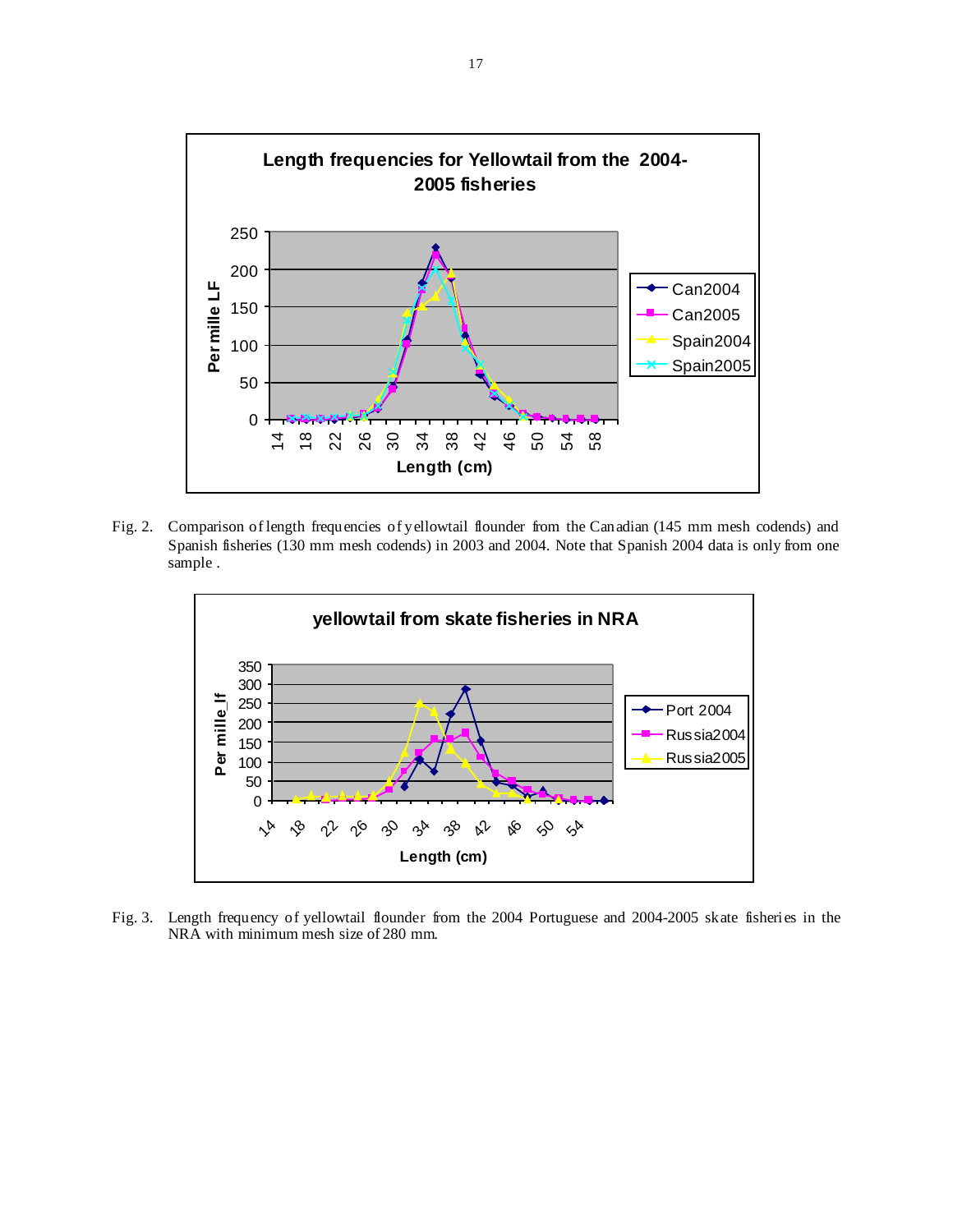Fig. 2. Comparison of length frequencies of yellowtail flounder from the Canadian (145 mm mesh codends) and Spanish fisheries (130 mm mesh codends) in 2003 and 2004. Note that Spanish 2004 data is only from one sample .

Fig. 3. Length frequency of yellowtail flounder from the 2004 Portuguese and 2004-2005 skate fisheries in the NRA with minimum mesh size of 280 mm.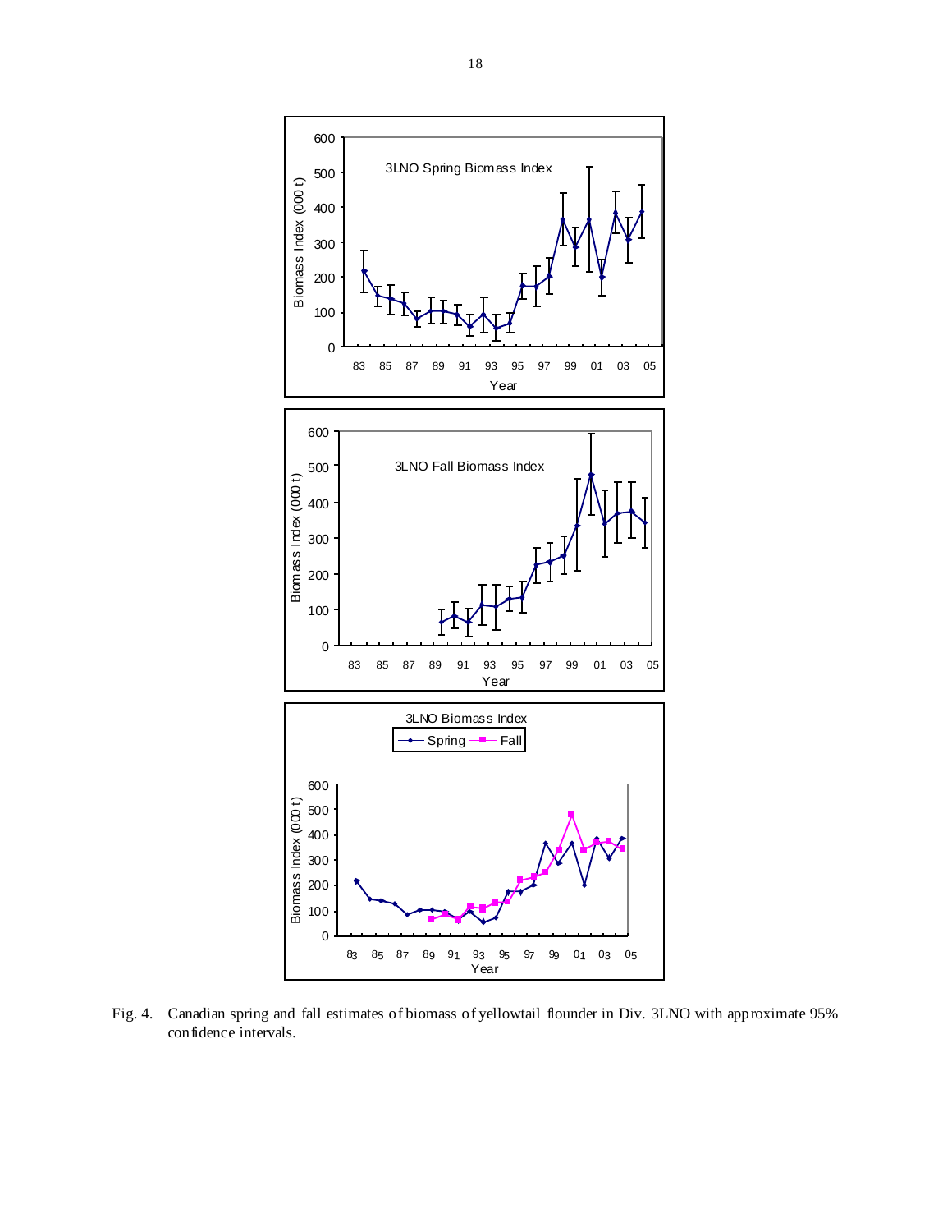Fig. 4. Canadian spring and fall estimates of biomass of yellowtail flounder in Div. 3LNO with approximate 95% confidence intervals.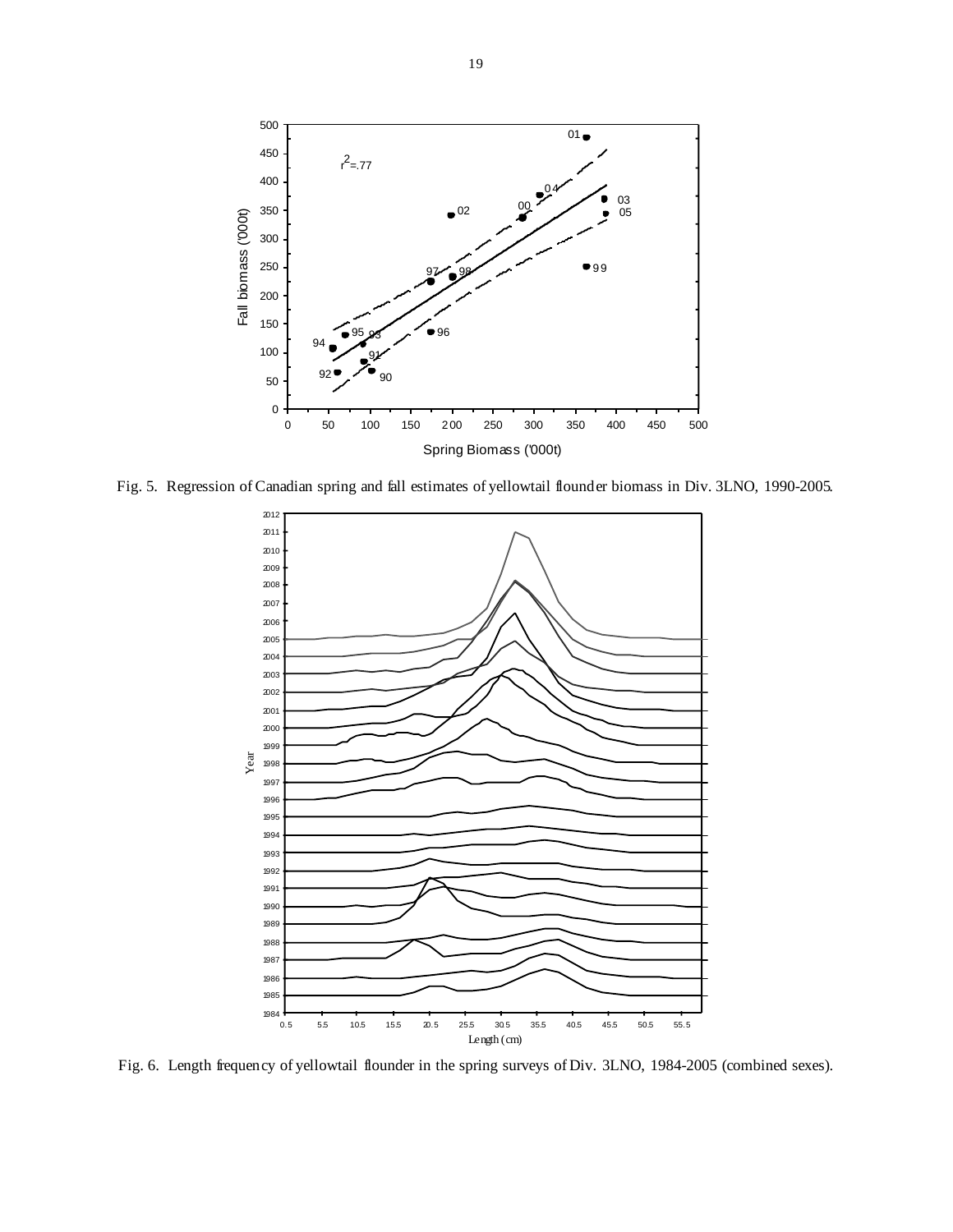Fig. 5. Regression of Canadian spring and fall estimates of yellowtail flounder biomass in Div. 3LNO, 1990-2005.

Fig. 6. Length frequency of yellowtail flounder in the spring surveys of Div. 3LNO, 1984-2005 (combined sexes).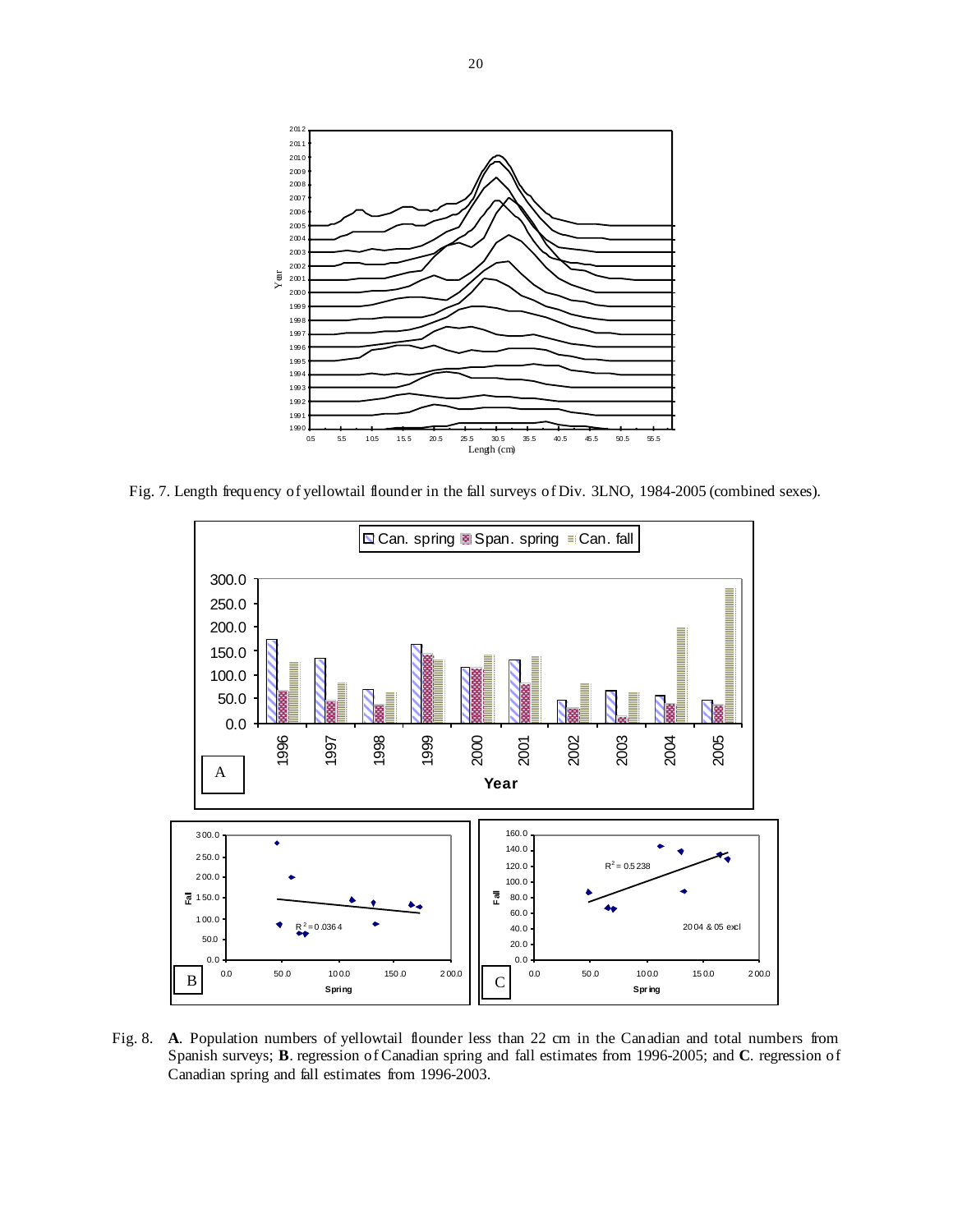Fig. 7. Length frequency of yellowtail flounder in the fall surveys of Div. 3LNO, 1984-2005 (combined sexes).

Fig. 8. **A**. Population numbers of yellowtail flounder less than 22 cm in the Canadian and total numbers from Spanish surveys; **B**. regression of Canadian spring and fall estimates from 1996-2005; and **C**. regression of Canadian spring and fall estimates from 1996-2003.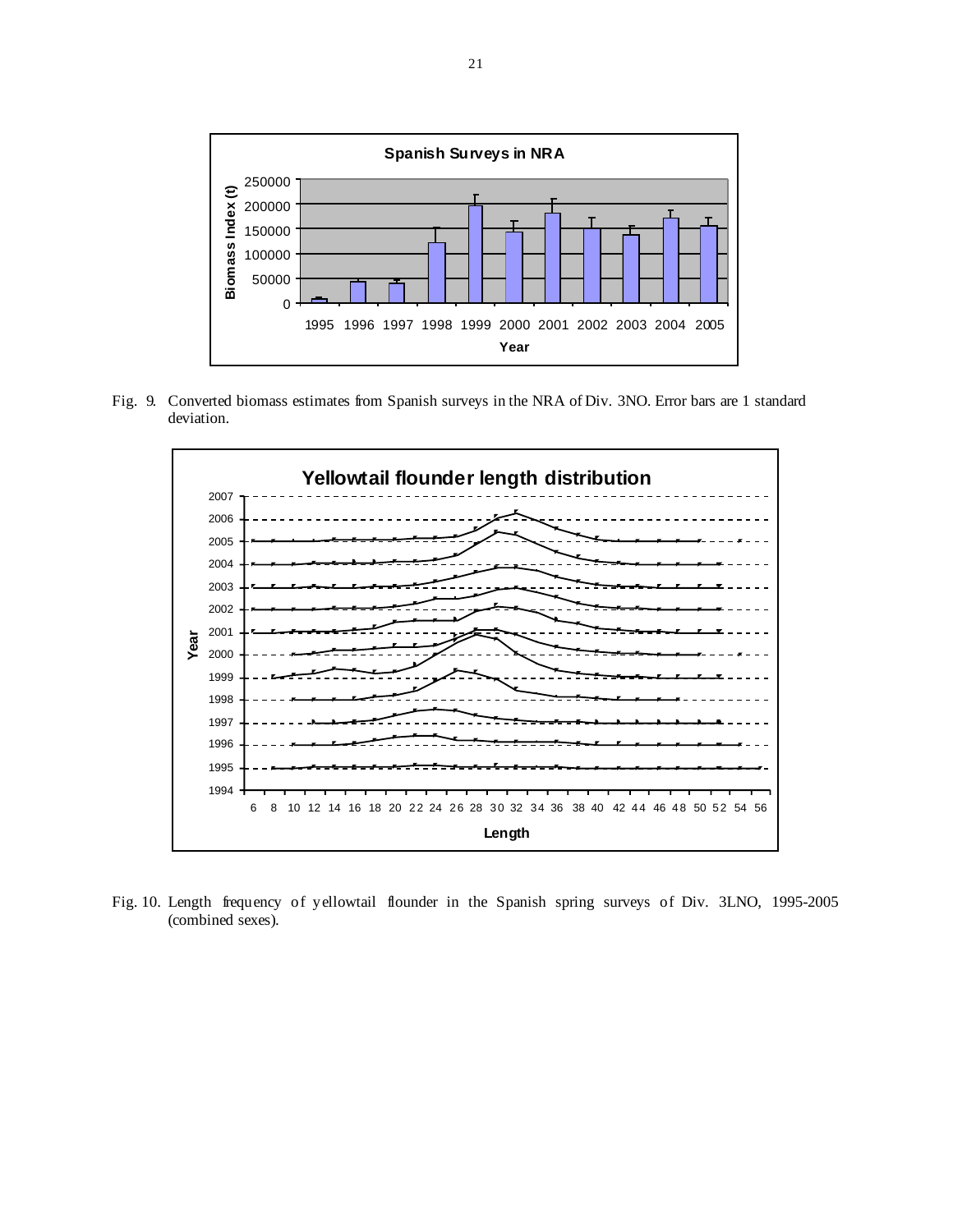Fig. 9. Converted biomass estimates from Spanish surveys in the NRA of Div. 3NO. Error bars are 1 standard deviation.

Fig. 10. Length frequency of yellowtail flounder in the Spanish spring surveys of Div. 3LNO, 1995-2005 (combined sexes).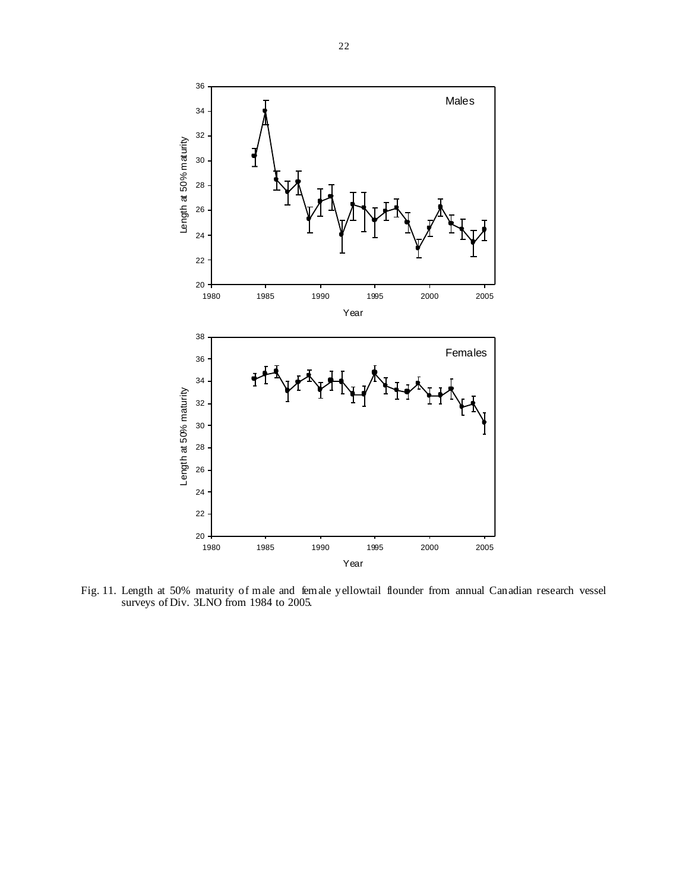Fig. 11. Length at 50% maturity of male and female yellowtail flounder from annual Canadian research vessel surveys of Div. 3LNO from 1984 to 2005.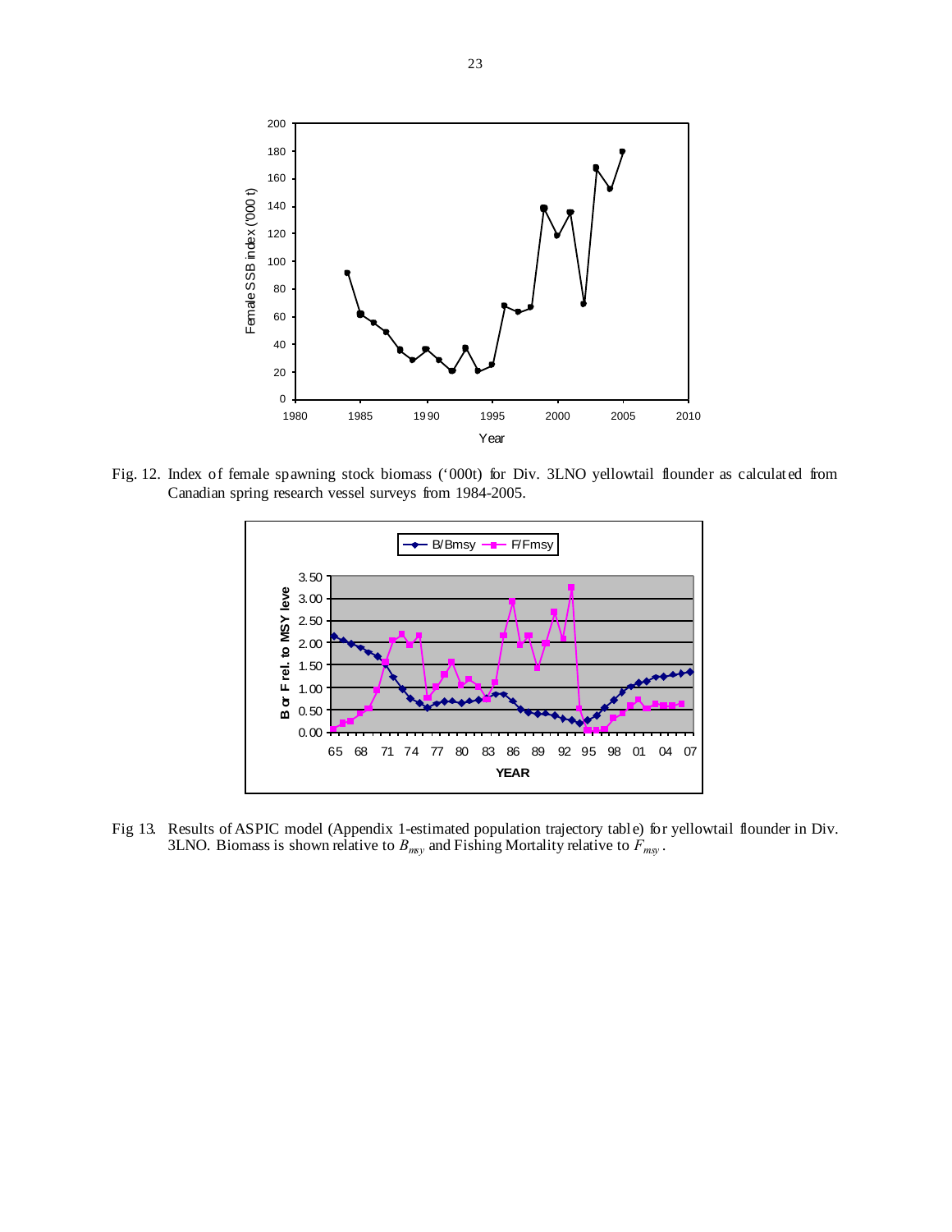Fig. 12. Index of female spawning stock biomass ('000t) for Div. 3LNO yellowtail flounder as calculated from Canadian spring research vessel surveys from 1984-2005.

Fig 13. Results of ASPIC model (Appendix 1-estimated population trajectory table) for yellowtail flounder in Div. 3LNO. Biomass is shown relative to $B_{msy}$ and Fishing Mortality relative to $F_{msy}$.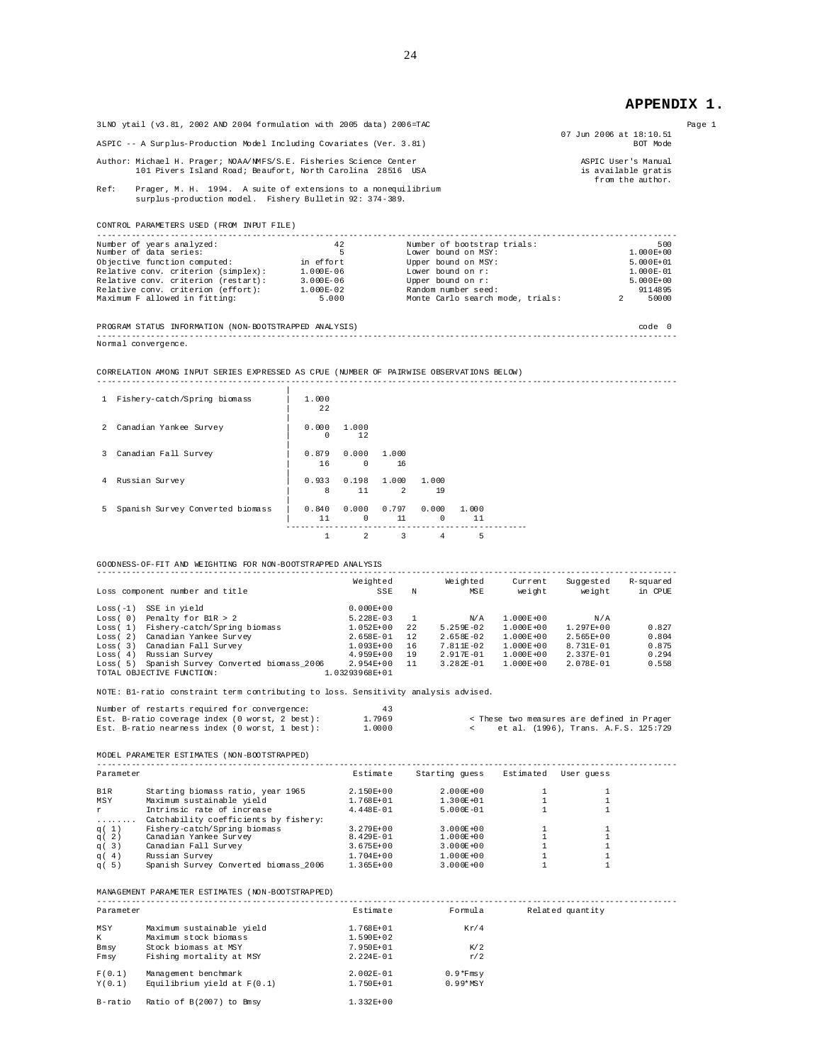# APPENDIX 1.

```
3LNO ytail (v3.81, 2002 AND 2004 formulation with 2005 data) 2006=TAC                                          Page 1
                                                                                       07 Jun 2006 at 18:10.51
ASPIC -- A Surplus-Production Model Including Covariates (Ver. 3.81)                                   BOT Mode

Author: Michael H. Prager; NOAA/NMFS/S.E. Fisheries Science Center                          ASPIC User's Manual
        101 Pivers Island Road; Beaufort, North Carolina  28516  USA                        is available gratis
                                                                                              from the author.
Ref:    Prager, M. H.  1994.  A suite of extensions to a nonequilibrium
        surplus-production model.  Fishery Bulletin 92: 374-389.


CONTROL PARAMETERS USED (FROM INPUT FILE)
--------------------------------------------------------------------------------------------------------------
Number of years analyzed:                      42        Number of bootstrap trials:                       500
Number of data series:                          5        Lower bound on MSY:                         1.000E+00
Objective function computed:            in effort        Upper bound on MSY:                         5.000E+01
Relative conv. criterion (simplex):     1.000E-06        Lower bound on r:                           1.000E-01
Relative conv. criterion (restart):     3.000E-06        Upper bound on r:                           5.000E+00
Relative conv. criterion (effort):      1.000E-02        Random number seed:                           9114895
Maximum F allowed in fitting:               5.000        Monte Carlo search mode, trials:           2    50000


PROGRAM STATUS INFORMATION (NON-BOOTSTRAPPED ANALYSIS)                                                  code  0
--------------------------------------------------------------------------------------------------------------
Normal convergence.


CORRELATION AMONG INPUT SERIES EXPRESSED AS CPUE (NUMBER OF PAIRWISE OBSERVATIONS BELOW)
--------------------------------------------------------------------------------------------------------------
                                      |
 1  Fishery-catch/Spring biomass      |   1.000
                                      |      22
                                      |
 2  Canadian Yankee Survey            |   0.000   1.000
                                      |       0      12
                                      |
 3  Canadian Fall Survey              |   0.879   0.000   1.000
                                      |      16       0      16
                                      |
 4  Russian Survey                    |   0.933   0.198   1.000   1.000
                                      |       8      11       2      19
                                      |
 5  Spanish Survey Converted biomass  |   0.840   0.000   0.797   0.000   1.000
                                      |      11       0      11       0      11
                                      ------------------------------------------------
                                              1       2       3       4       5


GOODNESS-OF-FIT AND WEIGHTING FOR NON-BOOTSTRAPPED ANALYSIS
--------------------------------------------------------------------------------------------------------------
                                               Weighted             Weighted      Current     Suggested   R-squared
Loss component number and title                     SSE     N            MSE       weight        weight     in CPUE

Loss(-1)  SSE in yield                        0.000E+00
Loss( 0)  Penalty for B1R > 2                 5.228E-03     1            N/A    1.000E+00           N/A
Loss( 1)  Fishery-catch/Spring biomass        1.052E+00    22      5.259E-02    1.000E+00     1.297E+00       0.827
Loss( 2)  Canadian Yankee Survey              2.658E-01    12      2.658E-02    1.000E+00     2.565E+00       0.804
Loss( 3)  Canadian Fall Survey                1.093E+00    16      7.811E-02    1.000E+00     8.731E-01       0.875
Loss( 4)  Russian Survey                      4.959E+00    19      2.917E-01    1.000E+00     2.337E-01       0.294
Loss( 5)  Spanish Survey Converted biomass_2006 2.954E+00  11      3.282E-01    1.000E+00     2.078E-01       0.558
TOTAL OBJECTIVE FUNCTION:                  1.03293968E+01

NOTE: B1-ratio constraint term contributing to loss. Sensitivity analysis advised.

Number of restarts required for convergence:          43
Est. B-ratio coverage index (0 worst, 2 best):     1.7969         < These two measures are defined in Prager
Est. B-ratio nearness index (0 worst, 1 best):     1.0000         <     et al. (1996), Trans. A.F.S. 125:729


MODEL PARAMETER ESTIMATES (NON-BOOTSTRAPPED)
--------------------------------------------------------------------------------------------------------------
Parameter                                          Estimate    Starting guess   Estimated   User guess

B1R       Starting biomass ratio, year 1965       2.150E+00        2.000E+00           1            1
MSY       Maximum sustainable yield               1.768E+01        1.300E+01           1            1
r         Intrinsic rate of increase              4.448E-01        5.000E-01           1            1
........  Catchability coefficients by fishery:
q( 1)     Fishery-catch/Spring biomass            3.279E+00        3.000E+00           1            1
q( 2)     Canadian Yankee Survey                  8.429E-01        1.000E+00           1            1
q( 3)     Canadian Fall Survey                    3.675E+00        3.000E+00           1            1
q( 4)     Russian Survey                          1.704E+00        1.000E+00           1            1
q( 5)     Spanish Survey Converted biomass_2006   1.365E+00        3.000E+00           1            1


MANAGEMENT PARAMETER ESTIMATES (NON-BOOTSTRAPPED)
--------------------------------------------------------------------------------------------------------------
Parameter                                          Estimate          Formula       Related quantity

MSY       Maximum sustainable yield               1.768E+01             Kr/4
K         Maximum stock biomass                   1.590E+02
Bmsy      Stock biomass at MSY                    7.950E+01              K/2
Fmsy      Fishing mortality at MSY                2.224E-01              r/2

F(0.1)    Management benchmark                    2.002E-01         0.9*Fmsy
Y(0.1)    Equilibrium yield at F(0.1)             1.750E+01         0.99*MSY

B-ratio   Ratio of B(2007) to Bmsy                1.332E+00
```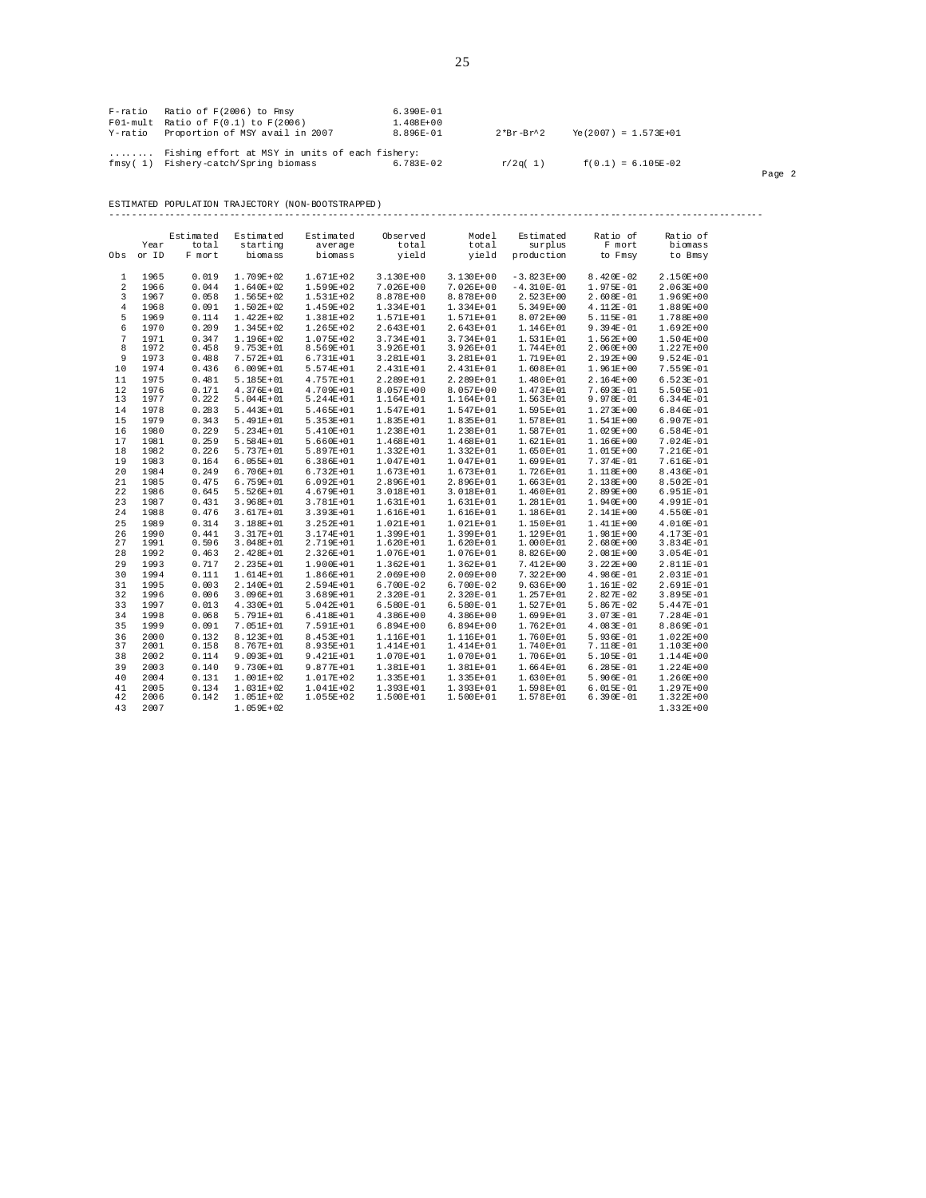```
F-ratio   Ratio of F(2006) to Fmsy                          6.390E-01
F01-mult  Ratio of F(0.1) to F(2006)                        1.408E+00
Y-ratio   Proportion of MSY avail in 2007                   8.896E-01        2*Br-Br^2     Ye(2007) = 1.573E+01

........  Fishing effort at MSY in units of each fishery:
fmsy( 1)  Fishery-catch/Spring biomass                      6.783E-02        r/2q( 1)      f(0.1) = 6.105E-02
```

ESTIMATED POPULATION TRAJECTORY (NON-BOOTSTRAPPED)

| Obs | Year or ID | Estimated total F mort | Estimated starting biomass | Estimated average biomass | Observed total yield | Model total yield | Estimated surplus production | Ratio of F mort to Fmsy | Ratio of biomass to Bmsy |
|---|---|---|---|---|---|---|---|---|---|
| 1 | 1965 | 0.019 | 1.709E+02 | 1.671E+02 | 3.130E+00 | 3.130E+00 | -3.823E+00 | 8.420E-02 | 2.150E+00 |
| 2 | 1966 | 0.044 | 1.640E+02 | 1.599E+02 | 7.026E+00 | 7.026E+00 | -4.310E-01 | 1.975E-01 | 2.063E+00 |
| 3 | 1967 | 0.058 | 1.565E+02 | 1.531E+02 | 8.878E+00 | 8.878E+00 | 2.523E+00 | 2.608E-01 | 1.969E+00 |
| 4 | 1968 | 0.091 | 1.502E+02 | 1.459E+02 | 1.334E+01 | 1.334E+01 | 5.349E+00 | 4.112E-01 | 1.889E+00 |
| 5 | 1969 | 0.114 | 1.422E+02 | 1.381E+02 | 1.571E+01 | 1.571E+01 | 8.072E+00 | 5.115E-01 | 1.788E+00 |
| 6 | 1970 | 0.209 | 1.345E+02 | 1.265E+02 | 2.643E+01 | 2.643E+01 | 1.146E+01 | 9.394E-01 | 1.692E+00 |
| 7 | 1971 | 0.347 | 1.196E+02 | 1.075E+02 | 3.734E+01 | 3.734E+01 | 1.531E+01 | 1.562E+00 | 1.504E+00 |
| 8 | 1972 | 0.458 | 9.753E+01 | 8.569E+01 | 3.926E+01 | 3.926E+01 | 1.744E+01 | 2.060E+00 | 1.227E+00 |
| 9 | 1973 | 0.488 | 7.572E+01 | 6.731E+01 | 3.281E+01 | 3.281E+01 | 1.719E+01 | 2.192E+00 | 9.524E-01 |
| 10 | 1974 | 0.436 | 6.009E+01 | 5.574E+01 | 2.431E+01 | 2.431E+01 | 1.608E+01 | 1.961E+00 | 7.559E-01 |
| 11 | 1975 | 0.481 | 5.185E+01 | 4.757E+01 | 2.289E+01 | 2.289E+01 | 1.480E+01 | 2.164E+00 | 6.523E-01 |
| 12 | 1976 | 0.171 | 4.376E+01 | 4.709E+01 | 8.057E+00 | 8.057E+00 | 1.473E+01 | 7.693E-01 | 5.505E-01 |
| 13 | 1977 | 0.222 | 5.044E+01 | 5.244E+01 | 1.164E+01 | 1.164E+01 | 1.563E+01 | 9.978E-01 | 6.344E-01 |
| 14 | 1978 | 0.283 | 5.443E+01 | 5.465E+01 | 1.547E+01 | 1.547E+01 | 1.595E+01 | 1.273E+00 | 6.846E-01 |
| 15 | 1979 | 0.343 | 5.491E+01 | 5.353E+01 | 1.835E+01 | 1.835E+01 | 1.578E+01 | 1.541E+00 | 6.907E-01 |
| 16 | 1980 | 0.229 | 5.234E+01 | 5.410E+01 | 1.238E+01 | 1.238E+01 | 1.587E+01 | 1.029E+00 | 6.584E-01 |
| 17 | 1981 | 0.259 | 5.584E+01 | 5.660E+01 | 1.468E+01 | 1.468E+01 | 1.621E+01 | 1.166E+00 | 7.024E-01 |
| 18 | 1982 | 0.226 | 5.737E+01 | 5.897E+01 | 1.332E+01 | 1.332E+01 | 1.650E+01 | 1.015E+00 | 7.216E-01 |
| 19 | 1983 | 0.164 | 6.055E+01 | 6.386E+01 | 1.047E+01 | 1.047E+01 | 1.699E+01 | 7.374E-01 | 7.616E-01 |
| 20 | 1984 | 0.249 | 6.706E+01 | 6.732E+01 | 1.673E+01 | 1.673E+01 | 1.726E+01 | 1.118E+00 | 8.436E-01 |
| 21 | 1985 | 0.475 | 6.759E+01 | 6.092E+01 | 2.896E+01 | 2.896E+01 | 1.663E+01 | 2.138E+00 | 8.502E-01 |
| 22 | 1986 | 0.645 | 5.526E+01 | 4.679E+01 | 3.018E+01 | 3.018E+01 | 1.460E+01 | 2.899E+00 | 6.951E-01 |
| 23 | 1987 | 0.431 | 3.968E+01 | 3.781E+01 | 1.631E+01 | 1.631E+01 | 1.281E+01 | 1.940E+00 | 4.991E-01 |
| 24 | 1988 | 0.476 | 3.617E+01 | 3.393E+01 | 1.616E+01 | 1.616E+01 | 1.186E+01 | 2.141E+00 | 4.550E-01 |
| 25 | 1989 | 0.314 | 3.188E+01 | 3.252E+01 | 1.021E+01 | 1.021E+01 | 1.150E+01 | 1.411E+00 | 4.010E-01 |
| 26 | 1990 | 0.441 | 3.317E+01 | 3.174E+01 | 1.399E+01 | 1.399E+01 | 1.129E+01 | 1.981E+00 | 4.173E-01 |
| 27 | 1991 | 0.596 | 3.048E+01 | 2.719E+01 | 1.620E+01 | 1.620E+01 | 1.000E+01 | 2.680E+00 | 3.834E-01 |
| 28 | 1992 | 0.463 | 2.428E+01 | 2.326E+01 | 1.076E+01 | 1.076E+01 | 8.826E+00 | 2.081E+00 | 3.054E-01 |
| 29 | 1993 | 0.717 | 2.235E+01 | 1.900E+01 | 1.362E+01 | 1.362E+01 | 7.412E+00 | 3.222E+00 | 2.811E-01 |
| 30 | 1994 | 0.111 | 1.614E+01 | 1.866E+01 | 2.069E+00 | 2.069E+00 | 7.322E+00 | 4.986E-01 | 2.031E-01 |
| 31 | 1995 | 0.003 | 2.140E+01 | 2.594E+01 | 6.700E-02 | 6.700E-02 | 9.636E+00 | 1.161E-02 | 2.691E-01 |
| 32 | 1996 | 0.006 | 3.096E+01 | 3.689E+01 | 2.320E-01 | 2.320E-01 | 1.257E+01 | 2.827E-02 | 3.895E-01 |
| 33 | 1997 | 0.013 | 4.330E+01 | 5.042E+01 | 6.580E-01 | 6.580E-01 | 1.527E+01 | 5.867E-02 | 5.447E-01 |
| 34 | 1998 | 0.068 | 5.791E+01 | 6.418E+01 | 4.386E+00 | 4.386E+00 | 1.699E+01 | 3.073E-01 | 7.284E-01 |
| 35 | 1999 | 0.091 | 7.051E+01 | 7.591E+01 | 6.894E+00 | 6.894E+00 | 1.762E+01 | 4.083E-01 | 8.869E-01 |
| 36 | 2000 | 0.132 | 8.123E+01 | 8.453E+01 | 1.116E+01 | 1.116E+01 | 1.760E+01 | 5.936E-01 | 1.022E+00 |
| 37 | 2001 | 0.158 | 8.767E+01 | 8.935E+01 | 1.414E+01 | 1.414E+01 | 1.740E+01 | 7.118E-01 | 1.103E+00 |
| 38 | 2002 | 0.114 | 9.093E+01 | 9.421E+01 | 1.070E+01 | 1.070E+01 | 1.706E+01 | 5.105E-01 | 1.144E+00 |
| 39 | 2003 | 0.140 | 9.730E+01 | 9.877E+01 | 1.381E+01 | 1.381E+01 | 1.664E+01 | 6.285E-01 | 1.224E+00 |
| 40 | 2004 | 0.131 | 1.001E+02 | 1.017E+02 | 1.335E+01 | 1.335E+01 | 1.630E+01 | 5.906E-01 | 1.260E+00 |
| 41 | 2005 | 0.134 | 1.031E+02 | 1.041E+02 | 1.393E+01 | 1.393E+01 | 1.598E+01 | 6.015E-01 | 1.297E+00 |
| 42 | 2006 | 0.142 | 1.051E+02 | 1.055E+02 | 1.500E+01 | 1.500E+01 | 1.578E+01 | 6.390E-01 | 1.322E+00 |
| 43 | 2007 | | 1.059E+02 | | | | | | 1.332E+00 |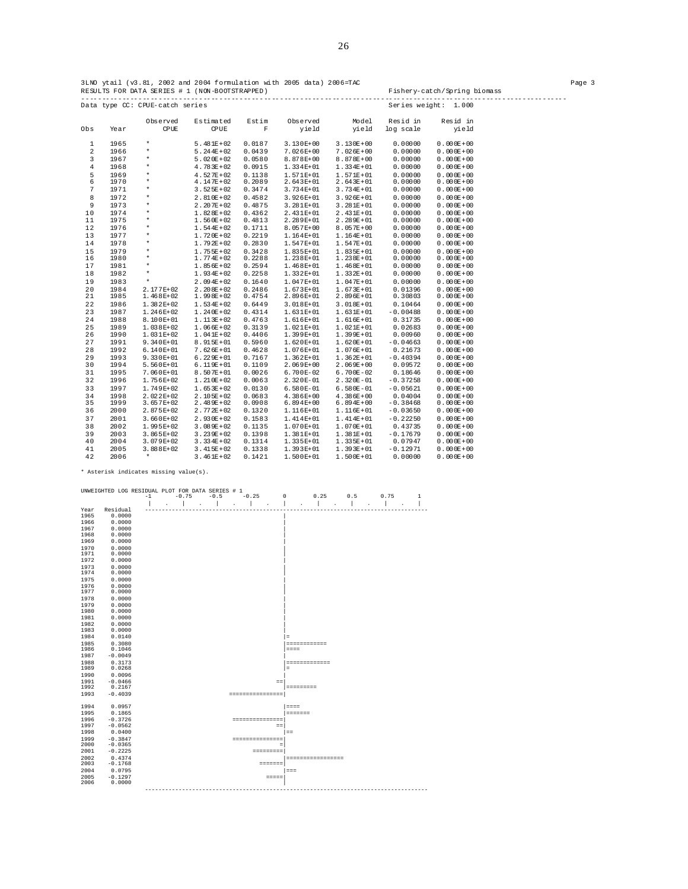3LNO ytail (v3.81, 2002 and 2004 formulation with 2005 data) 2006=TAC

RESULTS FOR DATA SERIES # 1 (NON-BOOTSTRAPPED) Fishery-catch/Spring biomass

Data type CC: CPUE-catch series Series weight: 1.000

| Obs | Year | Observed CPUE | Estimated CPUE | Estim F | Observed yield | Model yield | Resid in log scale | Resid in yield |
|---|---|---|---|---|---|---|---|---|
| 1 | 1965 | * | 5.481E+02 | 0.0187 | 3.130E+00 | 3.130E+00 | 0.00000 | 0.000E+00 |
| 2 | 1966 | * | 5.244E+02 | 0.0439 | 7.026E+00 | 7.026E+00 | 0.00000 | 0.000E+00 |
| 3 | 1967 | * | 5.020E+02 | 0.0580 | 8.878E+00 | 8.878E+00 | 0.00000 | 0.000E+00 |
| 4 | 1968 | * | 4.783E+02 | 0.0915 | 1.334E+01 | 1.334E+01 | 0.00000 | 0.000E+00 |
| 5 | 1969 | * | 4.527E+02 | 0.1138 | 1.571E+01 | 1.571E+01 | 0.00000 | 0.000E+00 |
| 6 | 1970 | * | 4.147E+02 | 0.2089 | 2.643E+01 | 2.643E+01 | 0.00000 | 0.000E+00 |
| 7 | 1971 | * | 3.525E+02 | 0.3474 | 3.734E+01 | 3.734E+01 | 0.00000 | 0.000E+00 |
| 8 | 1972 | * | 2.810E+02 | 0.4582 | 3.926E+01 | 3.926E+01 | 0.00000 | 0.000E+00 |
| 9 | 1973 | * | 2.207E+02 | 0.4875 | 3.281E+01 | 3.281E+01 | 0.00000 | 0.000E+00 |
| 10 | 1974 | * | 1.828E+02 | 0.4362 | 2.431E+01 | 2.431E+01 | 0.00000 | 0.000E+00 |
| 11 | 1975 | * | 1.560E+02 | 0.4813 | 2.289E+01 | 2.289E+01 | 0.00000 | 0.000E+00 |
| 12 | 1976 | * | 1.544E+02 | 0.1711 | 8.057E+00 | 8.057E+00 | 0.00000 | 0.000E+00 |
| 13 | 1977 | * | 1.720E+02 | 0.2219 | 1.164E+01 | 1.164E+01 | 0.00000 | 0.000E+00 |
| 14 | 1978 | * | 1.792E+02 | 0.2830 | 1.547E+01 | 1.547E+01 | 0.00000 | 0.000E+00 |
| 15 | 1979 | * | 1.755E+02 | 0.3428 | 1.835E+01 | 1.835E+01 | 0.00000 | 0.000E+00 |
| 16 | 1980 | * | 1.774E+02 | 0.2288 | 1.238E+01 | 1.238E+01 | 0.00000 | 0.000E+00 |
| 17 | 1981 | * | 1.856E+02 | 0.2594 | 1.468E+01 | 1.468E+01 | 0.00000 | 0.000E+00 |
| 18 | 1982 | * | 1.934E+02 | 0.2258 | 1.332E+01 | 1.332E+01 | 0.00000 | 0.000E+00 |
| 19 | 1983 | * | 2.094E+02 | 0.1640 | 1.047E+01 | 1.047E+01 | 0.00000 | 0.000E+00 |
| 20 | 1984 | 2.177E+02 | 2.208E+02 | 0.2486 | 1.673E+01 | 1.673E+01 | 0.01396 | 0.000E+00 |
| 21 | 1985 | 1.468E+02 | 1.998E+02 | 0.4754 | 2.896E+01 | 2.896E+01 | 0.30803 | 0.000E+00 |
| 22 | 1986 | 1.382E+02 | 1.534E+02 | 0.6449 | 3.018E+01 | 3.018E+01 | 0.10464 | 0.000E+00 |
| 23 | 1987 | 1.246E+02 | 1.240E+02 | 0.4314 | 1.631E+01 | 1.631E+01 | -0.00488 | 0.000E+00 |
| 24 | 1988 | 8.100E+01 | 1.113E+02 | 0.4763 | 1.616E+01 | 1.616E+01 | 0.31735 | 0.000E+00 |
| 25 | 1989 | 1.038E+02 | 1.066E+02 | 0.3139 | 1.021E+01 | 1.021E+01 | 0.02683 | 0.000E+00 |
| 26 | 1990 | 1.031E+02 | 1.041E+02 | 0.4406 | 1.399E+01 | 1.399E+01 | 0.00960 | 0.000E+00 |
| 27 | 1991 | 9.340E+01 | 8.915E+01 | 0.5960 | 1.620E+01 | 1.620E+01 | -0.04663 | 0.000E+00 |
| 28 | 1992 | 6.140E+01 | 7.626E+01 | 0.4628 | 1.076E+01 | 1.076E+01 | 0.21673 | 0.000E+00 |
| 29 | 1993 | 9.330E+01 | 6.229E+01 | 0.7167 | 1.362E+01 | 1.362E+01 | -0.40394 | 0.000E+00 |
| 30 | 1994 | 5.560E+01 | 6.119E+01 | 0.1109 | 2.069E+00 | 2.069E+00 | 0.09572 | 0.000E+00 |
| 31 | 1995 | 7.060E+01 | 8.507E+01 | 0.0026 | 6.700E-02 | 6.700E-02 | 0.18646 | 0.000E+00 |
| 32 | 1996 | 1.756E+02 | 1.210E+02 | 0.0063 | 2.320E-01 | 2.320E-01 | -0.37258 | 0.000E+00 |
| 33 | 1997 | 1.749E+02 | 1.653E+02 | 0.0130 | 6.580E-01 | 6.580E-01 | -0.05621 | 0.000E+00 |
| 34 | 1998 | 2.022E+02 | 2.105E+02 | 0.0683 | 4.386E+00 | 4.386E+00 | 0.04004 | 0.000E+00 |
| 35 | 1999 | 3.657E+02 | 2.489E+02 | 0.0908 | 6.894E+00 | 6.894E+00 | -0.38468 | 0.000E+00 |
| 36 | 2000 | 2.875E+02 | 2.772E+02 | 0.1320 | 1.116E+01 | 1.116E+01 | -0.03650 | 0.000E+00 |
| 37 | 2001 | 3.660E+02 | 2.930E+02 | 0.1583 | 1.414E+01 | 1.414E+01 | -0.22250 | 0.000E+00 |
| 38 | 2002 | 1.995E+02 | 3.089E+02 | 0.1135 | 1.070E+01 | 1.070E+01 | 0.43735 | 0.000E+00 |
| 39 | 2003 | 3.865E+02 | 3.239E+02 | 0.1398 | 1.381E+01 | 1.381E+01 | -0.17679 | 0.000E+00 |
| 40 | 2004 | 3.079E+02 | 3.334E+02 | 0.1314 | 1.335E+01 | 1.335E+01 | 0.07947 | 0.000E+00 |
| 41 | 2005 | 3.888E+02 | 3.415E+02 | 0.1338 | 1.393E+01 | 1.393E+01 | -0.12971 | 0.000E+00 |
| 42 | 2006 | * | 3.461E+02 | 0.1421 | 1.500E+01 | 1.500E+01 | 0.00000 | 0.000E+00 |

\* Asterisk indicates missing value(s).

```
UNWEIGHTED LOG RESIDUAL PLOT FOR DATA SERIES # 1
                  -1      -0.75     -0.5     -0.25       0       0.25      0.5      0.75       1
                   |    .    |    .    |    .    |    .    |    .    |    .    |    .    |    .    |
Year   Residual   ------------------------------------------------------------------------------------
1965    0.0000                                           |
1966    0.0000                                           |
1967    0.0000                                           |
1968    0.0000                                           |
1969    0.0000                                           |
1970    0.0000                                           |
1971    0.0000                                           |
1972    0.0000                                           |
1973    0.0000                                           |
1974    0.0000                                           |
1975    0.0000                                           |
1976    0.0000                                           |
1977    0.0000                                           |
1978    0.0000                                           |
1979    0.0000                                           |
1980    0.0000                                           |
1981    0.0000                                           |
1982    0.0000                                           |
1983    0.0000                                           |
1984    0.0140                                           |=
1985    0.3080                                           |============
1986    0.1046                                           |====
1987   -0.0049                                           |
1988    0.3173                                           |=============
1989    0.0268                                           |=
1990    0.0096                                           |
1991   -0.0466                                         ==|
1992    0.2167                                           |=========
1993   -0.4039                           ================|

1994    0.0957                                           |====
1995    0.1865                                           |=======
1996   -0.3726                            ===============|
1997   -0.0562                                         ==|
1998    0.0400                                           |==
1999   -0.3847                            ===============|
2000   -0.0365                                          =|
2001   -0.2225                                  =========|
2002    0.4374                                           |=================
2003   -0.1768                                    =======|
2004    0.0795                                           |===
2005   -0.1297                                      =====|
2006    0.0000                                           |
                  ------------------------------------------------------------------------------------
```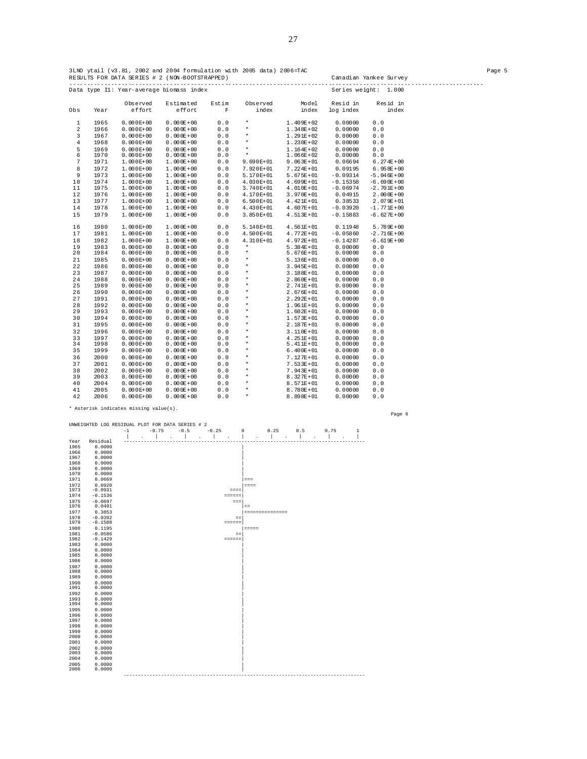3LNO ytail (v3.81, 2002 and 2004 formulation with 2005 data) 2006=TAC

RESULTS FOR DATA SERIES # 2 (NON-BOOTSTRAPPED) Canadian Yankee Survey

Data type I1: Year-average biomass index Series weight: 1.000

| Obs | Year | Observed effort | Estimated effort | Estim F | Observed index | Model index | Resid in log index | Resid in index |
|---|---|---|---|---|---|---|---|---|
| 1 | 1965 | 0.000E+00 | 0.000E+00 | 0.0 | * | 1.409E+02 | 0.00000 | 0.0 |
| 2 | 1966 | 0.000E+00 | 0.000E+00 | 0.0 | * | 1.348E+02 | 0.00000 | 0.0 |
| 3 | 1967 | 0.000E+00 | 0.000E+00 | 0.0 | * | 1.291E+02 | 0.00000 | 0.0 |
| 4 | 1968 | 0.000E+00 | 0.000E+00 | 0.0 | * | 1.230E+02 | 0.00000 | 0.0 |
| 5 | 1969 | 0.000E+00 | 0.000E+00 | 0.0 | * | 1.164E+02 | 0.00000 | 0.0 |
| 6 | 1970 | 0.000E+00 | 0.000E+00 | 0.0 | * | 1.066E+02 | 0.00000 | 0.0 |
| 7 | 1971 | 1.000E+00 | 1.000E+00 | 0.0 | 9.690E+01 | 9.063E+01 | 0.06694 | 6.274E+00 |
| 8 | 1972 | 1.000E+00 | 1.000E+00 | 0.0 | 7.920E+01 | 7.224E+01 | 0.09195 | 6.958E+00 |
| 9 | 1973 | 1.000E+00 | 1.000E+00 | 0.0 | 5.170E+01 | 5.675E+01 | -0.09314 | -5.046E+00 |
| 10 | 1974 | 1.000E+00 | 1.000E+00 | 0.0 | 4.030E+01 | 4.699E+01 | -0.15358 | -6.690E+00 |
| 11 | 1975 | 1.000E+00 | 1.000E+00 | 0.0 | 3.740E+01 | 4.010E+01 | -0.06974 | -2.701E+00 |
| 12 | 1976 | 1.000E+00 | 1.000E+00 | 0.0 | 4.170E+01 | 3.970E+01 | 0.04915 | 2.000E+00 |
| 13 | 1977 | 1.000E+00 | 1.000E+00 | 0.0 | 6.500E+01 | 4.421E+01 | 0.38533 | 2.079E+01 |
| 14 | 1978 | 1.000E+00 | 1.000E+00 | 0.0 | 4.430E+01 | 4.607E+01 | -0.03920 | -1.771E+00 |
| 15 | 1979 | 1.000E+00 | 1.000E+00 | 0.0 | 3.850E+01 | 4.513E+01 | -0.15883 | -6.627E+00 |
| 16 | 1980 | 1.000E+00 | 1.000E+00 | 0.0 | 5.140E+01 | 4.561E+01 | 0.11948 | 5.789E+00 |
| 17 | 1981 | 1.000E+00 | 1.000E+00 | 0.0 | 4.500E+01 | 4.772E+01 | -0.05860 | -2.716E+00 |
| 18 | 1982 | 1.000E+00 | 1.000E+00 | 0.0 | 4.310E+01 | 4.972E+01 | -0.14287 | -6.619E+00 |
| 19 | 1983 | 0.000E+00 | 0.000E+00 | 0.0 | * | 5.384E+01 | 0.00000 | 0.0 |
| 20 | 1984 | 0.000E+00 | 0.000E+00 | 0.0 | * | 5.676E+01 | 0.00000 | 0.0 |
| 21 | 1985 | 0.000E+00 | 0.000E+00 | 0.0 | * | 5.136E+01 | 0.00000 | 0.0 |
| 22 | 1986 | 0.000E+00 | 0.000E+00 | 0.0 | * | 3.945E+01 | 0.00000 | 0.0 |
| 23 | 1987 | 0.000E+00 | 0.000E+00 | 0.0 | * | 3.188E+01 | 0.00000 | 0.0 |
| 24 | 1988 | 0.000E+00 | 0.000E+00 | 0.0 | * | 2.860E+01 | 0.00000 | 0.0 |
| 25 | 1989 | 0.000E+00 | 0.000E+00 | 0.0 | * | 2.741E+01 | 0.00000 | 0.0 |
| 26 | 1990 | 0.000E+00 | 0.000E+00 | 0.0 | * | 2.676E+01 | 0.00000 | 0.0 |
| 27 | 1991 | 0.000E+00 | 0.000E+00 | 0.0 | * | 2.292E+01 | 0.00000 | 0.0 |
| 28 | 1992 | 0.000E+00 | 0.000E+00 | 0.0 | * | 1.961E+01 | 0.00000 | 0.0 |
| 29 | 1993 | 0.000E+00 | 0.000E+00 | 0.0 | * | 1.602E+01 | 0.00000 | 0.0 |
| 30 | 1994 | 0.000E+00 | 0.000E+00 | 0.0 | * | 1.573E+01 | 0.00000 | 0.0 |
| 31 | 1995 | 0.000E+00 | 0.000E+00 | 0.0 | * | 2.187E+01 | 0.00000 | 0.0 |
| 32 | 1996 | 0.000E+00 | 0.000E+00 | 0.0 | * | 3.110E+01 | 0.00000 | 0.0 |
| 33 | 1997 | 0.000E+00 | 0.000E+00 | 0.0 | * | 4.251E+01 | 0.00000 | 0.0 |
| 34 | 1998 | 0.000E+00 | 0.000E+00 | 0.0 | * | 5.411E+01 | 0.00000 | 0.0 |
| 35 | 1999 | 0.000E+00 | 0.000E+00 | 0.0 | * | 6.400E+01 | 0.00000 | 0.0 |
| 36 | 2000 | 0.000E+00 | 0.000E+00 | 0.0 | * | 7.127E+01 | 0.00000 | 0.0 |
| 37 | 2001 | 0.000E+00 | 0.000E+00 | 0.0 | * | 7.533E+01 | 0.00000 | 0.0 |
| 38 | 2002 | 0.000E+00 | 0.000E+00 | 0.0 | * | 7.943E+01 | 0.00000 | 0.0 |
| 39 | 2003 | 0.000E+00 | 0.000E+00 | 0.0 | * | 8.327E+01 | 0.00000 | 0.0 |
| 40 | 2004 | 0.000E+00 | 0.000E+00 | 0.0 | * | 8.571E+01 | 0.00000 | 0.0 |
| 41 | 2005 | 0.000E+00 | 0.000E+00 | 0.0 | * | 8.780E+01 | 0.00000 | 0.0 |
| 42 | 2006 | 0.000E+00 | 0.000E+00 | 0.0 | * | 8.898E+01 | 0.00000 | 0.0 |

* Asterisk indicates missing value(s).

```
UNWEIGHTED LOG RESIDUAL PLOT FOR DATA SERIES # 2
                  -1      -0.75     -0.5     -0.25      0       0.25      0.5      0.75       1
                   |    .    |    .    |    .    |    .    |    .    |    .    |    .    |    .    |
Year   Residual   -------------------------------------------------------------------------------------
1965    0.0000                                           |
1966    0.0000                                           |
1967    0.0000                                           |
1968    0.0000                                           |
1969    0.0000                                           |
1970    0.0000                                           |
1971    0.0669                                           |===
1972    0.0920                                           |====
1973   -0.0931                                       ====|
1974   -0.1536                                     ======|
1975   -0.0697                                        ===|
1976    0.0491                                           |==
1977    0.3853                                           |===============
1978   -0.0392                                         ==|
1979   -0.1588                                     ======|
1980    0.1195                                           |=====
1981   -0.0586                                         ==|
1982   -0.1429                                     ======|
1983    0.0000                                           |
1984    0.0000                                           |
1985    0.0000                                           |
1986    0.0000                                           |
1987    0.0000                                           |
1988    0.0000                                           |
1989    0.0000                                           |
1990    0.0000                                           |
1991    0.0000                                           |
1992    0.0000                                           |
1993    0.0000                                           |
1994    0.0000                                           |
1995    0.0000                                           |
1996    0.0000                                           |
1997    0.0000                                           |
1998    0.0000                                           |
1999    0.0000                                           |
2000    0.0000                                           |
2001    0.0000                                           |
2002    0.0000                                           |
2003    0.0000                                           |
2004    0.0000                                           |
2005    0.0000                                           |
2006    0.0000                                           |
                  -------------------------------------------------------------------------------------
```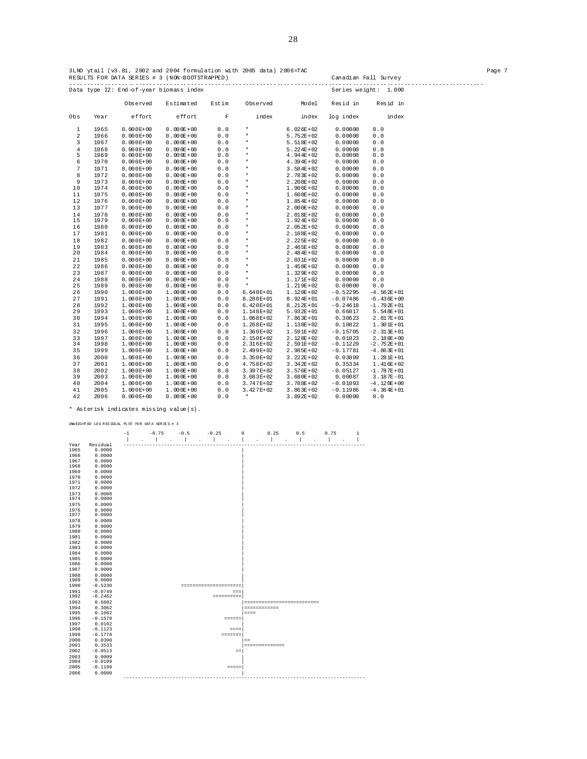3LNO ytail (v3.81, 2002 and 2004 formulation with 2005 data) 2006=TAC

RESULTS FOR DATA SERIES # 3 (NON-BOOTSTRAPPED) Canadian Fall Survey

Data type I2: End-of-year biomass index Series weight: 1.000

| Obs | Year | Observed effort | Estimated effort | Estim F | Observed index | Model index | Resid in log index | Resid in index |
|---|---|---|---|---|---|---|---|---|
| 1 | 1965 | 0.000E+00 | 0.000E+00 | 0.0 | * | 6.026E+02 | 0.00000 | 0.0 |
| 2 | 1966 | 0.000E+00 | 0.000E+00 | 0.0 | * | 5.752E+02 | 0.00000 | 0.0 |
| 3 | 1967 | 0.000E+00 | 0.000E+00 | 0.0 | * | 5.518E+02 | 0.00000 | 0.0 |
| 4 | 1968 | 0.000E+00 | 0.000E+00 | 0.0 | * | 5.224E+02 | 0.00000 | 0.0 |
| 5 | 1969 | 0.000E+00 | 0.000E+00 | 0.0 | * | 4.944E+02 | 0.00000 | 0.0 |
| 6 | 1970 | 0.000E+00 | 0.000E+00 | 0.0 | * | 4.394E+02 | 0.00000 | 0.0 |
| 7 | 1971 | 0.000E+00 | 0.000E+00 | 0.0 | * | 3.584E+02 | 0.00000 | 0.0 |
| 8 | 1972 | 0.000E+00 | 0.000E+00 | 0.0 | * | 2.783E+02 | 0.00000 | 0.0 |
| 9 | 1973 | 0.000E+00 | 0.000E+00 | 0.0 | * | 2.208E+02 | 0.00000 | 0.0 |
| 10 | 1974 | 0.000E+00 | 0.000E+00 | 0.0 | * | 1.906E+02 | 0.00000 | 0.0 |
| 11 | 1975 | 0.000E+00 | 0.000E+00 | 0.0 | * | 1.608E+02 | 0.00000 | 0.0 |
| 12 | 1976 | 0.000E+00 | 0.000E+00 | 0.0 | * | 1.854E+02 | 0.00000 | 0.0 |
| 13 | 1977 | 0.000E+00 | 0.000E+00 | 0.0 | * | 2.000E+02 | 0.00000 | 0.0 |
| 14 | 1978 | 0.000E+00 | 0.000E+00 | 0.0 | * | 2.018E+02 | 0.00000 | 0.0 |
| 15 | 1979 | 0.000E+00 | 0.000E+00 | 0.0 | * | 1.924E+02 | 0.00000 | 0.0 |
| 16 | 1980 | 0.000E+00 | 0.000E+00 | 0.0 | * | 2.052E+02 | 0.00000 | 0.0 |
| 17 | 1981 | 0.000E+00 | 0.000E+00 | 0.0 | * | 2.108E+02 | 0.00000 | 0.0 |
| 18 | 1982 | 0.000E+00 | 0.000E+00 | 0.0 | * | 2.225E+02 | 0.00000 | 0.0 |
| 19 | 1983 | 0.000E+00 | 0.000E+00 | 0.0 | * | 2.465E+02 | 0.00000 | 0.0 |
| 20 | 1984 | 0.000E+00 | 0.000E+00 | 0.0 | * | 2.484E+02 | 0.00000 | 0.0 |
| 21 | 1985 | 0.000E+00 | 0.000E+00 | 0.0 | * | 2.031E+02 | 0.00000 | 0.0 |
| 22 | 1986 | 0.000E+00 | 0.000E+00 | 0.0 | * | 1.458E+02 | 0.00000 | 0.0 |
| 23 | 1987 | 0.000E+00 | 0.000E+00 | 0.0 | * | 1.329E+02 | 0.00000 | 0.0 |
| 24 | 1988 | 0.000E+00 | 0.000E+00 | 0.0 | * | 1.171E+02 | 0.00000 | 0.0 |
| 25 | 1989 | 0.000E+00 | 0.000E+00 | 0.0 | * | 1.219E+02 | 0.00000 | 0.0 |
| 26 | 1990 | 1.000E+00 | 1.000E+00 | 0.0 | 6.640E+01 | 1.120E+02 | -0.52295 | -4.562E+01 |
| 27 | 1991 | 1.000E+00 | 1.000E+00 | 0.0 | 8.280E+01 | 8.924E+01 | -0.07486 | -6.436E+00 |
| 28 | 1992 | 1.000E+00 | 1.000E+00 | 0.0 | 6.420E+01 | 8.212E+01 | -0.24618 | -1.792E+01 |
| 29 | 1993 | 1.000E+00 | 1.000E+00 | 0.0 | 1.148E+02 | 5.932E+01 | 0.66017 | 5.548E+01 |
| 30 | 1994 | 1.000E+00 | 1.000E+00 | 0.0 | 1.068E+02 | 7.863E+01 | 0.30623 | 2.817E+01 |
| 31 | 1995 | 1.000E+00 | 1.000E+00 | 0.0 | 1.268E+02 | 1.138E+02 | 0.10822 | 1.301E+01 |
| 32 | 1996 | 1.000E+00 | 1.000E+00 | 0.0 | 1.360E+02 | 1.591E+02 | -0.15705 | -2.313E+01 |
| 33 | 1997 | 1.000E+00 | 1.000E+00 | 0.0 | 2.150E+02 | 2.128E+02 | 0.01023 | 2.188E+00 |
| 34 | 1998 | 1.000E+00 | 1.000E+00 | 0.0 | 2.316E+02 | 2.591E+02 | -0.11229 | -2.752E+01 |
| 35 | 1999 | 1.000E+00 | 1.000E+00 | 0.0 | 2.499E+02 | 2.985E+02 | -0.17781 | -4.863E+01 |
| 36 | 2000 | 1.000E+00 | 1.000E+00 | 0.0 | 3.350E+02 | 3.222E+02 | 0.03899 | 1.281E+01 |
| 37 | 2001 | 1.000E+00 | 1.000E+00 | 0.0 | 4.758E+02 | 3.342E+02 | 0.35334 | 1.416E+02 |
| 38 | 2002 | 1.000E+00 | 1.000E+00 | 0.0 | 3.397E+02 | 3.576E+02 | -0.05127 | -1.787E+01 |
| 39 | 2003 | 1.000E+00 | 1.000E+00 | 0.0 | 3.683E+02 | 3.680E+02 | 0.00087 | 3.187E-01 |
| 40 | 2004 | 1.000E+00 | 1.000E+00 | 0.0 | 3.747E+02 | 3.788E+02 | -0.01093 | -4.120E+00 |
| 41 | 2005 | 1.000E+00 | 1.000E+00 | 0.0 | 3.427E+02 | 3.863E+02 | -0.11986 | -4.364E+01 |
| 42 | 2006 | 0.000E+00 | 0.000E+00 | 0.0 | * | 3.892E+02 | 0.00000 | 0.0 |

* Asterisk indicates missing value(s).

UNWEIGHTED LOG RESIDUAL PLOT FOR DATA SERIES # 3

```
               -1      -0.75     -0.5     -0.25      0       0.25      0.5      0.75      1
                |   .    |    .    |    .    |    .   |    .    |    .    |    .    |    .    |
Year  Residual ------------------------------------------------------------------------------------
1965   0.0000                                         |
1966   0.0000                                         |
1967   0.0000                                         |
1968   0.0000                                         |
1969   0.0000                                         |
1970   0.0000                                         |
1971   0.0000                                         |
1972   0.0000                                         |
1973   0.0000                                         |
1974   0.0000                                         |
1975   0.0000                                         |
1976   0.0000                                         |
1977   0.0000                                         |
1978   0.0000                                         |
1979   0.0000                                         |
1980   0.0000                                         |
1981   0.0000                                         |
1982   0.0000                                         |
1983   0.0000                                         |
1984   0.0000                                         |
1985   0.0000                                         |
1986   0.0000                                         |
1987   0.0000                                         |
1988   0.0000                                         |
1989   0.0000                                         |
1990  -0.5230                 =====================|
1991  -0.0749                                   ===|
1992  -0.2462                            ==========|
1993   0.6602                                      |==========================
1994   0.3062                                      |============
1995   0.1082                                      |====
1996  -0.1570                                ======|
1997   0.0102                                      |
1998  -0.1123                                  ====|
1999  -0.1778                               =======|
2000   0.0390                                      |==
2001   0.3533                                      |==============
2002  -0.0513                                    ==|
2003   0.0009                                      |
2004  -0.0109                                      |
2005  -0.1199                                 =====|
2006   0.0000                                      |
               ------------------------------------------------------------------------------------
```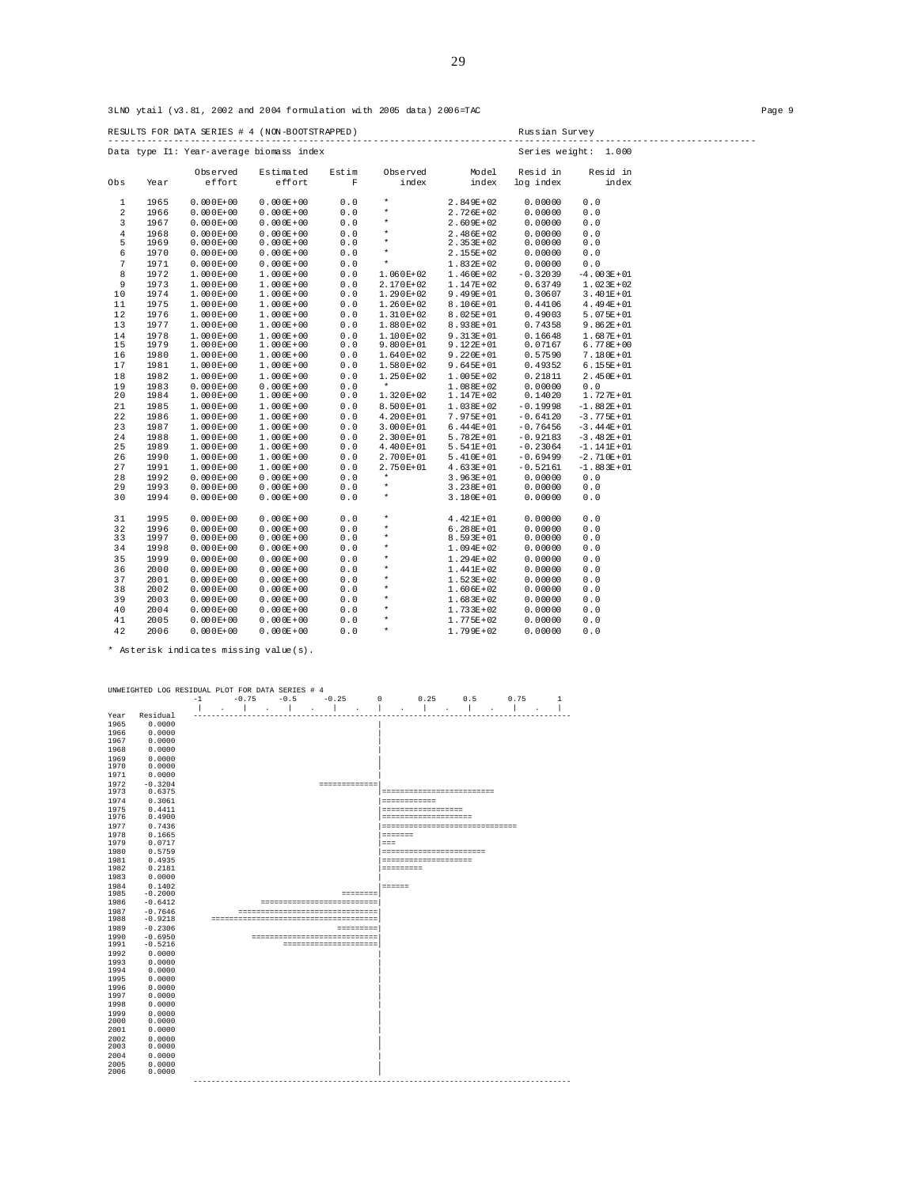3LNO ytail (v3.81, 2002 and 2004 formulation with 2005 data) 2006=TAC

RESULTS FOR DATA SERIES # 4 (NON-BOOTSTRAPPED) — Russian Survey

Data type I1: Year-average biomass index — Series weight: 1.000

| Obs | Year | Observed effort | Estimated effort | Estim F | Observed index | Model index | Resid in log index | Resid in index |
|---|---|---|---|---|---|---|---|---|
| 1 | 1965 | 0.000E+00 | 0.000E+00 | 0.0 | * | 2.849E+02 | 0.00000 | 0.0 |
| 2 | 1966 | 0.000E+00 | 0.000E+00 | 0.0 | * | 2.726E+02 | 0.00000 | 0.0 |
| 3 | 1967 | 0.000E+00 | 0.000E+00 | 0.0 | * | 2.609E+02 | 0.00000 | 0.0 |
| 4 | 1968 | 0.000E+00 | 0.000E+00 | 0.0 | * | 2.486E+02 | 0.00000 | 0.0 |
| 5 | 1969 | 0.000E+00 | 0.000E+00 | 0.0 | * | 2.353E+02 | 0.00000 | 0.0 |
| 6 | 1970 | 0.000E+00 | 0.000E+00 | 0.0 | * | 2.155E+02 | 0.00000 | 0.0 |
| 7 | 1971 | 0.000E+00 | 0.000E+00 | 0.0 | * | 1.832E+02 | 0.00000 | 0.0 |
| 8 | 1972 | 1.000E+00 | 1.000E+00 | 0.0 | 1.060E+02 | 1.460E+02 | -0.32039 | -4.003E+01 |
| 9 | 1973 | 1.000E+00 | 1.000E+00 | 0.0 | 2.170E+02 | 1.147E+02 | 0.63749 | 1.023E+02 |
| 10 | 1974 | 1.000E+00 | 1.000E+00 | 0.0 | 1.290E+02 | 9.499E+01 | 0.30607 | 3.401E+01 |
| 11 | 1975 | 1.000E+00 | 1.000E+00 | 0.0 | 1.260E+02 | 8.106E+01 | 0.44106 | 4.494E+01 |
| 12 | 1976 | 1.000E+00 | 1.000E+00 | 0.0 | 1.310E+02 | 8.025E+01 | 0.49003 | 5.075E+01 |
| 13 | 1977 | 1.000E+00 | 1.000E+00 | 0.0 | 1.880E+02 | 8.938E+01 | 0.74358 | 9.862E+01 |
| 14 | 1978 | 1.000E+00 | 1.000E+00 | 0.0 | 1.100E+02 | 9.313E+01 | 0.16648 | 1.687E+01 |
| 15 | 1979 | 1.000E+00 | 1.000E+00 | 0.0 | 9.800E+01 | 9.122E+01 | 0.07167 | 6.778E+00 |
| 16 | 1980 | 1.000E+00 | 1.000E+00 | 0.0 | 1.640E+02 | 9.220E+01 | 0.57590 | 7.180E+01 |
| 17 | 1981 | 1.000E+00 | 1.000E+00 | 0.0 | 1.580E+02 | 9.645E+01 | 0.49352 | 6.155E+01 |
| 18 | 1982 | 1.000E+00 | 1.000E+00 | 0.0 | 1.250E+02 | 1.005E+02 | 0.21811 | 2.450E+01 |
| 19 | 1983 | 0.000E+00 | 0.000E+00 | 0.0 | * | 1.088E+02 | 0.00000 | 0.0 |
| 20 | 1984 | 1.000E+00 | 1.000E+00 | 0.0 | 1.320E+02 | 1.147E+02 | 0.14020 | 1.727E+01 |
| 21 | 1985 | 1.000E+00 | 1.000E+00 | 0.0 | 8.500E+01 | 1.038E+02 | -0.19998 | -1.882E+01 |
| 22 | 1986 | 1.000E+00 | 1.000E+00 | 0.0 | 4.200E+01 | 7.975E+01 | -0.64120 | -3.775E+01 |
| 23 | 1987 | 1.000E+00 | 1.000E+00 | 0.0 | 3.000E+01 | 6.444E+01 | -0.76456 | -3.444E+01 |
| 24 | 1988 | 1.000E+00 | 1.000E+00 | 0.0 | 2.300E+01 | 5.782E+01 | -0.92183 | -3.482E+01 |
| 25 | 1989 | 1.000E+00 | 1.000E+00 | 0.0 | 4.400E+01 | 5.541E+01 | -0.23064 | -1.141E+01 |
| 26 | 1990 | 1.000E+00 | 1.000E+00 | 0.0 | 2.700E+01 | 5.410E+01 | -0.69499 | -2.710E+01 |
| 27 | 1991 | 1.000E+00 | 1.000E+00 | 0.0 | 2.750E+01 | 4.633E+01 | -0.52161 | -1.883E+01 |
| 28 | 1992 | 0.000E+00 | 0.000E+00 | 0.0 | * | 3.963E+01 | 0.00000 | 0.0 |
| 29 | 1993 | 0.000E+00 | 0.000E+00 | 0.0 | * | 3.238E+01 | 0.00000 | 0.0 |
| 30 | 1994 | 0.000E+00 | 0.000E+00 | 0.0 | * | 3.180E+01 | 0.00000 | 0.0 |
| 31 | 1995 | 0.000E+00 | 0.000E+00 | 0.0 | * | 4.421E+01 | 0.00000 | 0.0 |
| 32 | 1996 | 0.000E+00 | 0.000E+00 | 0.0 | * | 6.288E+01 | 0.00000 | 0.0 |
| 33 | 1997 | 0.000E+00 | 0.000E+00 | 0.0 | * | 8.593E+01 | 0.00000 | 0.0 |
| 34 | 1998 | 0.000E+00 | 0.000E+00 | 0.0 | * | 1.094E+02 | 0.00000 | 0.0 |
| 35 | 1999 | 0.000E+00 | 0.000E+00 | 0.0 | * | 1.294E+02 | 0.00000 | 0.0 |
| 36 | 2000 | 0.000E+00 | 0.000E+00 | 0.0 | * | 1.441E+02 | 0.00000 | 0.0 |
| 37 | 2001 | 0.000E+00 | 0.000E+00 | 0.0 | * | 1.523E+02 | 0.00000 | 0.0 |
| 38 | 2002 | 0.000E+00 | 0.000E+00 | 0.0 | * | 1.606E+02 | 0.00000 | 0.0 |
| 39 | 2003 | 0.000E+00 | 0.000E+00 | 0.0 | * | 1.683E+02 | 0.00000 | 0.0 |
| 40 | 2004 | 0.000E+00 | 0.000E+00 | 0.0 | * | 1.733E+02 | 0.00000 | 0.0 |
| 41 | 2005 | 0.000E+00 | 0.000E+00 | 0.0 | * | 1.775E+02 | 0.00000 | 0.0 |
| 42 | 2006 | 0.000E+00 | 0.000E+00 | 0.0 | * | 1.799E+02 | 0.00000 | 0.0 |

\* Asterisk indicates missing value(s).

```
UNWEIGHTED LOG RESIDUAL PLOT FOR DATA SERIES # 4
               -1      -0.75     -0.5     -0.25      0      0.25      0.5      0.75      1
                |    .    |    .    |    .    |    .    |    .    |    .    |    .    |    .    |
Year  Residual  ---------------------------------------------------------------------------------
1965   0.0000                                           |
1966   0.0000                                           |
1967   0.0000                                           |
1968   0.0000                                           |
1969   0.0000                                           |
1970   0.0000                                           |
1971   0.0000                                           |
1972  -0.3204                             =============|
1973   0.6375                                           |=========================
1974   0.3061                                           |============
1975   0.4411                                           |==================
1976   0.4900                                           |====================
1977   0.7436                                           |==============================
1978   0.1665                                           |=======
1979   0.0717                                           |===
1980   0.5759                                           |=======================
1981   0.4935                                           |====================
1982   0.2181                                           |=========
1983   0.0000                                           |
1984   0.1402                                           |======
1985  -0.2000                                   ========|
1986  -0.6412                 ==========================|
1987  -0.7646            ===============================|
1988  -0.9218      =====================================|
1989  -0.2306                                  =========|
1990  -0.6950               ============================|
1991  -0.5216                      =====================|
1992   0.0000                                           |
1993   0.0000                                           |
1994   0.0000                                           |
1995   0.0000                                           |
1996   0.0000                                           |
1997   0.0000                                           |
1998   0.0000                                           |
1999   0.0000                                           |
2000   0.0000                                           |
2001   0.0000                                           |
2002   0.0000                                           |
2003   0.0000                                           |
2004   0.0000                                           |
2005   0.0000                                           |
2006   0.0000                                           |
                ---------------------------------------------------------------------------------
```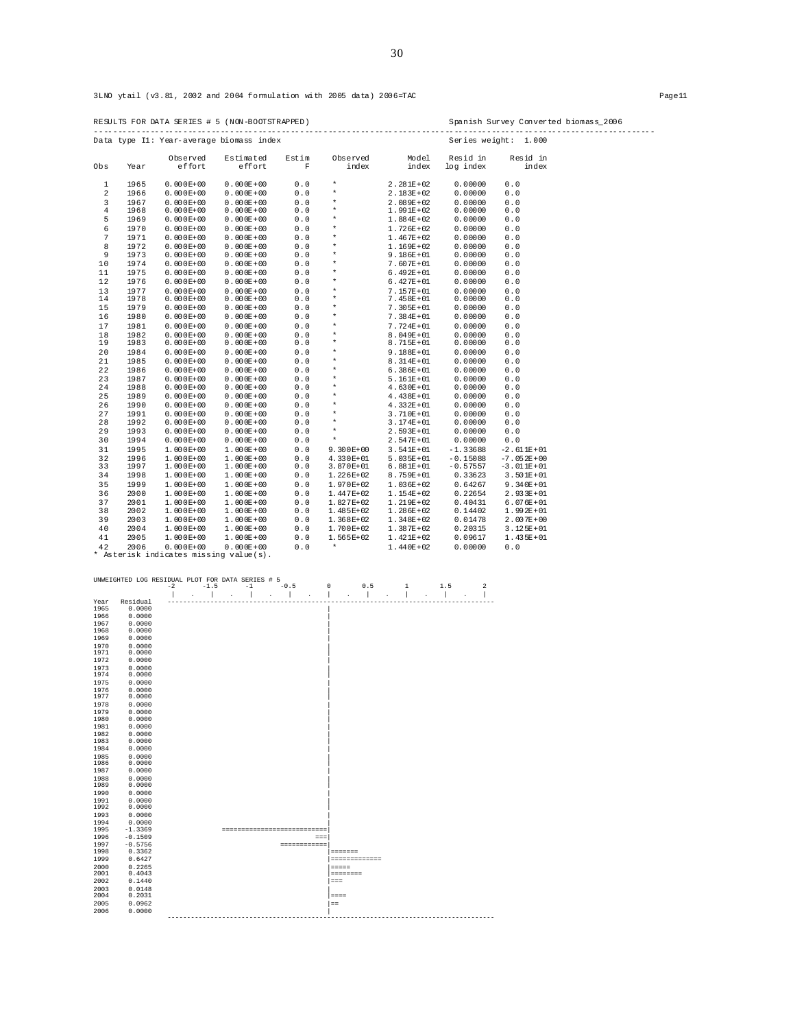3LNO ytail (v3.81, 2002 and 2004 formulation with 2005 data) 2006=TAC

RESULTS FOR DATA SERIES # 5 (NON-BOOTSTRAPPED) Spanish Survey Converted biomass_2006

Data type I1: Year-average biomass index Series weight: 1.000

| Obs | Year | Observed effort | Estimated effort | Estim F | Observed index | Model index | Resid in log index | Resid in index |
|---|---|---|---|---|---|---|---|---|
| 1 | 1965 | 0.000E+00 | 0.000E+00 | 0.0 | * | 2.281E+02 | 0.00000 | 0.0 |
| 2 | 1966 | 0.000E+00 | 0.000E+00 | 0.0 | * | 2.183E+02 | 0.00000 | 0.0 |
| 3 | 1967 | 0.000E+00 | 0.000E+00 | 0.0 | * | 2.089E+02 | 0.00000 | 0.0 |
| 4 | 1968 | 0.000E+00 | 0.000E+00 | 0.0 | * | 1.991E+02 | 0.00000 | 0.0 |
| 5 | 1969 | 0.000E+00 | 0.000E+00 | 0.0 | * | 1.884E+02 | 0.00000 | 0.0 |
| 6 | 1970 | 0.000E+00 | 0.000E+00 | 0.0 | * | 1.726E+02 | 0.00000 | 0.0 |
| 7 | 1971 | 0.000E+00 | 0.000E+00 | 0.0 | * | 1.467E+02 | 0.00000 | 0.0 |
| 8 | 1972 | 0.000E+00 | 0.000E+00 | 0.0 | * | 1.169E+02 | 0.00000 | 0.0 |
| 9 | 1973 | 0.000E+00 | 0.000E+00 | 0.0 | * | 9.186E+01 | 0.00000 | 0.0 |
| 10 | 1974 | 0.000E+00 | 0.000E+00 | 0.0 | * | 7.607E+01 | 0.00000 | 0.0 |
| 11 | 1975 | 0.000E+00 | 0.000E+00 | 0.0 | * | 6.492E+01 | 0.00000 | 0.0 |
| 12 | 1976 | 0.000E+00 | 0.000E+00 | 0.0 | * | 6.427E+01 | 0.00000 | 0.0 |
| 13 | 1977 | 0.000E+00 | 0.000E+00 | 0.0 | * | 7.157E+01 | 0.00000 | 0.0 |
| 14 | 1978 | 0.000E+00 | 0.000E+00 | 0.0 | * | 7.458E+01 | 0.00000 | 0.0 |
| 15 | 1979 | 0.000E+00 | 0.000E+00 | 0.0 | * | 7.305E+01 | 0.00000 | 0.0 |
| 16 | 1980 | 0.000E+00 | 0.000E+00 | 0.0 | * | 7.384E+01 | 0.00000 | 0.0 |
| 17 | 1981 | 0.000E+00 | 0.000E+00 | 0.0 | * | 7.724E+01 | 0.00000 | 0.0 |
| 18 | 1982 | 0.000E+00 | 0.000E+00 | 0.0 | * | 8.049E+01 | 0.00000 | 0.0 |
| 19 | 1983 | 0.000E+00 | 0.000E+00 | 0.0 | * | 8.715E+01 | 0.00000 | 0.0 |
| 20 | 1984 | 0.000E+00 | 0.000E+00 | 0.0 | * | 9.188E+01 | 0.00000 | 0.0 |
| 21 | 1985 | 0.000E+00 | 0.000E+00 | 0.0 | * | 8.314E+01 | 0.00000 | 0.0 |
| 22 | 1986 | 0.000E+00 | 0.000E+00 | 0.0 | * | 6.386E+01 | 0.00000 | 0.0 |
| 23 | 1987 | 0.000E+00 | 0.000E+00 | 0.0 | * | 5.161E+01 | 0.00000 | 0.0 |
| 24 | 1988 | 0.000E+00 | 0.000E+00 | 0.0 | * | 4.630E+01 | 0.00000 | 0.0 |
| 25 | 1989 | 0.000E+00 | 0.000E+00 | 0.0 | * | 4.438E+01 | 0.00000 | 0.0 |
| 26 | 1990 | 0.000E+00 | 0.000E+00 | 0.0 | * | 4.332E+01 | 0.00000 | 0.0 |
| 27 | 1991 | 0.000E+00 | 0.000E+00 | 0.0 | * | 3.710E+01 | 0.00000 | 0.0 |
| 28 | 1992 | 0.000E+00 | 0.000E+00 | 0.0 | * | 3.174E+01 | 0.00000 | 0.0 |
| 29 | 1993 | 0.000E+00 | 0.000E+00 | 0.0 | * | 2.593E+01 | 0.00000 | 0.0 |
| 30 | 1994 | 0.000E+00 | 0.000E+00 | 0.0 | * | 2.547E+01 | 0.00000 | 0.0 |
| 31 | 1995 | 1.000E+00 | 1.000E+00 | 0.0 | 9.300E+00 | 3.541E+01 | -1.33688 | -2.611E+01 |
| 32 | 1996 | 1.000E+00 | 1.000E+00 | 0.0 | 4.330E+01 | 5.035E+01 | -0.15088 | -7.052E+00 |
| 33 | 1997 | 1.000E+00 | 1.000E+00 | 0.0 | 3.870E+01 | 6.881E+01 | -0.57557 | -3.011E+01 |
| 34 | 1998 | 1.000E+00 | 1.000E+00 | 0.0 | 1.226E+02 | 8.759E+01 | 0.33623 | 3.501E+01 |
| 35 | 1999 | 1.000E+00 | 1.000E+00 | 0.0 | 1.970E+02 | 1.036E+02 | 0.64267 | 9.340E+01 |
| 36 | 2000 | 1.000E+00 | 1.000E+00 | 0.0 | 1.447E+02 | 1.154E+02 | 0.22654 | 2.933E+01 |
| 37 | 2001 | 1.000E+00 | 1.000E+00 | 0.0 | 1.827E+02 | 1.219E+02 | 0.40431 | 6.076E+01 |
| 38 | 2002 | 1.000E+00 | 1.000E+00 | 0.0 | 1.485E+02 | 1.286E+02 | 0.14402 | 1.992E+01 |
| 39 | 2003 | 1.000E+00 | 1.000E+00 | 0.0 | 1.368E+02 | 1.348E+02 | 0.01478 | 2.007E+00 |
| 40 | 2004 | 1.000E+00 | 1.000E+00 | 0.0 | 1.700E+02 | 1.387E+02 | 0.20315 | 3.125E+01 |
| 41 | 2005 | 1.000E+00 | 1.000E+00 | 0.0 | 1.565E+02 | 1.421E+02 | 0.09617 | 1.435E+01 |
| 42 | 2006 | 0.000E+00 | 0.000E+00 | 0.0 | * | 1.440E+02 | 0.00000 | 0.0 |

\* Asterisk indicates missing value(s).

```
UNWEIGHTED LOG RESIDUAL PLOT FOR DATA SERIES # 5
                  -2      -1.5      -1      -0.5       0       0.5       1       1.5       2
                   |   .   |   .   |   .   |   .   |   .   |   .   |   .   |   .   |
Year  Residual   --------------------------------------------------------------------------
1965   0.0000                                          |
1966   0.0000                                          |
1967   0.0000                                          |
1968   0.0000                                          |
1969   0.0000                                          |
1970   0.0000                                          |
1971   0.0000                                          |
1972   0.0000                                          |
1973   0.0000                                          |
1974   0.0000                                          |
1975   0.0000                                          |
1976   0.0000                                          |
1977   0.0000                                          |
1978   0.0000                                          |
1979   0.0000                                          |
1980   0.0000                                          |
1981   0.0000                                          |
1982   0.0000                                          |
1983   0.0000                                          |
1984   0.0000                                          |
1985   0.0000                                          |
1986   0.0000                                          |
1987   0.0000                                          |
1988   0.0000                                          |
1989   0.0000                                          |
1990   0.0000                                          |
1991   0.0000                                          |
1992   0.0000                                          |
1993   0.0000                                          |
1994   0.0000                                          |
1995  -1.3369              ==========================|
1996  -0.1509                                       ===|
1997  -0.5756                              ============|
1998   0.3362                                          |=======
1999   0.6427                                          |=============
2000   0.2265                                          |=====
2001   0.4043                                          |========
2002   0.1440                                          |===
2003   0.0148                                          |
2004   0.2031                                          |====
2005   0.0962                                          |==
2006   0.0000                                          |
                 --------------------------------------------------------------------------
```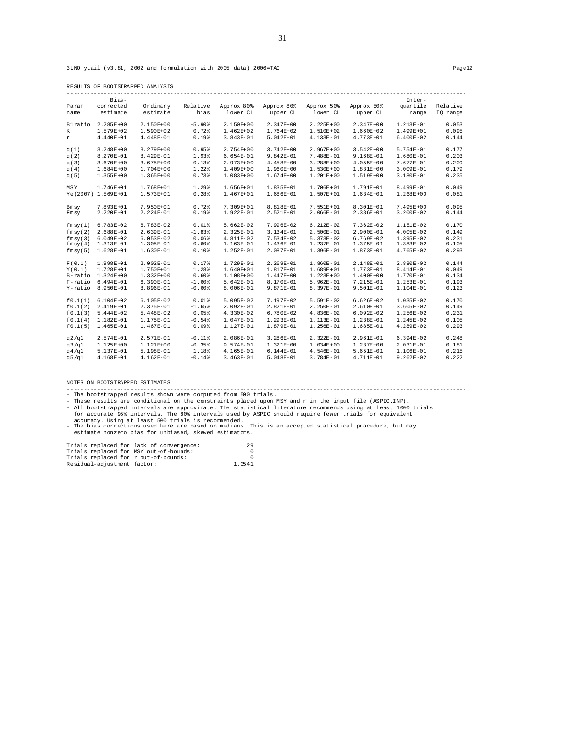3LNO ytail (v3.81, 2002 and formulation with 2005 data) 2006=TAC Page12

RESULTS OF BOOTSTRAPPED ANALYSIS

| Param name | Bias-corrected estimate | Ordinary estimate | Relative bias | Approx 80% lower CL | Approx 80% upper CL | Approx 50% lower CL | Approx 50% upper CL | Inter-quartile range | Relative IQ range |
|---|---|---|---|---|---|---|---|---|---|
| B1ratio | 2.285E+00 | 2.150E+00 | -5.90% | 2.150E+00 | 2.347E+00 | 2.225E+00 | 2.347E+00 | 1.213E-01 | 0.053 |
| K | 1.579E+02 | 1.590E+02 | 0.72% | 1.462E+02 | 1.764E+02 | 1.510E+02 | 1.660E+02 | 1.499E+01 | 0.095 |
| r | 4.440E-01 | 4.448E-01 | 0.19% | 3.843E-01 | 5.042E-01 | 4.133E-01 | 4.773E-01 | 6.400E-02 | 0.144 |
| q(1) | 3.248E+00 | 3.279E+00 | 0.95% | 2.754E+00 | 3.742E+00 | 2.967E+00 | 3.542E+00 | 5.754E-01 | 0.177 |
| q(2) | 8.270E-01 | 8.429E-01 | 1.93% | 6.654E-01 | 9.842E-01 | 7.488E-01 | 9.168E-01 | 1.680E-01 | 0.203 |
| q(3) | 3.670E+00 | 3.675E+00 | 0.13% | 2.973E+00 | 4.458E+00 | 3.288E+00 | 4.055E+00 | 7.677E-01 | 0.209 |
| q(4) | 1.684E+00 | 1.704E+00 | 1.22% | 1.409E+00 | 1.960E+00 | 1.530E+00 | 1.831E+00 | 3.009E-01 | 0.179 |
| q(5) | 1.355E+00 | 1.365E+00 | 0.73% | 1.083E+00 | 1.674E+00 | 1.201E+00 | 1.519E+00 | 3.180E-01 | 0.235 |
| MSY | 1.746E+01 | 1.768E+01 | 1.29% | 1.656E+01 | 1.835E+01 | 1.706E+01 | 1.791E+01 | 8.499E-01 | 0.049 |
| Ye(2007) | 1.569E+01 | 1.573E+01 | 0.28% | 1.467E+01 | 1.686E+01 | 1.507E+01 | 1.634E+01 | 1.268E+00 | 0.081 |
| Bmsy | 7.893E+01 | 7.950E+01 | 0.72% | 7.309E+01 | 8.818E+01 | 7.551E+01 | 8.301E+01 | 7.495E+00 | 0.095 |
| Fmsy | 2.220E-01 | 2.224E-01 | 0.19% | 1.922E-01 | 2.521E-01 | 2.066E-01 | 2.386E-01 | 3.200E-02 | 0.144 |
| fmsy(1) | 6.783E-02 | 6.783E-02 | 0.01% | 5.662E-02 | 7.996E-02 | 6.212E-02 | 7.362E-02 | 1.151E-02 | 0.170 |
| fmsy(2) | 2.688E-01 | 2.639E-01 | -1.83% | 2.325E-01 | 3.134E-01 | 2.500E-01 | 2.900E-01 | 4.005E-02 | 0.149 |
| fmsy(3) | 6.049E-02 | 6.053E-02 | 0.06% | 4.811E-02 | 7.534E-02 | 5.373E-02 | 6.769E-02 | 1.395E-02 | 0.231 |
| fmsy(4) | 1.313E-01 | 1.305E-01 | -0.60% | 1.163E-01 | 1.436E-01 | 1.237E-01 | 1.375E-01 | 1.383E-02 | 0.105 |
| fmsy(5) | 1.628E-01 | 1.630E-01 | 0.10% | 1.252E-01 | 2.087E-01 | 1.396E-01 | 1.873E-01 | 4.765E-02 | 0.293 |
| F(0.1) | 1.998E-01 | 2.002E-01 | 0.17% | 1.729E-01 | 2.269E-01 | 1.860E-01 | 2.148E-01 | 2.880E-02 | 0.144 |
| Y(0.1) | 1.728E+01 | 1.750E+01 | 1.28% | 1.640E+01 | 1.817E+01 | 1.689E+01 | 1.773E+01 | 8.414E-01 | 0.049 |
| B-ratio | 1.324E+00 | 1.332E+00 | 0.60% | 1.108E+00 | 1.447E+00 | 1.223E+00 | 1.400E+00 | 1.770E-01 | 0.134 |
| F-ratio | 6.494E-01 | 6.390E-01 | -1.60% | 5.642E-01 | 8.170E-01 | 5.962E-01 | 7.215E-01 | 1.253E-01 | 0.193 |
| Y-ratio | 8.950E-01 | 8.896E-01 | -0.60% | 8.006E-01 | 9.871E-01 | 8.397E-01 | 9.501E-01 | 1.104E-01 | 0.123 |
| f0.1(1) | 6.104E-02 | 6.105E-02 | 0.01% | 5.095E-02 | 7.197E-02 | 5.591E-02 | 6.626E-02 | 1.035E-02 | 0.170 |
| f0.1(2) | 2.419E-01 | 2.375E-01 | -1.65% | 2.092E-01 | 2.821E-01 | 2.250E-01 | 2.610E-01 | 3.605E-02 | 0.149 |
| f0.1(3) | 5.444E-02 | 5.448E-02 | 0.05% | 4.330E-02 | 6.780E-02 | 4.836E-02 | 6.092E-02 | 1.256E-02 | 0.231 |
| f0.1(4) | 1.182E-01 | 1.175E-01 | -0.54% | 1.047E-01 | 1.293E-01 | 1.113E-01 | 1.238E-01 | 1.245E-02 | 0.105 |
| f0.1(5) | 1.465E-01 | 1.467E-01 | 0.09% | 1.127E-01 | 1.879E-01 | 1.256E-01 | 1.685E-01 | 4.289E-02 | 0.293 |
| q2/q1 | 2.574E-01 | 2.571E-01 | -0.11% | 2.086E-01 | 3.286E-01 | 2.322E-01 | 2.961E-01 | 6.394E-02 | 0.248 |
| q3/q1 | 1.125E+00 | 1.121E+00 | -0.35% | 9.574E-01 | 1.321E+00 | 1.034E+00 | 1.237E+00 | 2.031E-01 | 0.181 |
| q4/q1 | 5.137E-01 | 5.198E-01 | 1.18% | 4.165E-01 | 6.144E-01 | 4.546E-01 | 5.651E-01 | 1.106E-01 | 0.215 |
| q5/q1 | 4.168E-01 | 4.162E-01 | -0.14% | 3.463E-01 | 5.048E-01 | 3.784E-01 | 4.711E-01 | 9.262E-02 | 0.222 |

NOTES ON BOOTSTRAPPED ESTIMATES

- The bootstrapped results shown were computed from 500 trials.
- These results are conditional on the constraints placed upon MSY and r in the input file (ASPIC.INP).
- All bootstrapped intervals are approximate. The statistical literature recommends using at least 1000 trials for accurate 95% intervals. The 80% intervals used by ASPIC should require fewer trials for equivalent accuracy. Using at least 500 trials is recommended.
- The bias corrections used here are based on medians. This is an accepted statistical procedure, but may estimate nonzero bias for unbiased, skewed estimators.

| | |
|---|---|
| Trials replaced for lack of convergence: | 29 |
| Trials replaced for MSY out-of-bounds: | 0 |
| Trials replaced for r out-of-bounds: | 0 |
| Residual-adjustment factor: | 1.0541 |